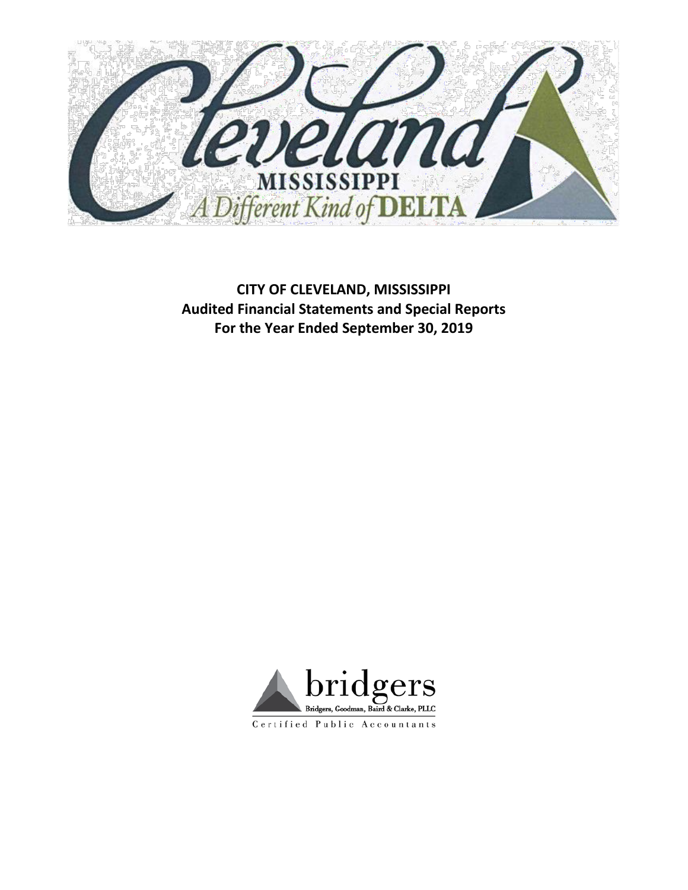Cleveland MISSISSIPPI A Different Kind of DELTA

**CITY OF CLEVELAND, MISSISSIPPI**
**Audited Financial Statements and Special Reports**
**For the Year Ended September 30, 2019**

bridgers
Bridgers, Goodman, Baird & Clarke, PLLC
Certified Public Accountants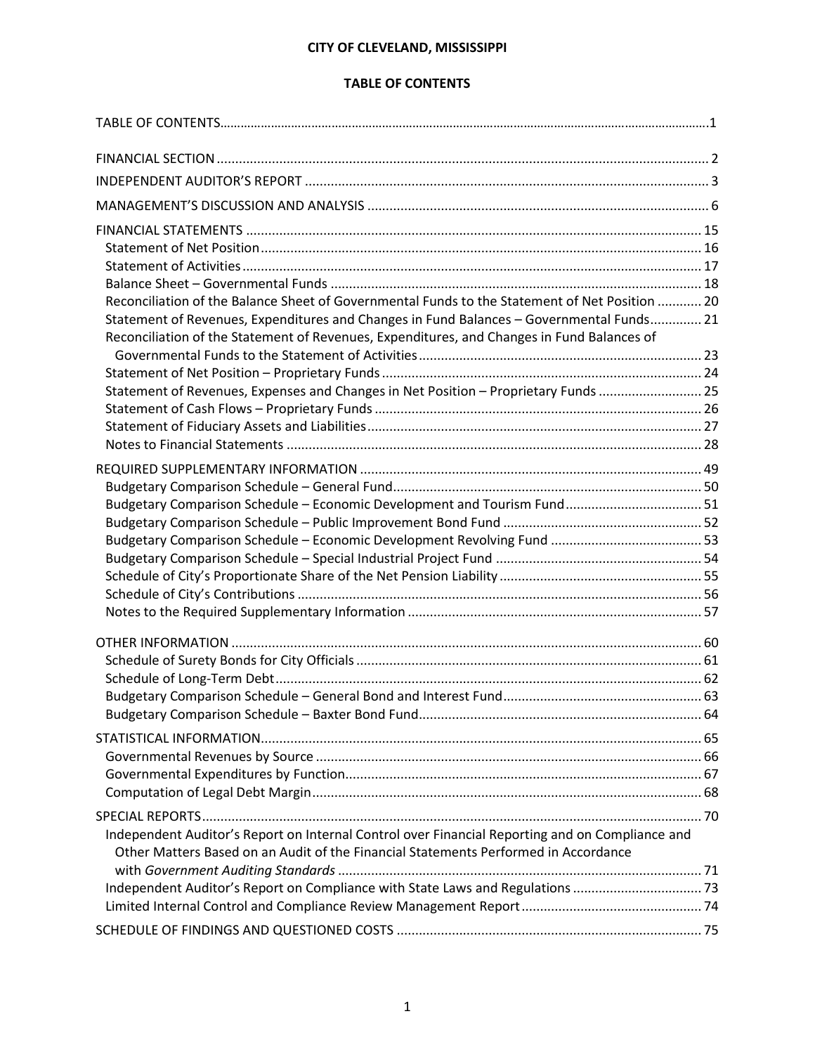# CITY OF CLEVELAND, MISSISSIPPI

## TABLE OF CONTENTS

TABLE OF CONTENTS ............................................................ 1

FINANCIAL SECTION ............................................................ 2

INDEPENDENT AUDITOR'S REPORT ............................................................ 3

MANAGEMENT'S DISCUSSION AND ANALYSIS ............................................................ 6

FINANCIAL STATEMENTS ............................................................ 15
- Statement of Net Position ............................................................ 16
- Statement of Activities ............................................................ 17
- Balance Sheet – Governmental Funds ............................................................ 18
- Reconciliation of the Balance Sheet of Governmental Funds to the Statement of Net Position ............ 20
- Statement of Revenues, Expenditures and Changes in Fund Balances – Governmental Funds ............ 21
- Reconciliation of the Statement of Revenues, Expenditures, and Changes in Fund Balances of Governmental Funds to the Statement of Activities ............................................................ 23
- Statement of Net Position – Proprietary Funds ............................................................ 24
- Statement of Revenues, Expenses and Changes in Net Position – Proprietary Funds ............ 25
- Statement of Cash Flows – Proprietary Funds ............................................................ 26
- Statement of Fiduciary Assets and Liabilities ............................................................ 27
- Notes to Financial Statements ............................................................ 28

REQUIRED SUPPLEMENTARY INFORMATION ............................................................ 49
- Budgetary Comparison Schedule – General Fund ............................................................ 50
- Budgetary Comparison Schedule – Economic Development and Tourism Fund ............ 51
- Budgetary Comparison Schedule – Public Improvement Bond Fund ............................................................ 52
- Budgetary Comparison Schedule – Economic Development Revolving Fund ............................................................ 53
- Budgetary Comparison Schedule – Special Industrial Project Fund ............................................................ 54
- Schedule of City's Proportionate Share of the Net Pension Liability ............................................................ 55
- Schedule of City's Contributions ............................................................ 56
- Notes to the Required Supplementary Information ............................................................ 57

OTHER INFORMATION ............................................................ 60
- Schedule of Surety Bonds for City Officials ............................................................ 61
- Schedule of Long-Term Debt ............................................................ 62
- Budgetary Comparison Schedule – General Bond and Interest Fund ............................................................ 63
- Budgetary Comparison Schedule – Baxter Bond Fund ............................................................ 64

STATISTICAL INFORMATION ............................................................ 65
- Governmental Revenues by Source ............................................................ 66
- Governmental Expenditures by Function ............................................................ 67
- Computation of Legal Debt Margin ............................................................ 68

SPECIAL REPORTS ............................................................ 70
- Independent Auditor's Report on Internal Control over Financial Reporting and on Compliance and Other Matters Based on an Audit of the Financial Statements Performed in Accordance with *Government Auditing Standards* ............................................................ 71
- Independent Auditor's Report on Compliance with State Laws and Regulations ............................................................ 73
- Limited Internal Control and Compliance Review Management Report ............................................................ 74

SCHEDULE OF FINDINGS AND QUESTIONED COSTS ............................................................ 75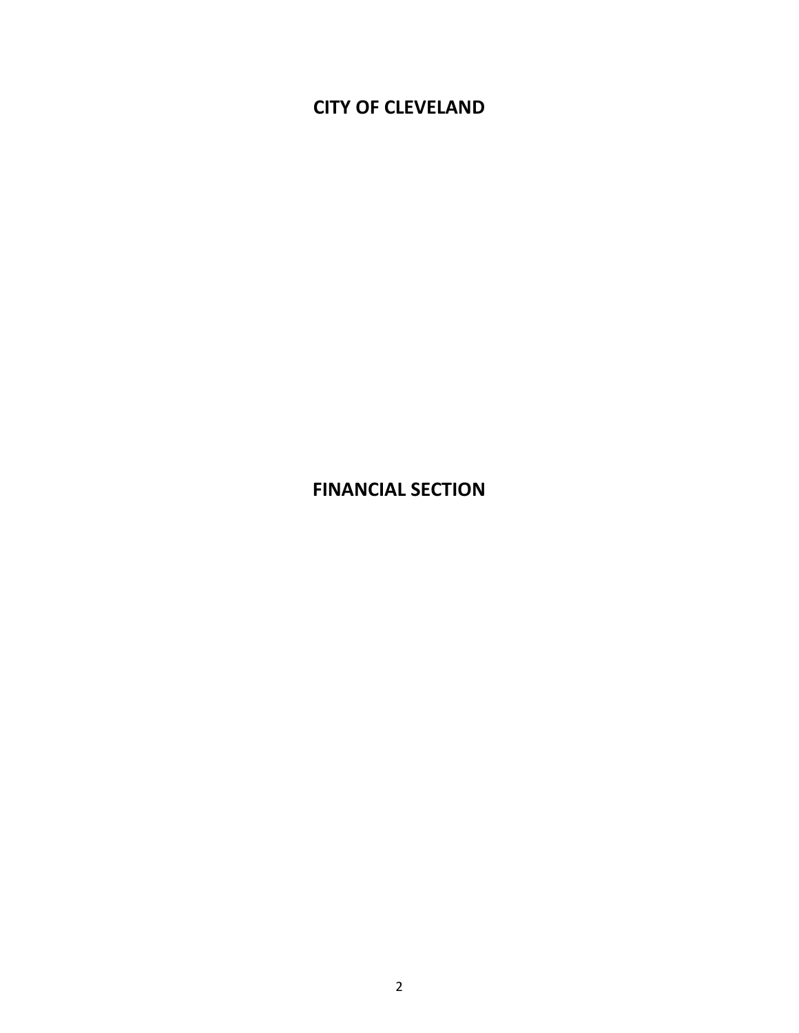# CITY OF CLEVELAND

# FINANCIAL SECTION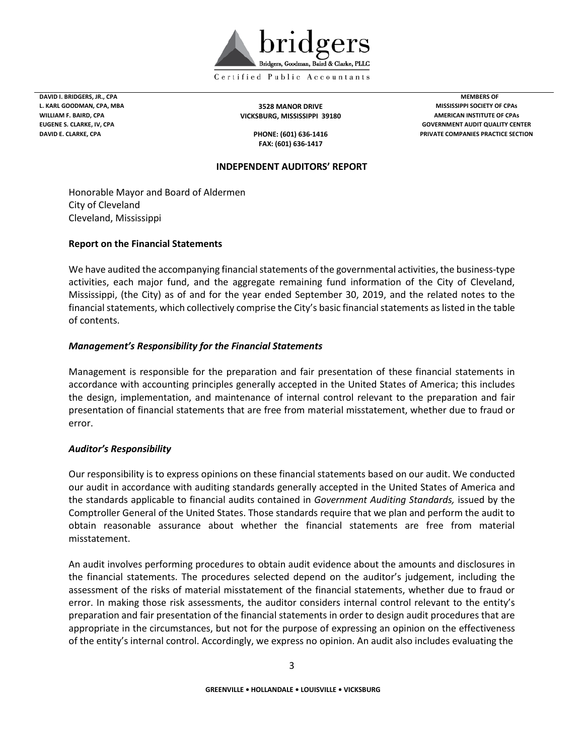bridgers

Bridgers, Goodman, Baird & Clarke, PLLC

Certified Public Accountants

DAVID I. BRIDGERS, JR., CPA
L. KARL GOODMAN, CPA, MBA
WILLIAM F. BAIRD, CPA
EUGENE S. CLARKE, IV, CPA
DAVID E. CLARKE, CPA

3528 MANOR DRIVE
VICKSBURG, MISSISSIPPI 39180

PHONE: (601) 636-1416
FAX: (601) 636-1417

MEMBERS OF
MISSISSIPPI SOCIETY OF CPAs
AMERICAN INSTITUTE OF CPAs
GOVERNMENT AUDIT QUALITY CENTER
PRIVATE COMPANIES PRACTICE SECTION

## INDEPENDENT AUDITORS' REPORT

Honorable Mayor and Board of Aldermen
City of Cleveland
Cleveland, Mississippi

### Report on the Financial Statements

We have audited the accompanying financial statements of the governmental activities, the business-type activities, each major fund, and the aggregate remaining fund information of the City of Cleveland, Mississippi, (the City) as of and for the year ended September 30, 2019, and the related notes to the financial statements, which collectively comprise the City's basic financial statements as listed in the table of contents.

### *Management's Responsibility for the Financial Statements*

Management is responsible for the preparation and fair presentation of these financial statements in accordance with accounting principles generally accepted in the United States of America; this includes the design, implementation, and maintenance of internal control relevant to the preparation and fair presentation of financial statements that are free from material misstatement, whether due to fraud or error.

### *Auditor's Responsibility*

Our responsibility is to express opinions on these financial statements based on our audit. We conducted our audit in accordance with auditing standards generally accepted in the United States of America and the standards applicable to financial audits contained in *Government Auditing Standards,* issued by the Comptroller General of the United States. Those standards require that we plan and perform the audit to obtain reasonable assurance about whether the financial statements are free from material misstatement.

An audit involves performing procedures to obtain audit evidence about the amounts and disclosures in the financial statements. The procedures selected depend on the auditor's judgement, including the assessment of the risks of material misstatement of the financial statements, whether due to fraud or error. In making those risk assessments, the auditor considers internal control relevant to the entity's preparation and fair presentation of the financial statements in order to design audit procedures that are appropriate in the circumstances, but not for the purpose of expressing an opinion on the effectiveness of the entity's internal control. Accordingly, we express no opinion. An audit also includes evaluating the

GREENVILLE • HOLLANDALE • LOUISVILLE • VICKSBURG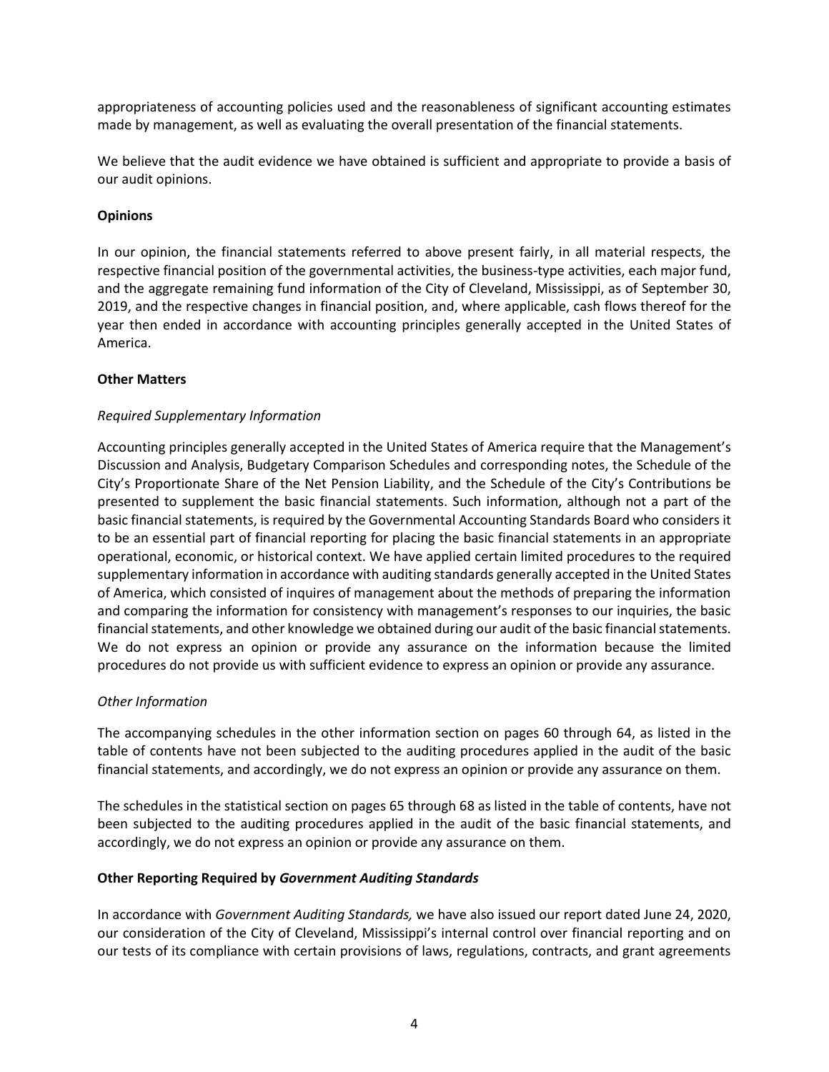appropriateness of accounting policies used and the reasonableness of significant accounting estimates made by management, as well as evaluating the overall presentation of the financial statements.

We believe that the audit evidence we have obtained is sufficient and appropriate to provide a basis of our audit opinions.

**Opinions**

In our opinion, the financial statements referred to above present fairly, in all material respects, the respective financial position of the governmental activities, the business-type activities, each major fund, and the aggregate remaining fund information of the City of Cleveland, Mississippi, as of September 30, 2019, and the respective changes in financial position, and, where applicable, cash flows thereof for the year then ended in accordance with accounting principles generally accepted in the United States of America.

**Other Matters**

*Required Supplementary Information*

Accounting principles generally accepted in the United States of America require that the Management's Discussion and Analysis, Budgetary Comparison Schedules and corresponding notes, the Schedule of the City's Proportionate Share of the Net Pension Liability, and the Schedule of the City's Contributions be presented to supplement the basic financial statements. Such information, although not a part of the basic financial statements, is required by the Governmental Accounting Standards Board who considers it to be an essential part of financial reporting for placing the basic financial statements in an appropriate operational, economic, or historical context. We have applied certain limited procedures to the required supplementary information in accordance with auditing standards generally accepted in the United States of America, which consisted of inquires of management about the methods of preparing the information and comparing the information for consistency with management's responses to our inquiries, the basic financial statements, and other knowledge we obtained during our audit of the basic financial statements. We do not express an opinion or provide any assurance on the information because the limited procedures do not provide us with sufficient evidence to express an opinion or provide any assurance.

*Other Information*

The accompanying schedules in the other information section on pages 60 through 64, as listed in the table of contents have not been subjected to the auditing procedures applied in the audit of the basic financial statements, and accordingly, we do not express an opinion or provide any assurance on them.

The schedules in the statistical section on pages 65 through 68 as listed in the table of contents, have not been subjected to the auditing procedures applied in the audit of the basic financial statements, and accordingly, we do not express an opinion or provide any assurance on them.

**Other Reporting Required by *Government Auditing Standards***

In accordance with *Government Auditing Standards,* we have also issued our report dated June 24, 2020, our consideration of the City of Cleveland, Mississippi's internal control over financial reporting and on our tests of its compliance with certain provisions of laws, regulations, contracts, and grant agreements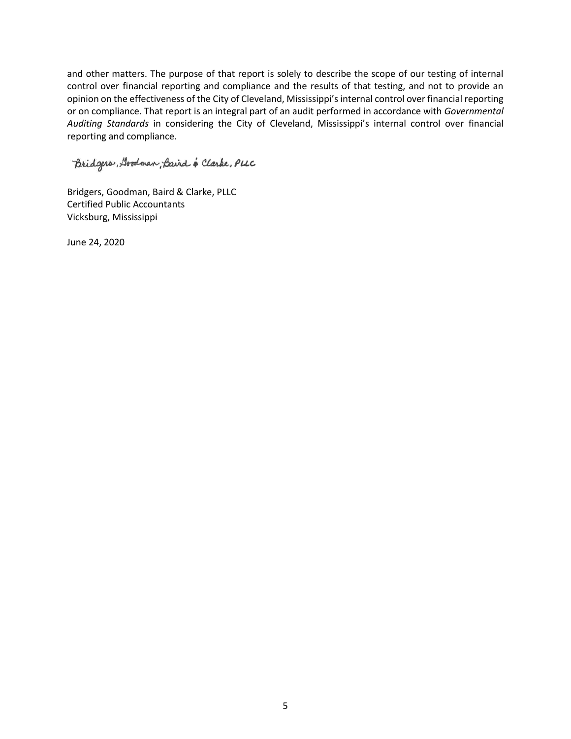and other matters. The purpose of that report is solely to describe the scope of our testing of internal control over financial reporting and compliance and the results of that testing, and not to provide an opinion on the effectiveness of the City of Cleveland, Mississippi's internal control over financial reporting or on compliance. That report is an integral part of an audit performed in accordance with *Governmental Auditing Standards* in considering the City of Cleveland, Mississippi's internal control over financial reporting and compliance.

*Bridgers, Goodman, Baird & Clarke, PLLC*

Bridgers, Goodman, Baird & Clarke, PLLC
Certified Public Accountants
Vicksburg, Mississippi

June 24, 2020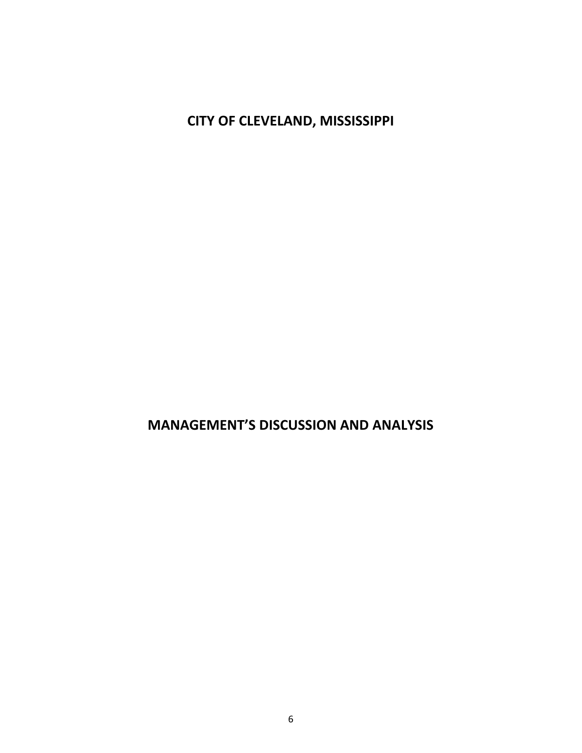# CITY OF CLEVELAND, MISSISSIPPI

# MANAGEMENT'S DISCUSSION AND ANALYSIS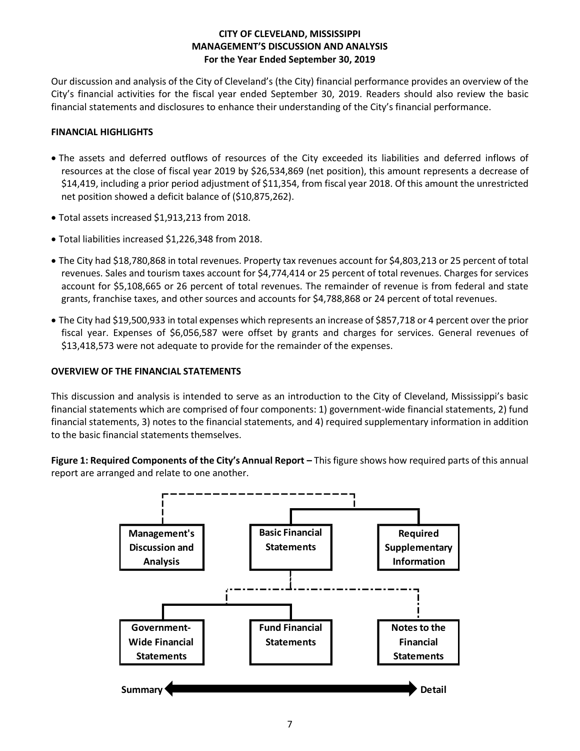# CITY OF CLEVELAND, MISSISSIPPI
## MANAGEMENT'S DISCUSSION AND ANALYSIS
### For the Year Ended September 30, 2019

Our discussion and analysis of the City of Cleveland's (the City) financial performance provides an overview of the City's financial activities for the fiscal year ended September 30, 2019. Readers should also review the basic financial statements and disclosures to enhance their understanding of the City's financial performance.

**FINANCIAL HIGHLIGHTS**

- The assets and deferred outflows of resources of the City exceeded its liabilities and deferred inflows of resources at the close of fiscal year 2019 by $26,534,869 (net position), this amount represents a decrease of $14,419, including a prior period adjustment of $11,354, from fiscal year 2018. Of this amount the unrestricted net position showed a deficit balance of ($10,875,262).
- Total assets increased $1,913,213 from 2018.
- Total liabilities increased $1,226,348 from 2018.
- The City had $18,780,868 in total revenues. Property tax revenues account for $4,803,213 or 25 percent of total revenues. Sales and tourism taxes account for $4,774,414 or 25 percent of total revenues. Charges for services account for $5,108,665 or 26 percent of total revenues. The remainder of revenue is from federal and state grants, franchise taxes, and other sources and accounts for $4,788,868 or 24 percent of total revenues.
- The City had $19,500,933 in total expenses which represents an increase of $857,718 or 4 percent over the prior fiscal year. Expenses of $6,056,587 were offset by grants and charges for services. General revenues of $13,418,573 were not adequate to provide for the remainder of the expenses.

**OVERVIEW OF THE FINANCIAL STATEMENTS**

This discussion and analysis is intended to serve as an introduction to the City of Cleveland, Mississippi's basic financial statements which are comprised of four components: 1) government-wide financial statements, 2) fund financial statements, 3) notes to the financial statements, and 4) required supplementary information in addition to the basic financial statements themselves.

**Figure 1: Required Components of the City's Annual Report –** This figure shows how required parts of this annual report are arranged and relate to one another.

Management's Discussion and Analysis | Basic Financial Statements | Required Supplementary Information

Government-Wide Financial Statements | Fund Financial Statements | Notes to the Financial Statements

Summary ⟷ Detail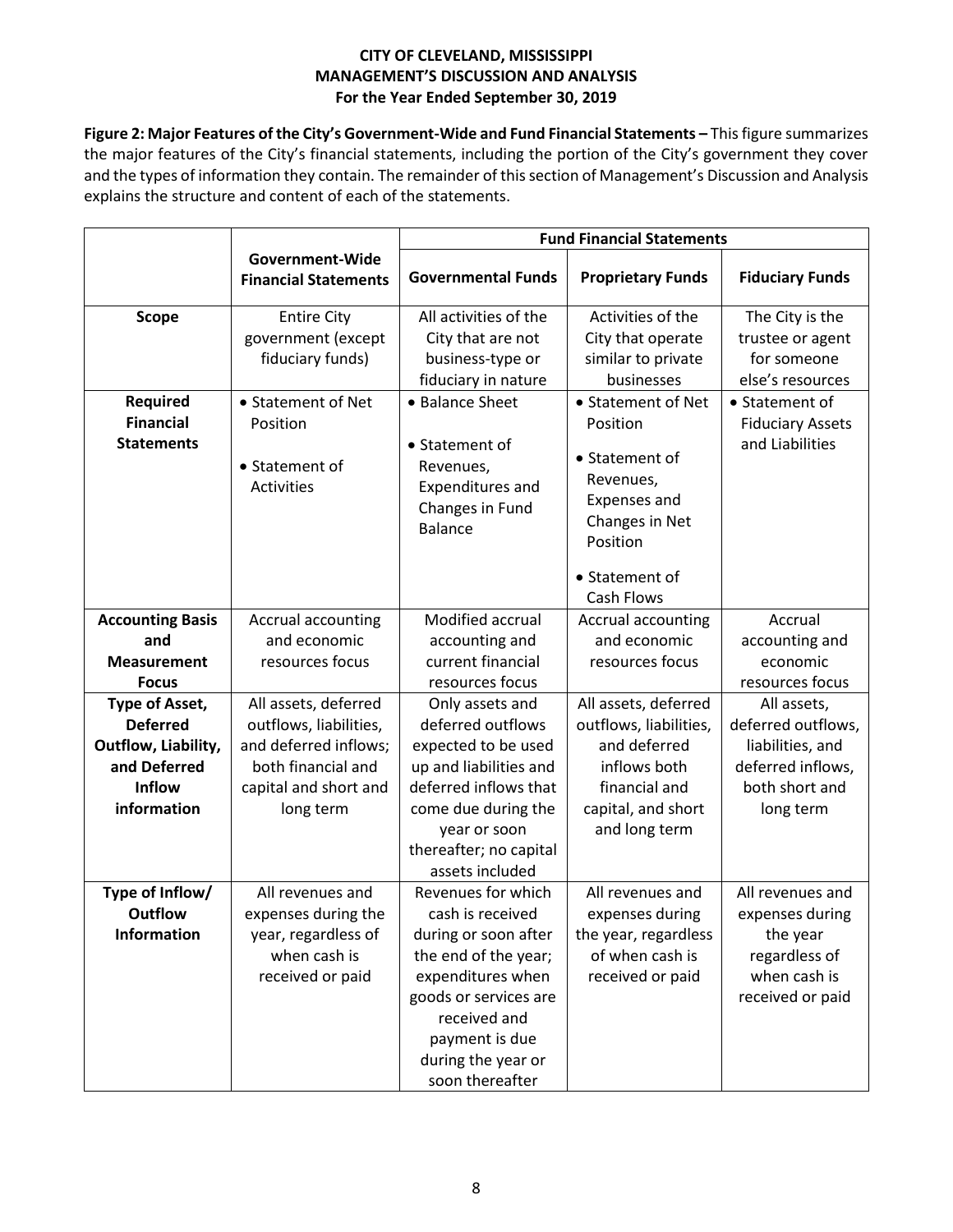**CITY OF CLEVELAND, MISSISSIPPI**
**MANAGEMENT'S DISCUSSION AND ANALYSIS**
**For the Year Ended September 30, 2019**

**Figure 2: Major Features of the City's Government-Wide and Fund Financial Statements –** This figure summarizes the major features of the City's financial statements, including the portion of the City's government they cover and the types of information they contain. The remainder of this section of Management's Discussion and Analysis explains the structure and content of each of the statements.

| | | Fund Financial Statements | | |
|---|---|---|---|---|
| | **Government-Wide Financial Statements** | **Governmental Funds** | **Proprietary Funds** | **Fiduciary Funds** |
| **Scope** | Entire City government (except fiduciary funds) | All activities of the City that are not business-type or fiduciary in nature | Activities of the City that operate similar to private businesses | The City is the trustee or agent for someone else's resources |
| **Required Financial Statements** | • Statement of Net Position<br>• Statement of Activities | • Balance Sheet<br>• Statement of Revenues, Expenditures and Changes in Fund Balance | • Statement of Net Position<br>• Statement of Revenues, Expenses and Changes in Net Position<br>• Statement of Cash Flows | • Statement of Fiduciary Assets and Liabilities |
| **Accounting Basis and Measurement Focus** | Accrual accounting and economic resources focus | Modified accrual accounting and current financial resources focus | Accrual accounting and economic resources focus | Accrual accounting and economic resources focus |
| **Type of Asset, Deferred Outflow, Liability, and Deferred Inflow information** | All assets, deferred outflows, liabilities, and deferred inflows; both financial and capital and short and long term | Only assets and deferred outflows expected to be used up and liabilities and deferred inflows that come due during the year or soon thereafter; no capital assets included | All assets, deferred outflows, liabilities, and deferred inflows both financial and capital, and short and long term | All assets, deferred outflows, liabilities, and deferred inflows, both short and long term |
| **Type of Inflow/ Outflow Information** | All revenues and expenses during the year, regardless of when cash is received or paid | Revenues for which cash is received during or soon after the end of the year; expenditures when goods or services are received and payment is due during the year or soon thereafter | All revenues and expenses during the year, regardless of when cash is received or paid | All revenues and expenses during the year regardless of when cash is received or paid |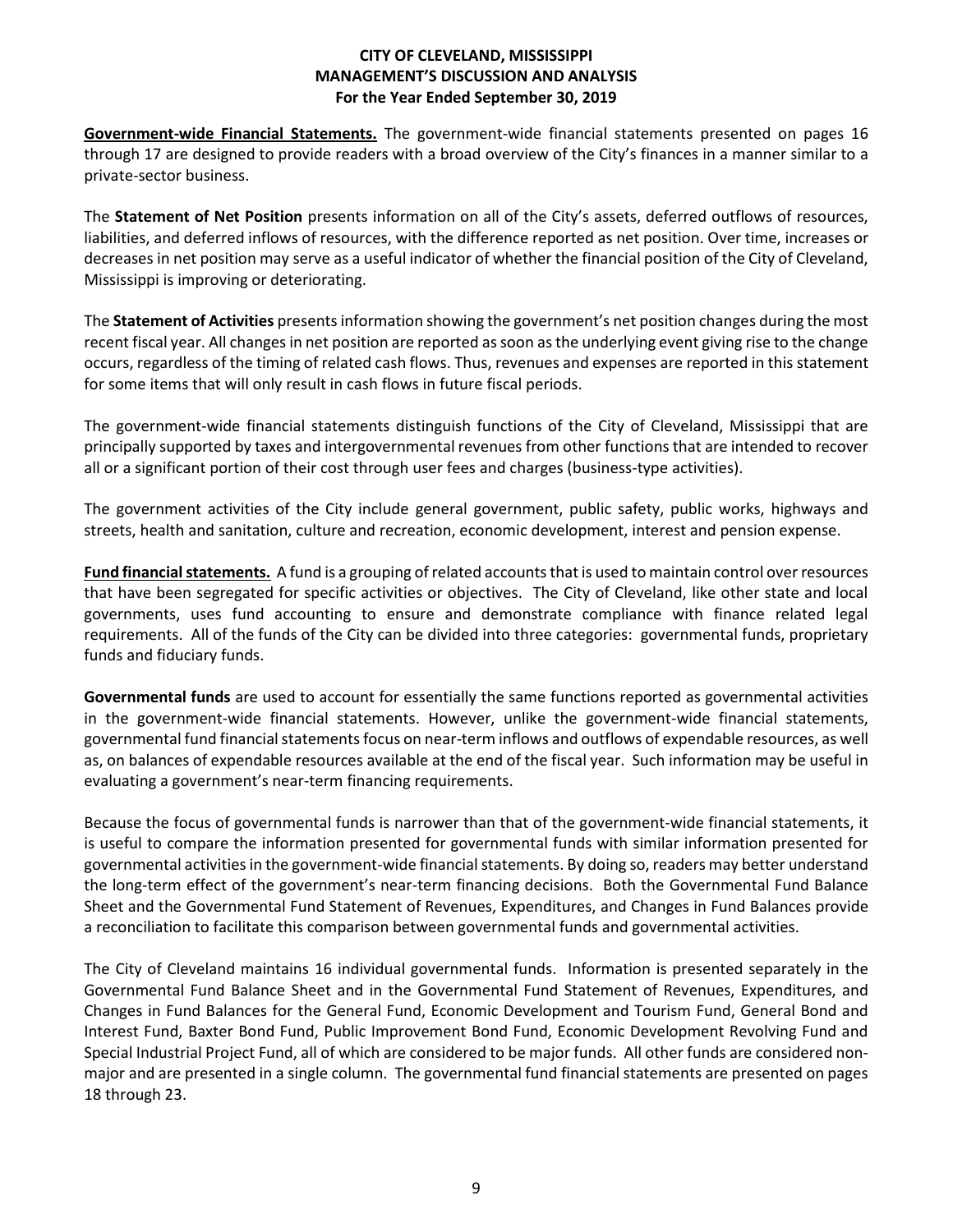**Government-wide Financial Statements.** The government-wide financial statements presented on pages 16 through 17 are designed to provide readers with a broad overview of the City's finances in a manner similar to a private-sector business.

The **Statement of Net Position** presents information on all of the City's assets, deferred outflows of resources, liabilities, and deferred inflows of resources, with the difference reported as net position. Over time, increases or decreases in net position may serve as a useful indicator of whether the financial position of the City of Cleveland, Mississippi is improving or deteriorating.

The **Statement of Activities** presents information showing the government's net position changes during the most recent fiscal year. All changes in net position are reported as soon as the underlying event giving rise to the change occurs, regardless of the timing of related cash flows. Thus, revenues and expenses are reported in this statement for some items that will only result in cash flows in future fiscal periods.

The government-wide financial statements distinguish functions of the City of Cleveland, Mississippi that are principally supported by taxes and intergovernmental revenues from other functions that are intended to recover all or a significant portion of their cost through user fees and charges (business-type activities).

The government activities of the City include general government, public safety, public works, highways and streets, health and sanitation, culture and recreation, economic development, interest and pension expense.

**Fund financial statements.** A fund is a grouping of related accounts that is used to maintain control over resources that have been segregated for specific activities or objectives. The City of Cleveland, like other state and local governments, uses fund accounting to ensure and demonstrate compliance with finance related legal requirements. All of the funds of the City can be divided into three categories: governmental funds, proprietary funds and fiduciary funds.

**Governmental funds** are used to account for essentially the same functions reported as governmental activities in the government-wide financial statements. However, unlike the government-wide financial statements, governmental fund financial statements focus on near-term inflows and outflows of expendable resources, as well as, on balances of expendable resources available at the end of the fiscal year. Such information may be useful in evaluating a government's near-term financing requirements.

Because the focus of governmental funds is narrower than that of the government-wide financial statements, it is useful to compare the information presented for governmental funds with similar information presented for governmental activities in the government-wide financial statements. By doing so, readers may better understand the long-term effect of the government's near-term financing decisions. Both the Governmental Fund Balance Sheet and the Governmental Fund Statement of Revenues, Expenditures, and Changes in Fund Balances provide a reconciliation to facilitate this comparison between governmental funds and governmental activities.

The City of Cleveland maintains 16 individual governmental funds. Information is presented separately in the Governmental Fund Balance Sheet and in the Governmental Fund Statement of Revenues, Expenditures, and Changes in Fund Balances for the General Fund, Economic Development and Tourism Fund, General Bond and Interest Fund, Baxter Bond Fund, Public Improvement Bond Fund, Economic Development Revolving Fund and Special Industrial Project Fund, all of which are considered to be major funds. All other funds are considered non-major and are presented in a single column. The governmental fund financial statements are presented on pages 18 through 23.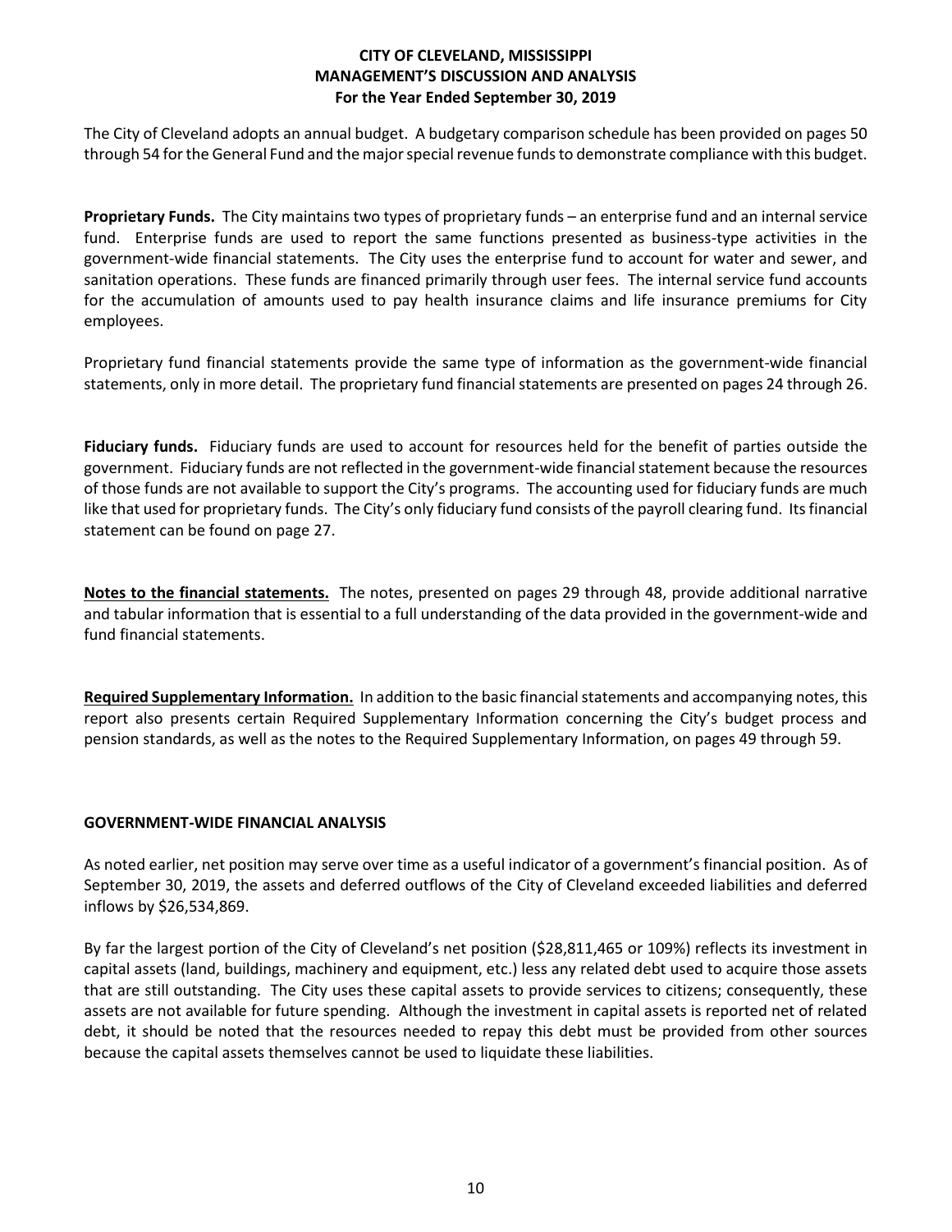The City of Cleveland adopts an annual budget. A budgetary comparison schedule has been provided on pages 50 through 54 for the General Fund and the major special revenue funds to demonstrate compliance with this budget.

**Proprietary Funds.** The City maintains two types of proprietary funds – an enterprise fund and an internal service fund. Enterprise funds are used to report the same functions presented as business-type activities in the government-wide financial statements. The City uses the enterprise fund to account for water and sewer, and sanitation operations. These funds are financed primarily through user fees. The internal service fund accounts for the accumulation of amounts used to pay health insurance claims and life insurance premiums for City employees.

Proprietary fund financial statements provide the same type of information as the government-wide financial statements, only in more detail. The proprietary fund financial statements are presented on pages 24 through 26.

**Fiduciary funds.** Fiduciary funds are used to account for resources held for the benefit of parties outside the government. Fiduciary funds are not reflected in the government-wide financial statement because the resources of those funds are not available to support the City's programs. The accounting used for fiduciary funds are much like that used for proprietary funds. The City's only fiduciary fund consists of the payroll clearing fund. Its financial statement can be found on page 27.

**Notes to the financial statements.** The notes, presented on pages 29 through 48, provide additional narrative and tabular information that is essential to a full understanding of the data provided in the government-wide and fund financial statements.

**Required Supplementary Information.** In addition to the basic financial statements and accompanying notes, this report also presents certain Required Supplementary Information concerning the City's budget process and pension standards, as well as the notes to the Required Supplementary Information, on pages 49 through 59.

## GOVERNMENT-WIDE FINANCIAL ANALYSIS

As noted earlier, net position may serve over time as a useful indicator of a government's financial position. As of September 30, 2019, the assets and deferred outflows of the City of Cleveland exceeded liabilities and deferred inflows by $26,534,869.

By far the largest portion of the City of Cleveland's net position ($28,811,465 or 109%) reflects its investment in capital assets (land, buildings, machinery and equipment, etc.) less any related debt used to acquire those assets that are still outstanding. The City uses these capital assets to provide services to citizens; consequently, these assets are not available for future spending. Although the investment in capital assets is reported net of related debt, it should be noted that the resources needed to repay this debt must be provided from other sources because the capital assets themselves cannot be used to liquidate these liabilities.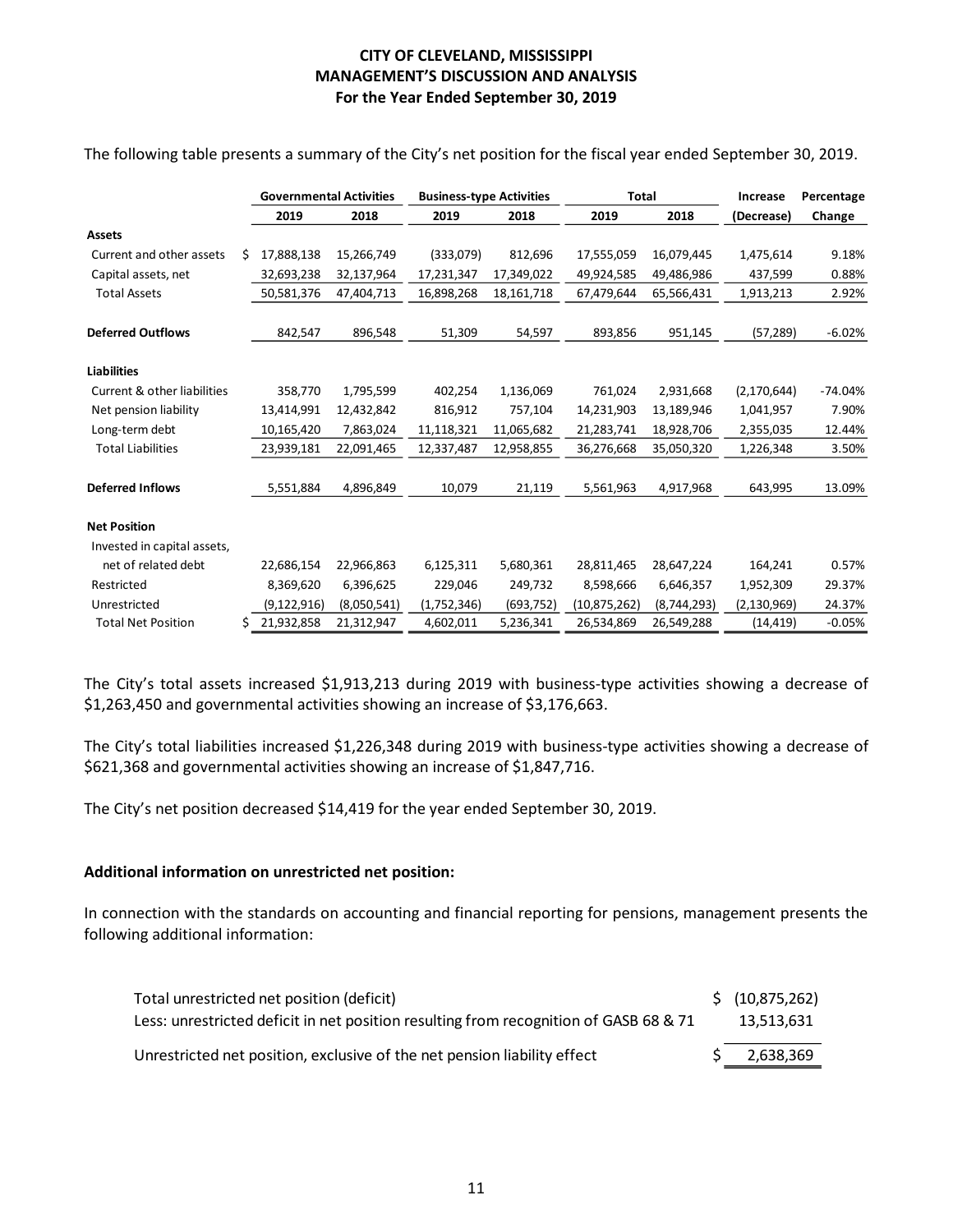# CITY OF CLEVELAND, MISSISSIPPI
## MANAGEMENT'S DISCUSSION AND ANALYSIS
### For the Year Ended September 30, 2019

The following table presents a summary of the City's net position for the fiscal year ended September 30, 2019.

| | Governmental Activities | | Business-type Activities | | Total | | Increase | Percentage |
|---|---|---|---|---|---|---|---|---|
| | 2019 | 2018 | 2019 | 2018 | 2019 | 2018 | (Decrease) | Change |
| **Assets** | | | | | | | | |
| Current and other assets | $ 17,888,138 | 15,266,749 | (333,079) | 812,696 | 17,555,059 | 16,079,445 | 1,475,614 | 9.18% |
| Capital assets, net | 32,693,238 | 32,137,964 | 17,231,347 | 17,349,022 | 49,924,585 | 49,486,986 | 437,599 | 0.88% |
| Total Assets | 50,581,376 | 47,404,713 | 16,898,268 | 18,161,718 | 67,479,644 | 65,566,431 | 1,913,213 | 2.92% |
| **Deferred Outflows** | 842,547 | 896,548 | 51,309 | 54,597 | 893,856 | 951,145 | (57,289) | -6.02% |
| **Liabilities** | | | | | | | | |
| Current & other liabilities | 358,770 | 1,795,599 | 402,254 | 1,136,069 | 761,024 | 2,931,668 | (2,170,644) | -74.04% |
| Net pension liability | 13,414,991 | 12,432,842 | 816,912 | 757,104 | 14,231,903 | 13,189,946 | 1,041,957 | 7.90% |
| Long-term debt | 10,165,420 | 7,863,024 | 11,118,321 | 11,065,682 | 21,283,741 | 18,928,706 | 2,355,035 | 12.44% |
| Total Liabilities | 23,939,181 | 22,091,465 | 12,337,487 | 12,958,855 | 36,276,668 | 35,050,320 | 1,226,348 | 3.50% |
| **Deferred Inflows** | 5,551,884 | 4,896,849 | 10,079 | 21,119 | 5,561,963 | 4,917,968 | 643,995 | 13.09% |
| **Net Position** | | | | | | | | |
| Invested in capital assets, net of related debt | 22,686,154 | 22,966,863 | 6,125,311 | 5,680,361 | 28,811,465 | 28,647,224 | 164,241 | 0.57% |
| Restricted | 8,369,620 | 6,396,625 | 229,046 | 249,732 | 8,598,666 | 6,646,357 | 1,952,309 | 29.37% |
| Unrestricted | (9,122,916) | (8,050,541) | (1,752,346) | (693,752) | (10,875,262) | (8,744,293) | (2,130,969) | 24.37% |
| Total Net Position | $ 21,932,858 | 21,312,947 | 4,602,011 | 5,236,341 | 26,534,869 | 26,549,288 | (14,419) | -0.05% |

The City's total assets increased $1,913,213 during 2019 with business-type activities showing a decrease of $1,263,450 and governmental activities showing an increase of $3,176,663.

The City's total liabilities increased $1,226,348 during 2019 with business-type activities showing a decrease of $621,368 and governmental activities showing an increase of $1,847,716.

The City's net position decreased $14,419 for the year ended September 30, 2019.

**Additional information on unrestricted net position:**

In connection with the standards on accounting and financial reporting for pensions, management presents the following additional information:

| | |
|---|---|
| Total unrestricted net position (deficit) | $ (10,875,262) |
| Less: unrestricted deficit in net position resulting from recognition of GASB 68 & 71 | 13,513,631 |
| Unrestricted net position, exclusive of the net pension liability effect | $ 2,638,369 |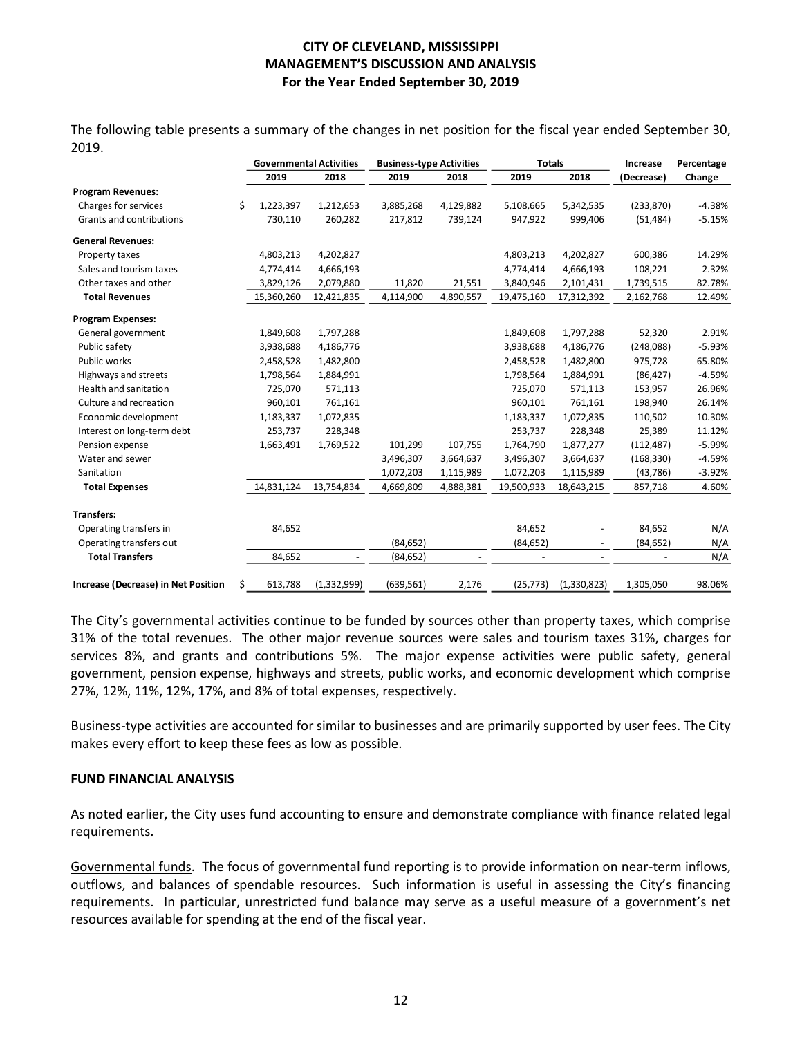**CITY OF CLEVELAND, MISSISSIPPI**
**MANAGEMENT'S DISCUSSION AND ANALYSIS**
**For the Year Ended September 30, 2019**

The following table presents a summary of the changes in net position for the fiscal year ended September 30, 2019.

| | Governmental Activities | | Business-type Activities | | Totals | | Increase | Percentage |
|---|---|---|---|---|---|---|---|---|
| | 2019 | 2018 | 2019 | 2018 | 2019 | 2018 | (Decrease) | Change |
| **Program Revenues:** | | | | | | | | |
| Charges for services | $ 1,223,397 | 1,212,653 | 3,885,268 | 4,129,882 | 5,108,665 | 5,342,535 | (233,870) | -4.38% |
| Grants and contributions | 730,110 | 260,282 | 217,812 | 739,124 | 947,922 | 999,406 | (51,484) | -5.15% |
| **General Revenues:** | | | | | | | | |
| Property taxes | 4,803,213 | 4,202,827 | | | 4,803,213 | 4,202,827 | 600,386 | 14.29% |
| Sales and tourism taxes | 4,774,414 | 4,666,193 | | | 4,774,414 | 4,666,193 | 108,221 | 2.32% |
| Other taxes and other | 3,829,126 | 2,079,880 | 11,820 | 21,551 | 3,840,946 | 2,101,431 | 1,739,515 | 82.78% |
| **Total Revenues** | 15,360,260 | 12,421,835 | 4,114,900 | 4,890,557 | 19,475,160 | 17,312,392 | 2,162,768 | 12.49% |
| **Program Expenses:** | | | | | | | | |
| General government | 1,849,608 | 1,797,288 | | | 1,849,608 | 1,797,288 | 52,320 | 2.91% |
| Public safety | 3,938,688 | 4,186,776 | | | 3,938,688 | 4,186,776 | (248,088) | -5.93% |
| Public works | 2,458,528 | 1,482,800 | | | 2,458,528 | 1,482,800 | 975,728 | 65.80% |
| Highways and streets | 1,798,564 | 1,884,991 | | | 1,798,564 | 1,884,991 | (86,427) | -4.59% |
| Health and sanitation | 725,070 | 571,113 | | | 725,070 | 571,113 | 153,957 | 26.96% |
| Culture and recreation | 960,101 | 761,161 | | | 960,101 | 761,161 | 198,940 | 26.14% |
| Economic development | 1,183,337 | 1,072,835 | | | 1,183,337 | 1,072,835 | 110,502 | 10.30% |
| Interest on long-term debt | 253,737 | 228,348 | | | 253,737 | 228,348 | 25,389 | 11.12% |
| Pension expense | 1,663,491 | 1,769,522 | 101,299 | 107,755 | 1,764,790 | 1,877,277 | (112,487) | -5.99% |
| Water and sewer | | | 3,496,307 | 3,664,637 | 3,496,307 | 3,664,637 | (168,330) | -4.59% |
| Sanitation | | | 1,072,203 | 1,115,989 | 1,072,203 | 1,115,989 | (43,786) | -3.92% |
| **Total Expenses** | 14,831,124 | 13,754,834 | 4,669,809 | 4,888,381 | 19,500,933 | 18,643,215 | 857,718 | 4.60% |
| **Transfers:** | | | | | | | | |
| Operating transfers in | 84,652 | | | | 84,652 | - | 84,652 | N/A |
| Operating transfers out | | | (84,652) | | (84,652) | - | (84,652) | N/A |
| **Total Transfers** | 84,652 | - | (84,652) | - | - | - | - | N/A |
| **Increase (Decrease) in Net Position** | $ 613,788 | (1,332,999) | (639,561) | 2,176 | (25,773) | (1,330,823) | 1,305,050 | 98.06% |

The City's governmental activities continue to be funded by sources other than property taxes, which comprise 31% of the total revenues. The other major revenue sources were sales and tourism taxes 31%, charges for services 8%, and grants and contributions 5%. The major expense activities were public safety, general government, pension expense, highways and streets, public works, and economic development which comprise 27%, 12%, 11%, 12%, 17%, and 8% of total expenses, respectively.

Business-type activities are accounted for similar to businesses and are primarily supported by user fees. The City makes every effort to keep these fees as low as possible.

**FUND FINANCIAL ANALYSIS**

As noted earlier, the City uses fund accounting to ensure and demonstrate compliance with finance related legal requirements.

Governmental funds. The focus of governmental fund reporting is to provide information on near-term inflows, outflows, and balances of spendable resources. Such information is useful in assessing the City's financing requirements. In particular, unrestricted fund balance may serve as a useful measure of a government's net resources available for spending at the end of the fiscal year.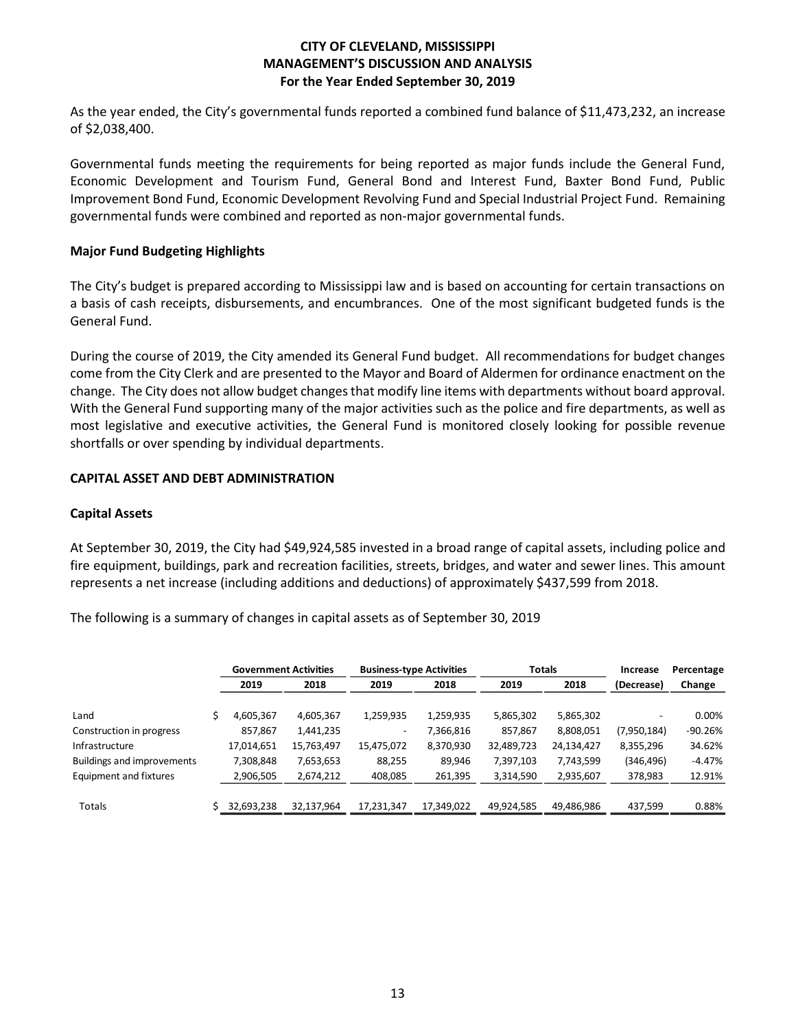# CITY OF CLEVELAND, MISSISSIPPI
# MANAGEMENT'S DISCUSSION AND ANALYSIS
## For the Year Ended September 30, 2019

As the year ended, the City's governmental funds reported a combined fund balance of $11,473,232, an increase of $2,038,400.

Governmental funds meeting the requirements for being reported as major funds include the General Fund, Economic Development and Tourism Fund, General Bond and Interest Fund, Baxter Bond Fund, Public Improvement Bond Fund, Economic Development Revolving Fund and Special Industrial Project Fund. Remaining governmental funds were combined and reported as non-major governmental funds.

### Major Fund Budgeting Highlights

The City's budget is prepared according to Mississippi law and is based on accounting for certain transactions on a basis of cash receipts, disbursements, and encumbrances. One of the most significant budgeted funds is the General Fund.

During the course of 2019, the City amended its General Fund budget. All recommendations for budget changes come from the City Clerk and are presented to the Mayor and Board of Aldermen for ordinance enactment on the change. The City does not allow budget changes that modify line items with departments without board approval. With the General Fund supporting many of the major activities such as the police and fire departments, as well as most legislative and executive activities, the General Fund is monitored closely looking for possible revenue shortfalls or over spending by individual departments.

## CAPITAL ASSET AND DEBT ADMINISTRATION

### Capital Assets

At September 30, 2019, the City had $49,924,585 invested in a broad range of capital assets, including police and fire equipment, buildings, park and recreation facilities, streets, bridges, and water and sewer lines. This amount represents a net increase (including additions and deductions) of approximately $437,599 from 2018.

The following is a summary of changes in capital assets as of September 30, 2019

| | Government Activities | | Business-type Activities | | Totals | | Increase | Percentage |
|---|---|---|---|---|---|---|---|---|
| | 2019 | 2018 | 2019 | 2018 | 2019 | 2018 | (Decrease) | Change |
| Land | $ 4,605,367 | 4,605,367 | 1,259,935 | 1,259,935 | 5,865,302 | 5,865,302 | - | 0.00% |
| Construction in progress | 857,867 | 1,441,235 | - | 7,366,816 | 857,867 | 8,808,051 | (7,950,184) | -90.26% |
| Infrastructure | 17,014,651 | 15,763,497 | 15,475,072 | 8,370,930 | 32,489,723 | 24,134,427 | 8,355,296 | 34.62% |
| Buildings and improvements | 7,308,848 | 7,653,653 | 88,255 | 89,946 | 7,397,103 | 7,743,599 | (346,496) | -4.47% |
| Equipment and fixtures | 2,906,505 | 2,674,212 | 408,085 | 261,395 | 3,314,590 | 2,935,607 | 378,983 | 12.91% |
| Totals | $ 32,693,238 | 32,137,964 | 17,231,347 | 17,349,022 | 49,924,585 | 49,486,986 | 437,599 | 0.88% |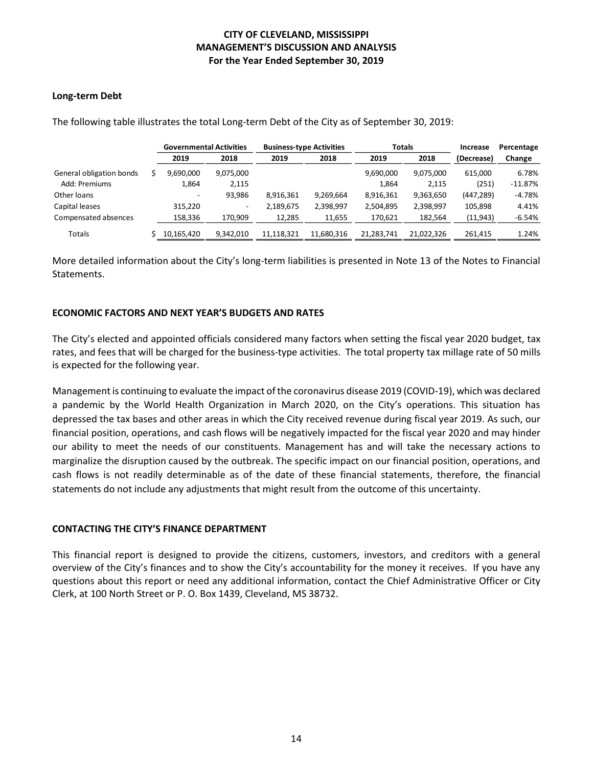# CITY OF CLEVELAND, MISSISSIPPI
## MANAGEMENT'S DISCUSSION AND ANALYSIS
### For the Year Ended September 30, 2019

**Long-term Debt**

The following table illustrates the total Long-term Debt of the City as of September 30, 2019:

| | Governmental Activities | | Business-type Activities | | Totals | | Increase | Percentage |
|---|---|---|---|---|---|---|---|---|
| | 2019 | 2018 | 2019 | 2018 | 2019 | 2018 | (Decrease) | Change |
| General obligation bonds | $ 9,690,000 | 9,075,000 | | | 9,690,000 | 9,075,000 | 615,000 | 6.78% |
| Add: Premiums | 1,864 | 2,115 | | | 1,864 | 2,115 | (251) | -11.87% |
| Other loans | - | 93,986 | 8,916,361 | 9,269,664 | 8,916,361 | 9,363,650 | (447,289) | -4.78% |
| Capital leases | 315,220 | - | 2,189,675 | 2,398,997 | 2,504,895 | 2,398,997 | 105,898 | 4.41% |
| Compensated absences | 158,336 | 170,909 | 12,285 | 11,655 | 170,621 | 182,564 | (11,943) | -6.54% |
| Totals | $ 10,165,420 | 9,342,010 | 11,118,321 | 11,680,316 | 21,283,741 | 21,022,326 | 261,415 | 1.24% |

More detailed information about the City's long-term liabilities is presented in Note 13 of the Notes to Financial Statements.

**ECONOMIC FACTORS AND NEXT YEAR'S BUDGETS AND RATES**

The City's elected and appointed officials considered many factors when setting the fiscal year 2020 budget, tax rates, and fees that will be charged for the business-type activities. The total property tax millage rate of 50 mills is expected for the following year.

Management is continuing to evaluate the impact of the coronavirus disease 2019 (COVID-19), which was declared a pandemic by the World Health Organization in March 2020, on the City's operations. This situation has depressed the tax bases and other areas in which the City received revenue during fiscal year 2019. As such, our financial position, operations, and cash flows will be negatively impacted for the fiscal year 2020 and may hinder our ability to meet the needs of our constituents. Management has and will take the necessary actions to marginalize the disruption caused by the outbreak. The specific impact on our financial position, operations, and cash flows is not readily determinable as of the date of these financial statements, therefore, the financial statements do not include any adjustments that might result from the outcome of this uncertainty.

**CONTACTING THE CITY'S FINANCE DEPARTMENT**

This financial report is designed to provide the citizens, customers, investors, and creditors with a general overview of the City's finances and to show the City's accountability for the money it receives. If you have any questions about this report or need any additional information, contact the Chief Administrative Officer or City Clerk, at 100 North Street or P. O. Box 1439, Cleveland, MS 38732.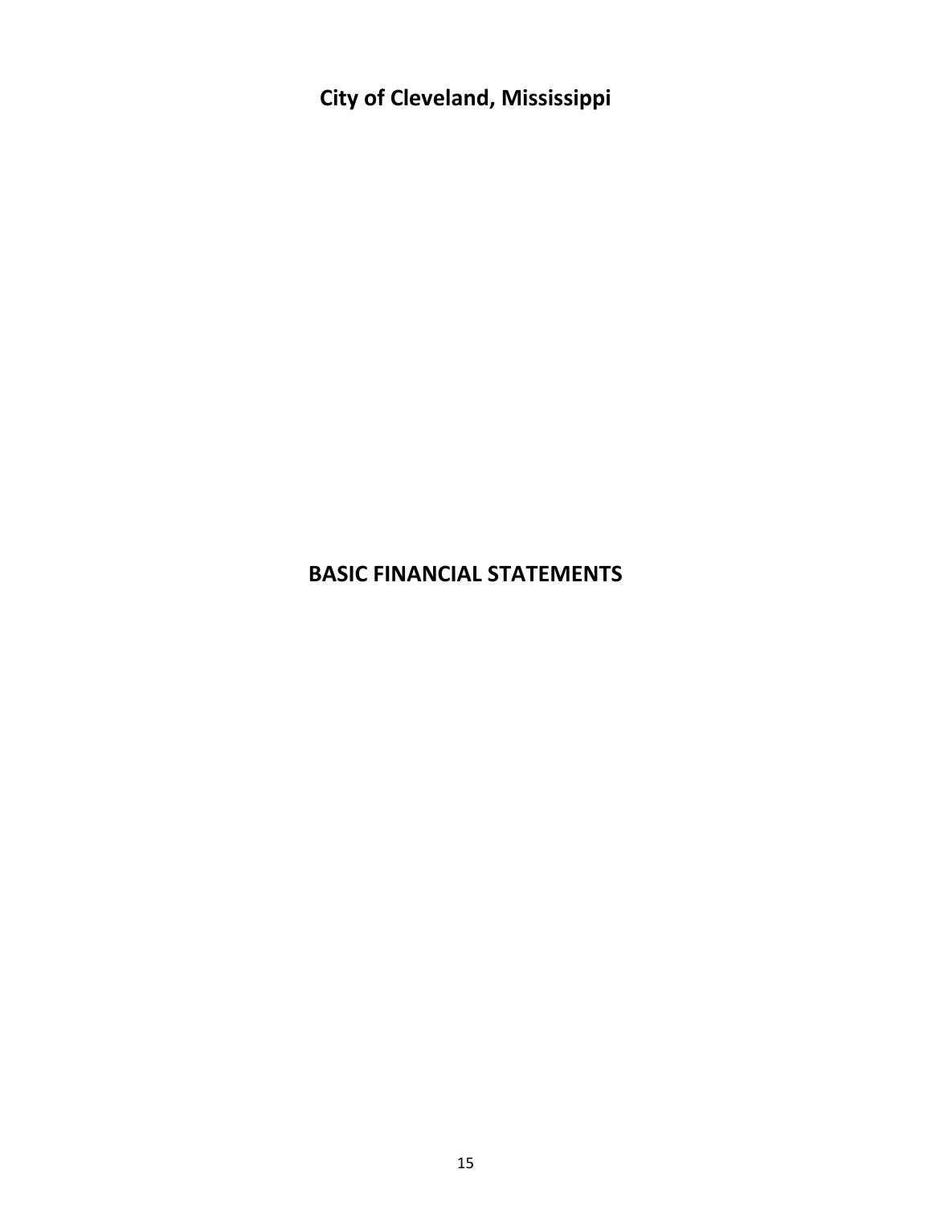**City of Cleveland, Mississippi**

# BASIC FINANCIAL STATEMENTS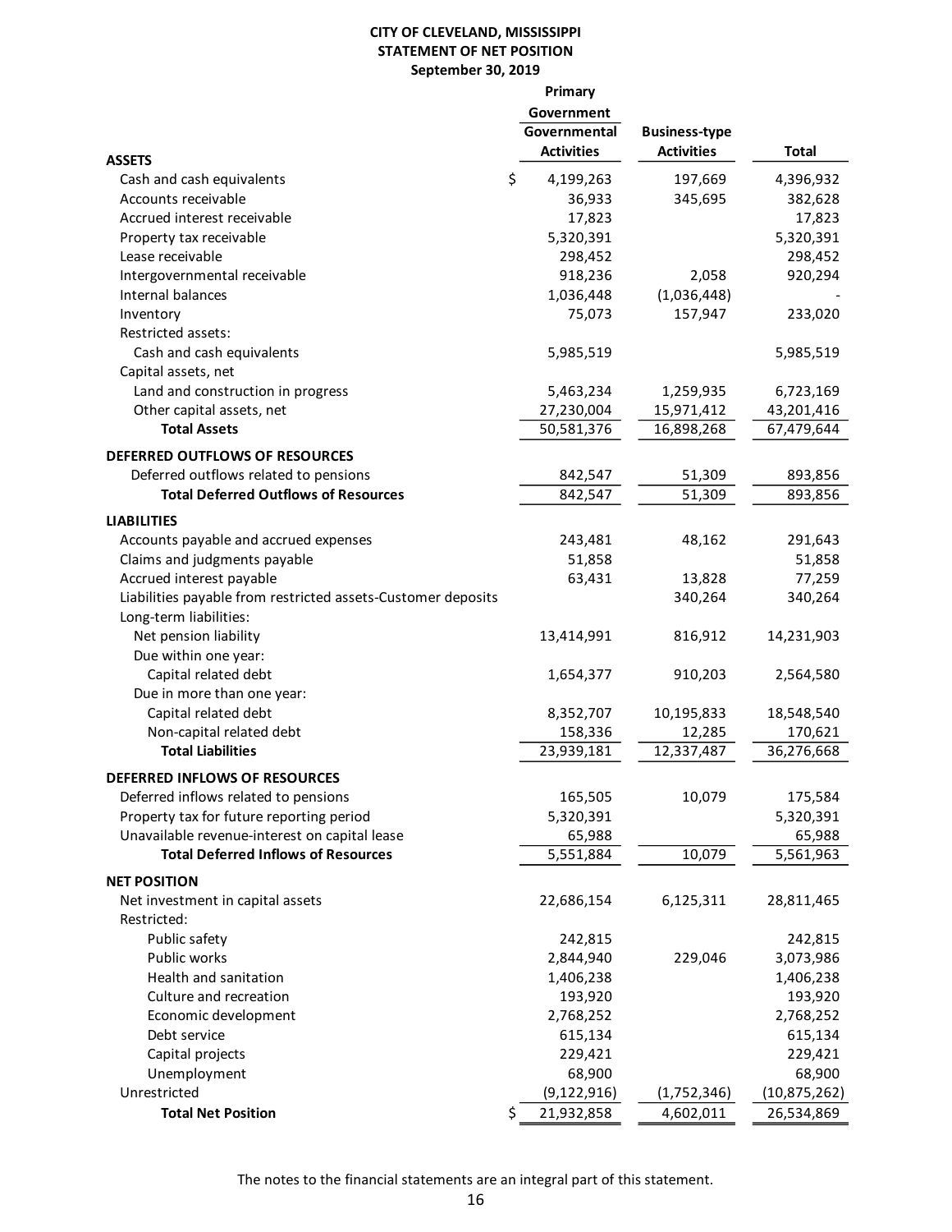**CITY OF CLEVELAND, MISSISSIPPI**
**STATEMENT OF NET POSITION**
**September 30, 2019**

| | Primary Government Governmental Activities | Business-type Activities | Total |
|---|---|---|---|
| **ASSETS** | | | |
| Cash and cash equivalents | $ 4,199,263 | 197,669 | 4,396,932 |
| Accounts receivable | 36,933 | 345,695 | 382,628 |
| Accrued interest receivable | 17,823 | | 17,823 |
| Property tax receivable | 5,320,391 | | 5,320,391 |
| Lease receivable | 298,452 | | 298,452 |
| Intergovernmental receivable | 918,236 | 2,058 | 920,294 |
| Internal balances | 1,036,448 | (1,036,448) | - |
| Inventory | 75,073 | 157,947 | 233,020 |
| Restricted assets: | | | |
| Cash and cash equivalents | 5,985,519 | | 5,985,519 |
| Capital assets, net | | | |
| Land and construction in progress | 5,463,234 | 1,259,935 | 6,723,169 |
| Other capital assets, net | 27,230,004 | 15,971,412 | 43,201,416 |
| **Total Assets** | 50,581,376 | 16,898,268 | 67,479,644 |
| **DEFERRED OUTFLOWS OF RESOURCES** | | | |
| Deferred outflows related to pensions | 842,547 | 51,309 | 893,856 |
| **Total Deferred Outflows of Resources** | 842,547 | 51,309 | 893,856 |
| **LIABILITIES** | | | |
| Accounts payable and accrued expenses | 243,481 | 48,162 | 291,643 |
| Claims and judgments payable | 51,858 | | 51,858 |
| Accrued interest payable | 63,431 | 13,828 | 77,259 |
| Liabilities payable from restricted assets-Customer deposits | | 340,264 | 340,264 |
| Long-term liabilities: | | | |
| Net pension liability | 13,414,991 | 816,912 | 14,231,903 |
| Due within one year: | | | |
| Capital related debt | 1,654,377 | 910,203 | 2,564,580 |
| Due in more than one year: | | | |
| Capital related debt | 8,352,707 | 10,195,833 | 18,548,540 |
| Non-capital related debt | 158,336 | 12,285 | 170,621 |
| **Total Liabilities** | 23,939,181 | 12,337,487 | 36,276,668 |
| **DEFERRED INFLOWS OF RESOURCES** | | | |
| Deferred inflows related to pensions | 165,505 | 10,079 | 175,584 |
| Property tax for future reporting period | 5,320,391 | | 5,320,391 |
| Unavailable revenue-interest on capital lease | 65,988 | | 65,988 |
| **Total Deferred Inflows of Resources** | 5,551,884 | 10,079 | 5,561,963 |
| **NET POSITION** | | | |
| Net investment in capital assets | 22,686,154 | 6,125,311 | 28,811,465 |
| Restricted: | | | |
| Public safety | 242,815 | | 242,815 |
| Public works | 2,844,940 | 229,046 | 3,073,986 |
| Health and sanitation | 1,406,238 | | 1,406,238 |
| Culture and recreation | 193,920 | | 193,920 |
| Economic development | 2,768,252 | | 2,768,252 |
| Debt service | 615,134 | | 615,134 |
| Capital projects | 229,421 | | 229,421 |
| Unemployment | 68,900 | | 68,900 |
| Unrestricted | (9,122,916) | (1,752,346) | (10,875,262) |
| **Total Net Position** | $ 21,932,858 | 4,602,011 | 26,534,869 |

The notes to the financial statements are an integral part of this statement.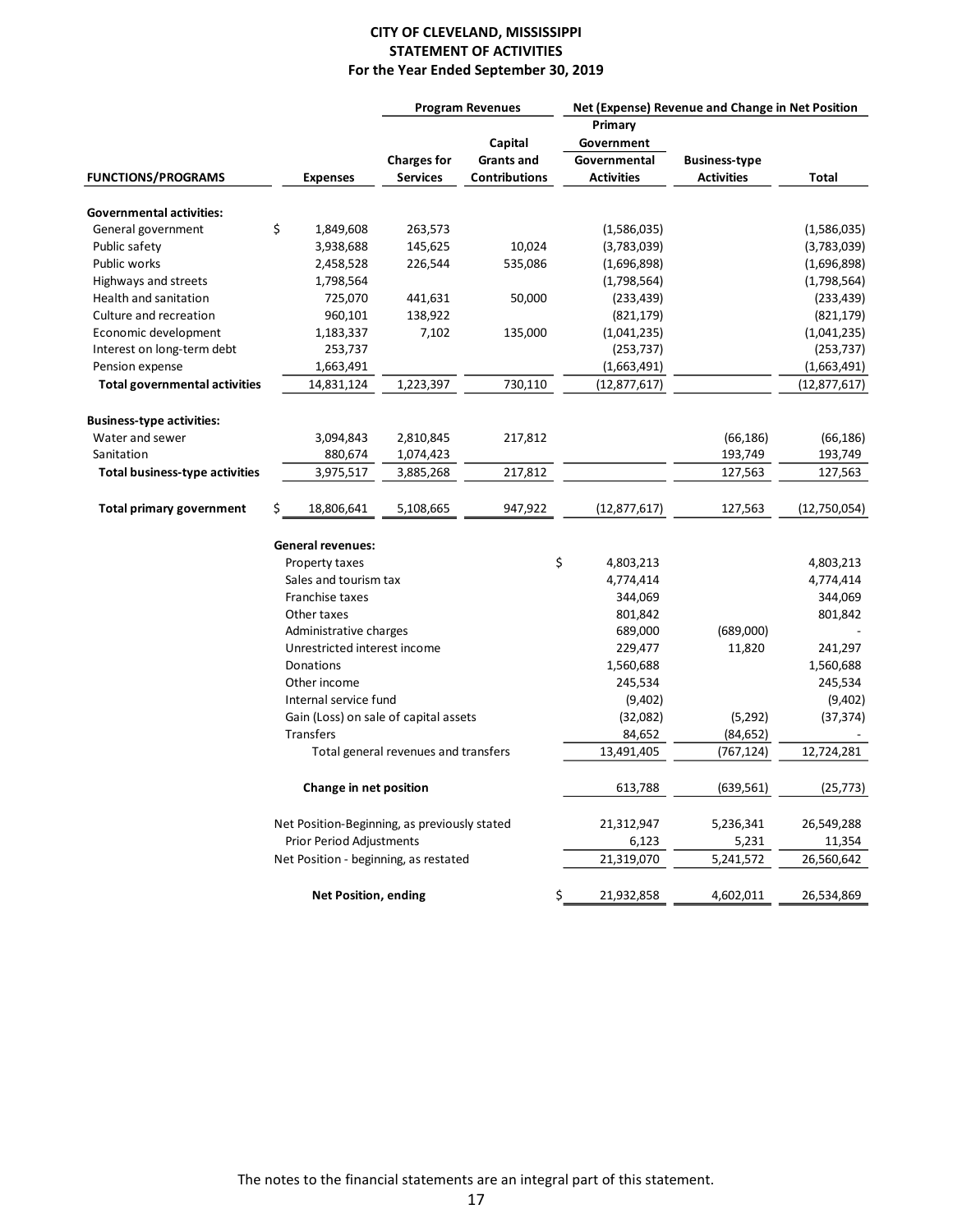**CITY OF CLEVELAND, MISSISSIPPI**
**STATEMENT OF ACTIVITIES**
**For the Year Ended September 30, 2019**

| | | Program Revenues | | Net (Expense) Revenue and Change in Net Position | | |
|---|---|---|---|---|---|---|
| **FUNCTIONS/PROGRAMS** | **Expenses** | **Charges for Services** | **Capital Grants and Contributions** | **Primary Government Governmental Activities** | **Business-type Activities** | **Total** |
| **Governmental activities:** | | | | | | |
| General government | $ 1,849,608 | 263,573 | | (1,586,035) | | (1,586,035) |
| Public safety | 3,938,688 | 145,625 | 10,024 | (3,783,039) | | (3,783,039) |
| Public works | 2,458,528 | 226,544 | 535,086 | (1,696,898) | | (1,696,898) |
| Highways and streets | 1,798,564 | | | (1,798,564) | | (1,798,564) |
| Health and sanitation | 725,070 | 441,631 | 50,000 | (233,439) | | (233,439) |
| Culture and recreation | 960,101 | 138,922 | | (821,179) | | (821,179) |
| Economic development | 1,183,337 | 7,102 | 135,000 | (1,041,235) | | (1,041,235) |
| Interest on long-term debt | 253,737 | | | (253,737) | | (253,737) |
| Pension expense | 1,663,491 | | | (1,663,491) | | (1,663,491) |
| **Total governmental activities** | 14,831,124 | 1,223,397 | 730,110 | (12,877,617) | | (12,877,617) |
| **Business-type activities:** | | | | | | |
| Water and sewer | 3,094,843 | 2,810,845 | 217,812 | | (66,186) | (66,186) |
| Sanitation | 880,674 | 1,074,423 | | | 193,749 | 193,749 |
| **Total business-type activities** | 3,975,517 | 3,885,268 | 217,812 | | 127,563 | 127,563 |
| **Total primary government** | $ 18,806,641 | 5,108,665 | 947,922 | (12,877,617) | 127,563 | (12,750,054) |
| **General revenues:** | | | | | | |
| Property taxes | | | | $ 4,803,213 | | 4,803,213 |
| Sales and tourism tax | | | | 4,774,414 | | 4,774,414 |
| Franchise taxes | | | | 344,069 | | 344,069 |
| Other taxes | | | | 801,842 | | 801,842 |
| Administrative charges | | | | 689,000 | (689,000) | - |
| Unrestricted interest income | | | | 229,477 | 11,820 | 241,297 |
| Donations | | | | 1,560,688 | | 1,560,688 |
| Other income | | | | 245,534 | | 245,534 |
| Internal service fund | | | | (9,402) | | (9,402) |
| Gain (Loss) on sale of capital assets | | | | (32,082) | (5,292) | (37,374) |
| Transfers | | | | 84,652 | (84,652) | - |
| Total general revenues and transfers | | | | 13,491,405 | (767,124) | 12,724,281 |
| **Change in net position** | | | | 613,788 | (639,561) | (25,773) |
| Net Position-Beginning, as previously stated | | | | 21,312,947 | 5,236,341 | 26,549,288 |
| Prior Period Adjustments | | | | 6,123 | 5,231 | 11,354 |
| Net Position - beginning, as restated | | | | 21,319,070 | 5,241,572 | 26,560,642 |
| **Net Position, ending** | | | | $ 21,932,858 | 4,602,011 | 26,534,869 |

The notes to the financial statements are an integral part of this statement.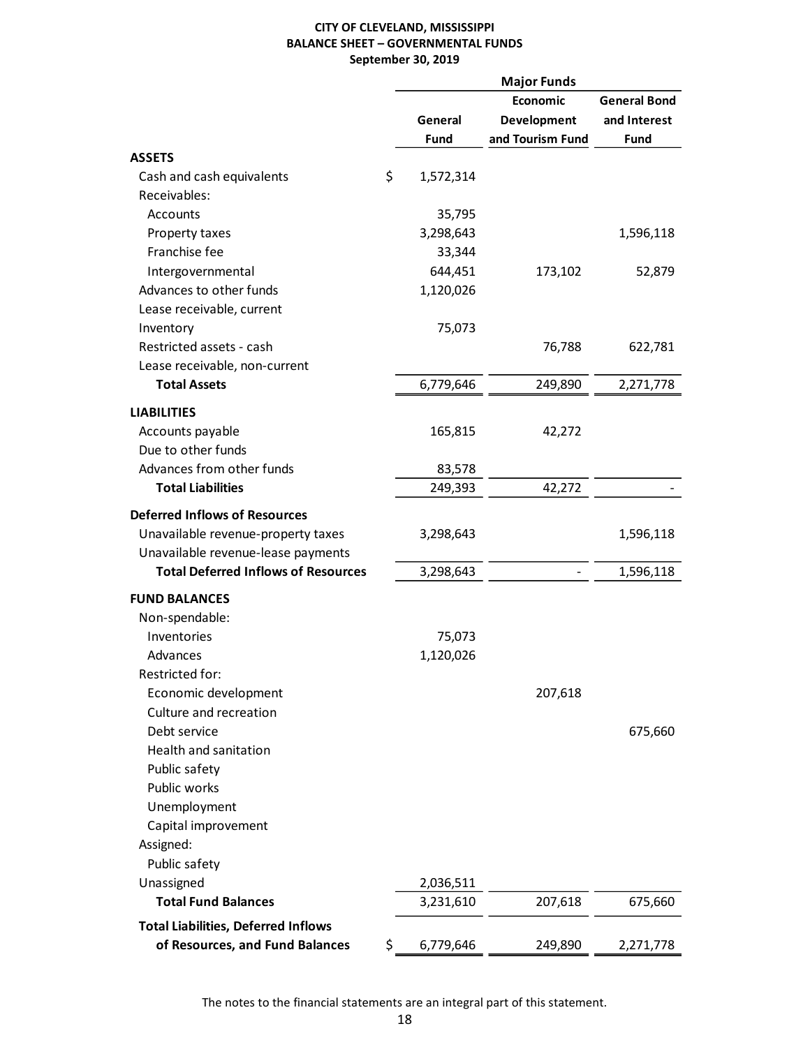**CITY OF CLEVELAND, MISSISSIPPI**
**BALANCE SHEET – GOVERNMENTAL FUNDS**
**September 30, 2019**

| | Major Funds | | |
|---|---|---|---|
| | General Fund | Economic Development and Tourism Fund | General Bond and Interest Fund |
| **ASSETS** | | | |
| Cash and cash equivalents | $ 1,572,314 | | |
| Receivables: | | | |
| Accounts | 35,795 | | |
| Property taxes | 3,298,643 | | 1,596,118 |
| Franchise fee | 33,344 | | |
| Intergovernmental | 644,451 | 173,102 | 52,879 |
| Advances to other funds | 1,120,026 | | |
| Lease receivable, current | | | |
| Inventory | 75,073 | | |
| Restricted assets - cash | | 76,788 | 622,781 |
| Lease receivable, non-current | | | |
| **Total Assets** | 6,779,646 | 249,890 | 2,271,778 |
| **LIABILITIES** | | | |
| Accounts payable | 165,815 | 42,272 | |
| Due to other funds | | | |
| Advances from other funds | 83,578 | | |
| **Total Liabilities** | 249,393 | 42,272 | - |
| **Deferred Inflows of Resources** | | | |
| Unavailable revenue-property taxes | 3,298,643 | | 1,596,118 |
| Unavailable revenue-lease payments | | | |
| **Total Deferred Inflows of Resources** | 3,298,643 | - | 1,596,118 |
| **FUND BALANCES** | | | |
| Non-spendable: | | | |
| Inventories | 75,073 | | |
| Advances | 1,120,026 | | |
| Restricted for: | | | |
| Economic development | | 207,618 | |
| Culture and recreation | | | |
| Debt service | | | 675,660 |
| Health and sanitation | | | |
| Public safety | | | |
| Public works | | | |
| Unemployment | | | |
| Capital improvement | | | |
| Assigned: | | | |
| Public safety | | | |
| Unassigned | 2,036,511 | | |
| **Total Fund Balances** | 3,231,610 | 207,618 | 675,660 |
| **Total Liabilities, Deferred Inflows of Resources, and Fund Balances** | $ 6,779,646 | 249,890 | 2,271,778 |

The notes to the financial statements are an integral part of this statement.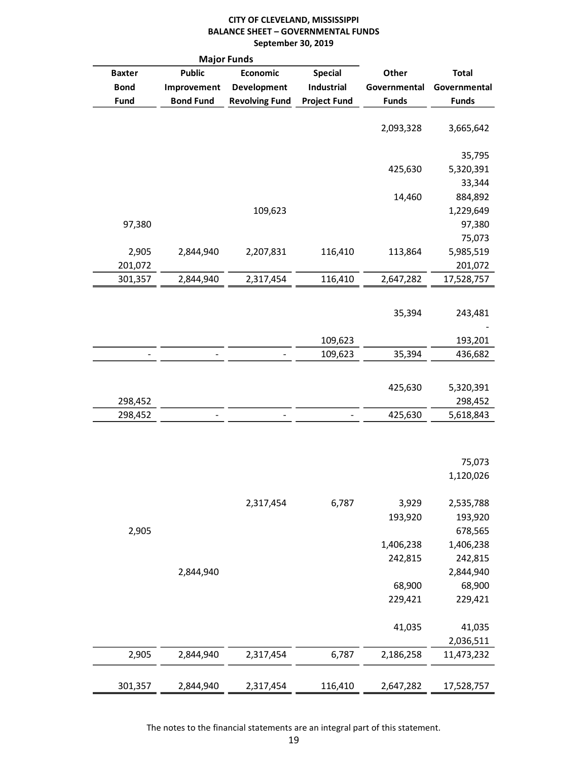**CITY OF CLEVELAND, MISSISSIPPI**
**BALANCE SHEET – GOVERNMENTAL FUNDS**
**September 30, 2019**

| Major Funds | | | | | |
|---|---|---|---|---|---|
| Baxter Bond Fund | Public Improvement Bond Fund | Economic Development Revolving Fund | Special Industrial Project Fund | Other Governmental Funds | Total Governmental Funds |
| | | | | 2,093,328 | 3,665,642 |
| | | | | | 35,795 |
| | | | | 425,630 | 5,320,391 |
| | | | | | 33,344 |
| | | | | 14,460 | 884,892 |
| | | 109,623 | | | 1,229,649 |
| 97,380 | | | | | 97,380 |
| | | | | | 75,073 |
| 2,905 | 2,844,940 | 2,207,831 | 116,410 | 113,864 | 5,985,519 |
| 201,072 | | | | | 201,072 |
| 301,357 | 2,844,940 | 2,317,454 | 116,410 | 2,647,282 | 17,528,757 |
| | | | | 35,394 | 243,481 |
| | | | | | - |
| | | | 109,623 | | 193,201 |
| - | - | - | 109,623 | 35,394 | 436,682 |
| | | | | 425,630 | 5,320,391 |
| 298,452 | | | | | 298,452 |
| 298,452 | - | - | - | 425,630 | 5,618,843 |
| | | | | | 75,073 |
| | | | | | 1,120,026 |
| | | 2,317,454 | 6,787 | 3,929 | 2,535,788 |
| | | | | 193,920 | 193,920 |
| 2,905 | | | | | 678,565 |
| | | | | 1,406,238 | 1,406,238 |
| | | | | 242,815 | 242,815 |
| | 2,844,940 | | | | 2,844,940 |
| | | | | 68,900 | 68,900 |
| | | | | 229,421 | 229,421 |
| | | | | 41,035 | 41,035 |
| | | | | | 2,036,511 |
| 2,905 | 2,844,940 | 2,317,454 | 6,787 | 2,186,258 | 11,473,232 |
| 301,357 | 2,844,940 | 2,317,454 | 116,410 | 2,647,282 | 17,528,757 |

The notes to the financial statements are an integral part of this statement.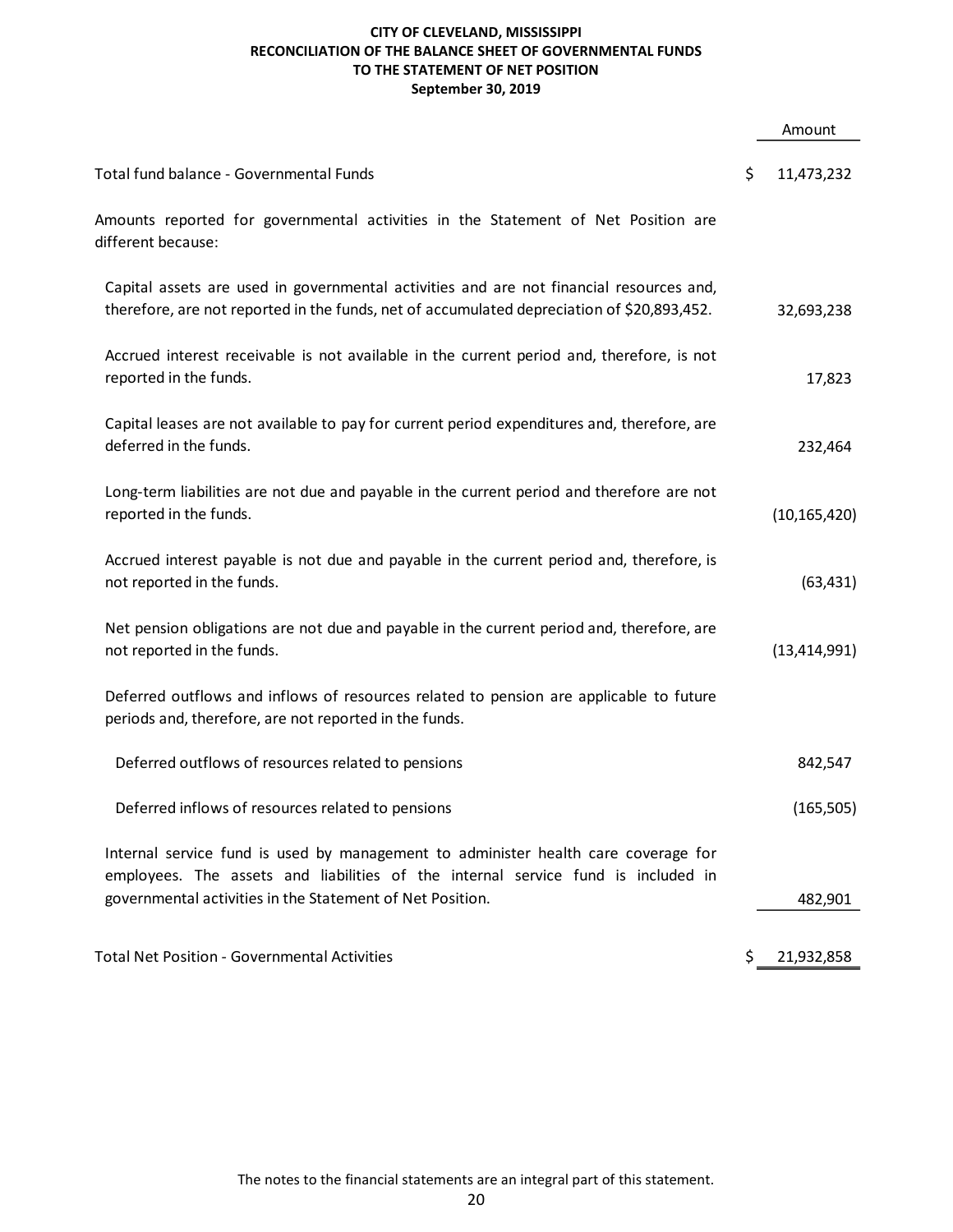# CITY OF CLEVELAND, MISSISSIPPI
## RECONCILIATION OF THE BALANCE SHEET OF GOVERNMENTAL FUNDS TO THE STATEMENT OF NET POSITION
### September 30, 2019

| | Amount |
|---|---|
| Total fund balance - Governmental Funds | $ 11,473,232 |
| Amounts reported for governmental activities in the Statement of Net Position are different because: | |
| Capital assets are used in governmental activities and are not financial resources and, therefore, are not reported in the funds, net of accumulated depreciation of $20,893,452. | 32,693,238 |
| Accrued interest receivable is not available in the current period and, therefore, is not reported in the funds. | 17,823 |
| Capital leases are not available to pay for current period expenditures and, therefore, are deferred in the funds. | 232,464 |
| Long-term liabilities are not due and payable in the current period and therefore are not reported in the funds. | (10,165,420) |
| Accrued interest payable is not due and payable in the current period and, therefore, is not reported in the funds. | (63,431) |
| Net pension obligations are not due and payable in the current period and, therefore, are not reported in the funds. | (13,414,991) |
| Deferred outflows and inflows of resources related to pension are applicable to future periods and, therefore, are not reported in the funds. | |
| Deferred outflows of resources related to pensions | 842,547 |
| Deferred inflows of resources related to pensions | (165,505) |
| Internal service fund is used by management to administer health care coverage for employees. The assets and liabilities of the internal service fund is included in governmental activities in the Statement of Net Position. | 482,901 |
| Total Net Position - Governmental Activities | $ 21,932,858 |

The notes to the financial statements are an integral part of this statement.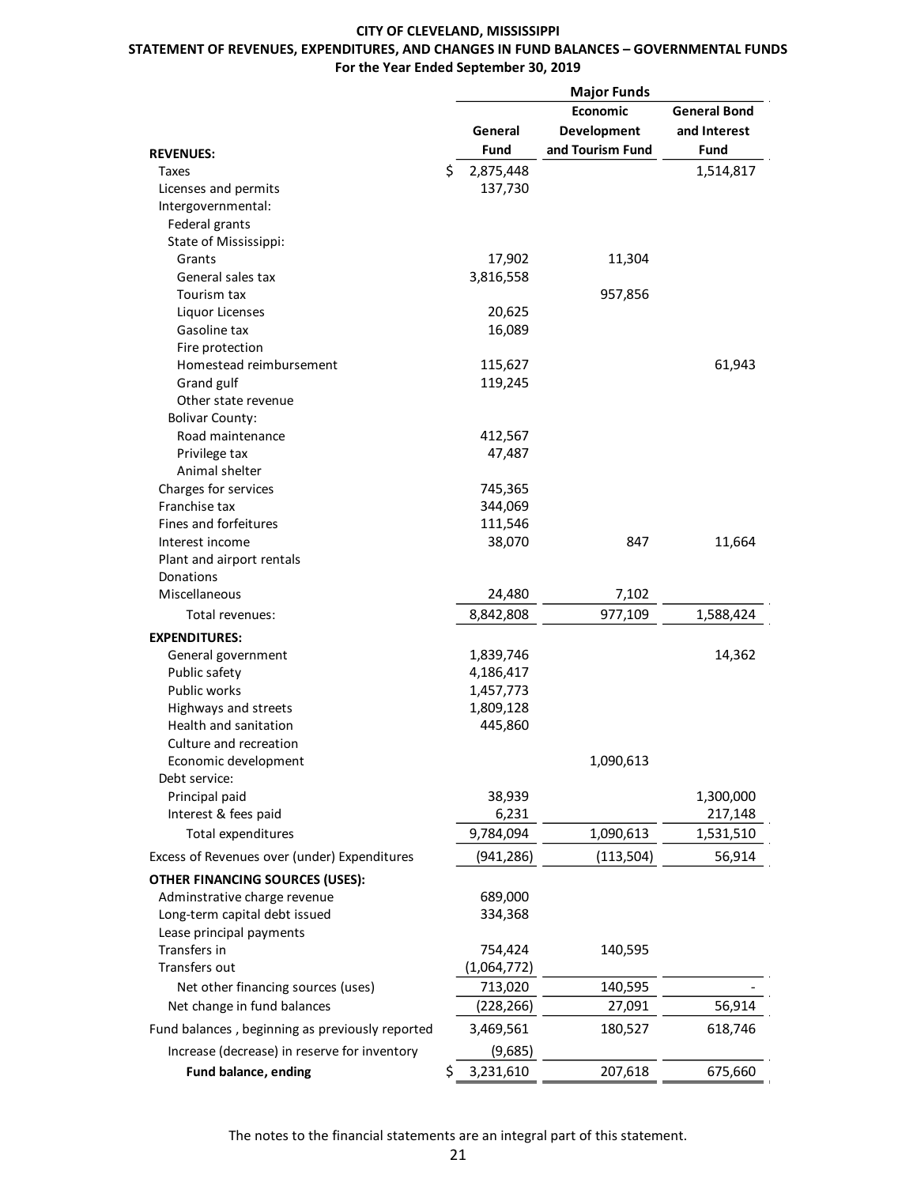# CITY OF CLEVELAND, MISSISSIPPI

## STATEMENT OF REVENUES, EXPENDITURES, AND CHANGES IN FUND BALANCES – GOVERNMENTAL FUNDS

### For the Year Ended September 30, 2019

| | Major Funds | | |
|---|---|---|---|
| | General Fund | Economic Development and Tourism Fund | General Bond and Interest Fund |
| **REVENUES:** | | | |
| Taxes | $ 2,875,448 | | 1,514,817 |
| Licenses and permits | 137,730 | | |
| Intergovernmental: | | | |
| Federal grants | | | |
| State of Mississippi: | | | |
| Grants | 17,902 | 11,304 | |
| General sales tax | 3,816,558 | | |
| Tourism tax | | 957,856 | |
| Liquor Licenses | 20,625 | | |
| Gasoline tax | 16,089 | | |
| Fire protection | | | |
| Homestead reimbursement | 115,627 | | 61,943 |
| Grand gulf | 119,245 | | |
| Other state revenue | | | |
| Bolivar County: | | | |
| Road maintenance | 412,567 | | |
| Privilege tax | 47,487 | | |
| Animal shelter | | | |
| Charges for services | 745,365 | | |
| Franchise tax | 344,069 | | |
| Fines and forfeitures | 111,546 | | |
| Interest income | 38,070 | 847 | 11,664 |
| Plant and airport rentals | | | |
| Donations | | | |
| Miscellaneous | 24,480 | 7,102 | |
| Total revenues: | 8,842,808 | 977,109 | 1,588,424 |
| **EXPENDITURES:** | | | |
| General government | 1,839,746 | | 14,362 |
| Public safety | 4,186,417 | | |
| Public works | 1,457,773 | | |
| Highways and streets | 1,809,128 | | |
| Health and sanitation | 445,860 | | |
| Culture and recreation | | | |
| Economic development | | 1,090,613 | |
| Debt service: | | | |
| Principal paid | 38,939 | | 1,300,000 |
| Interest & fees paid | 6,231 | | 217,148 |
| Total expenditures | 9,784,094 | 1,090,613 | 1,531,510 |
| Excess of Revenues over (under) Expenditures | (941,286) | (113,504) | 56,914 |
| **OTHER FINANCING SOURCES (USES):** | | | |
| Adminstrative charge revenue | 689,000 | | |
| Long-term capital debt issued | 334,368 | | |
| Lease principal payments | | | |
| Transfers in | 754,424 | 140,595 | |
| Transfers out | (1,064,772) | | |
| Net other financing sources (uses) | 713,020 | 140,595 | - |
| Net change in fund balances | (228,266) | 27,091 | 56,914 |
| Fund balances , beginning as previously reported | 3,469,561 | 180,527 | 618,746 |
| Increase (decrease) in reserve for inventory | (9,685) | | |
| **Fund balance, ending** | $ 3,231,610 | 207,618 | 675,660 |

The notes to the financial statements are an integral part of this statement.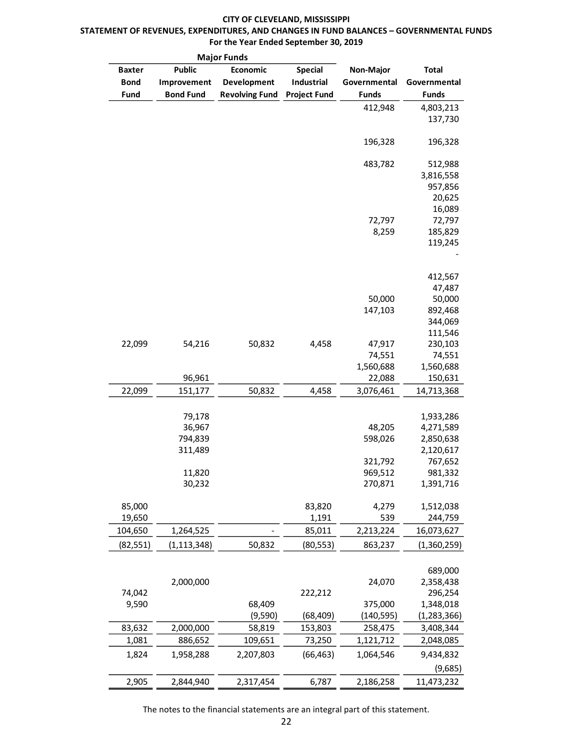**CITY OF CLEVELAND, MISSISSIPPI**

**STATEMENT OF REVENUES, EXPENDITURES, AND CHANGES IN FUND BALANCES – GOVERNMENTAL FUNDS**

**For the Year Ended September 30, 2019**

| Major Funds | | | | | |
|---|---|---|---|---|---|
| Baxter Bond Fund | Public Improvement Bond Fund | Economic Development Revolving Fund | Special Industrial Project Fund | Non-Major Governmental Funds | Total Governmental Funds |
| | | | | 412,948 | 4,803,213 |
| | | | | | 137,730 |
| | | | | 196,328 | 196,328 |
| | | | | 483,782 | 512,988 |
| | | | | | 3,816,558 |
| | | | | | 957,856 |
| | | | | | 20,625 |
| | | | | | 16,089 |
| | | | | 72,797 | 72,797 |
| | | | | 8,259 | 185,829 |
| | | | | | 119,245 |
| | | | | | - |
| | | | | | 412,567 |
| | | | | | 47,487 |
| | | | | 50,000 | 50,000 |
| | | | | 147,103 | 892,468 |
| | | | | | 344,069 |
| | | | | | 111,546 |
| 22,099 | 54,216 | 50,832 | 4,458 | 47,917 | 230,103 |
| | | | | 74,551 | 74,551 |
| | | | | 1,560,688 | 1,560,688 |
| | 96,961 | | | 22,088 | 150,631 |
| 22,099 | 151,177 | 50,832 | 4,458 | 3,076,461 | 14,713,368 |
| | 79,178 | | | | 1,933,286 |
| | 36,967 | | | 48,205 | 4,271,589 |
| | 794,839 | | | 598,026 | 2,850,638 |
| | 311,489 | | | | 2,120,617 |
| | | | | 321,792 | 767,652 |
| | 11,820 | | | 969,512 | 981,332 |
| | 30,232 | | | 270,871 | 1,391,716 |
| 85,000 | | | 83,820 | 4,279 | 1,512,038 |
| 19,650 | | | 1,191 | 539 | 244,759 |
| 104,650 | 1,264,525 | - | 85,011 | 2,213,224 | 16,073,627 |
| (82,551) | (1,113,348) | 50,832 | (80,553) | 863,237 | (1,360,259) |
| | | | | | 689,000 |
| | 2,000,000 | | | 24,070 | 2,358,438 |
| 74,042 | | | 222,212 | | 296,254 |
| 9,590 | | 68,409 | | 375,000 | 1,348,018 |
| | | (9,590) | (68,409) | (140,595) | (1,283,366) |
| 83,632 | 2,000,000 | 58,819 | 153,803 | 258,475 | 3,408,344 |
| 1,081 | 886,652 | 109,651 | 73,250 | 1,121,712 | 2,048,085 |
| 1,824 | 1,958,288 | 2,207,803 | (66,463) | 1,064,546 | 9,434,832 |
| | | | | | (9,685) |
| 2,905 | 2,844,940 | 2,317,454 | 6,787 | 2,186,258 | 11,473,232 |

The notes to the financial statements are an integral part of this statement.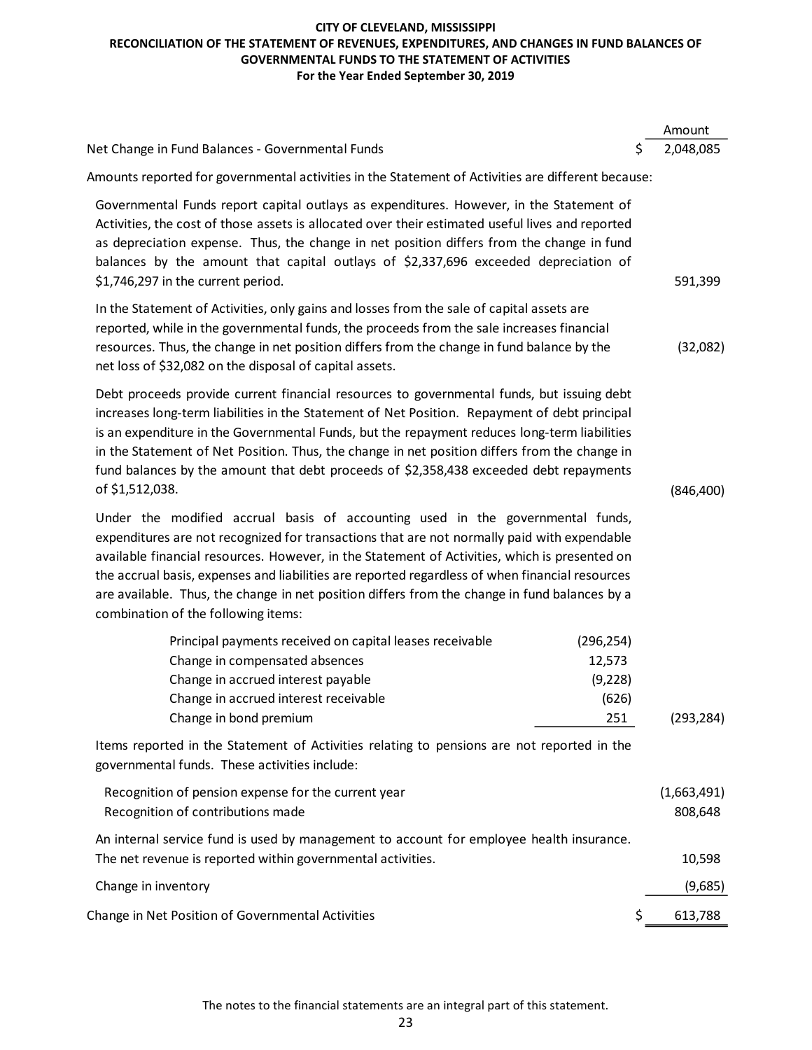**CITY OF CLEVELAND, MISSISSIPPI**
**RECONCILIATION OF THE STATEMENT OF REVENUES, EXPENDITURES, AND CHANGES IN FUND BALANCES OF GOVERNMENTAL FUNDS TO THE STATEMENT OF ACTIVITIES**
**For the Year Ended September 30, 2019**

| | | Amount |
|---|---|---|
| Net Change in Fund Balances - Governmental Funds | | $ 2,048,085 |
| Amounts reported for governmental activities in the Statement of Activities are different because: | | |
| Governmental Funds report capital outlays as expenditures. However, in the Statement of Activities, the cost of those assets is allocated over their estimated useful lives and reported as depreciation expense. Thus, the change in net position differs from the change in fund balances by the amount that capital outlays of $2,337,696 exceeded depreciation of $1,746,297 in the current period. | | 591,399 |
| In the Statement of Activities, only gains and losses from the sale of capital assets are reported, while in the governmental funds, the proceeds from the sale increases financial resources. Thus, the change in net position differs from the change in fund balance by the net loss of $32,082 on the disposal of capital assets. | | (32,082) |
| Debt proceeds provide current financial resources to governmental funds, but issuing debt increases long-term liabilities in the Statement of Net Position. Repayment of debt principal is an expenditure in the Governmental Funds, but the repayment reduces long-term liabilities in the Statement of Net Position. Thus, the change in net position differs from the change in fund balances by the amount that debt proceeds of $2,358,438 exceeded debt repayments of $1,512,038. | | (846,400) |
| Under the modified accrual basis of accounting used in the governmental funds, expenditures are not recognized for transactions that are not normally paid with expendable available financial resources. However, in the Statement of Activities, which is presented on the accrual basis, expenses and liabilities are reported regardless of when financial resources are available. Thus, the change in net position differs from the change in fund balances by a combination of the following items: | | |
| Principal payments received on capital leases receivable | (296,254) | |
| Change in compensated absences | 12,573 | |
| Change in accrued interest payable | (9,228) | |
| Change in accrued interest receivable | (626) | |
| Change in bond premium | 251 | (293,284) |
| Items reported in the Statement of Activities relating to pensions are not reported in the governmental funds. These activities include: | | |
| Recognition of pension expense for the current year | | (1,663,491) |
| Recognition of contributions made | | 808,648 |
| An internal service fund is used by management to account for employee health insurance. The net revenue is reported within governmental activities. | | 10,598 |
| Change in inventory | | (9,685) |
| Change in Net Position of Governmental Activities | | $ 613,788 |

The notes to the financial statements are an integral part of this statement.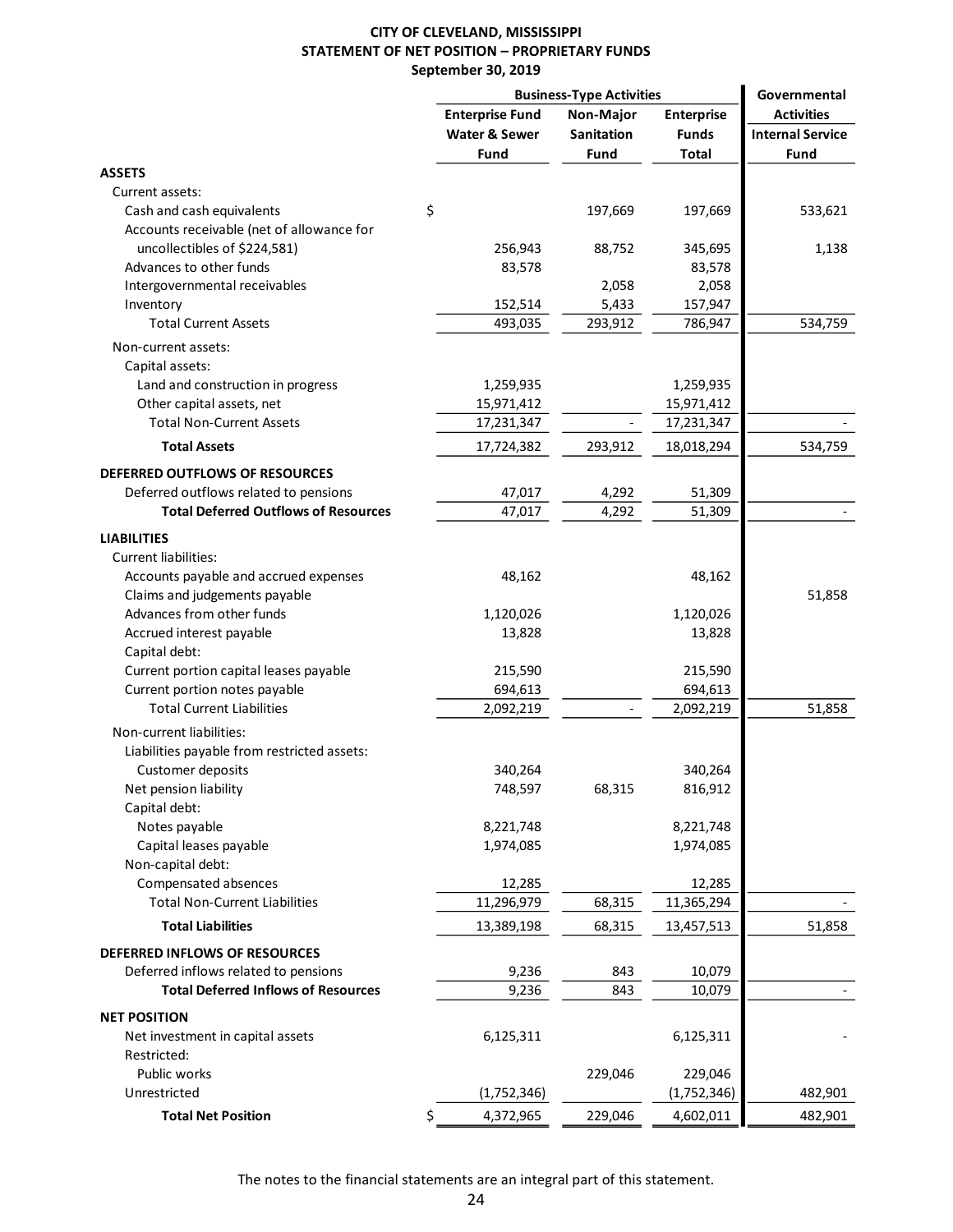# CITY OF CLEVELAND, MISSISSIPPI
## STATEMENT OF NET POSITION – PROPRIETARY FUNDS
### September 30, 2019

| | Business-Type Activities | | | Governmental |
|---|---|---|---|---|
| | Enterprise Fund Water & Sewer Fund | Non-Major Sanitation Fund | Enterprise Funds Total | Activities Internal Service Fund |
| **ASSETS** | | | | |
| Current assets: | | | | |
| Cash and cash equivalents | $ | 197,669 | 197,669 | 533,621 |
| Accounts receivable (net of allowance for uncollectibles of $224,581) | 256,943 | 88,752 | 345,695 | 1,138 |
| Advances to other funds | 83,578 | | 83,578 | |
| Intergovernmental receivables | | 2,058 | 2,058 | |
| Inventory | 152,514 | 5,433 | 157,947 | |
| Total Current Assets | 493,035 | 293,912 | 786,947 | 534,759 |
| Non-current assets: | | | | |
| Capital assets: | | | | |
| Land and construction in progress | 1,259,935 | | 1,259,935 | |
| Other capital assets, net | 15,971,412 | | 15,971,412 | |
| Total Non-Current Assets | 17,231,347 | - | 17,231,347 | - |
| **Total Assets** | 17,724,382 | 293,912 | 18,018,294 | 534,759 |
| **DEFERRED OUTFLOWS OF RESOURCES** | | | | |
| Deferred outflows related to pensions | 47,017 | 4,292 | 51,309 | |
| **Total Deferred Outflows of Resources** | 47,017 | 4,292 | 51,309 | - |
| **LIABILITIES** | | | | |
| Current liabilities: | | | | |
| Accounts payable and accrued expenses | 48,162 | | 48,162 | |
| Claims and judgements payable | | | | 51,858 |
| Advances from other funds | 1,120,026 | | 1,120,026 | |
| Accrued interest payable | 13,828 | | 13,828 | |
| Capital debt: | | | | |
| Current portion capital leases payable | 215,590 | | 215,590 | |
| Current portion notes payable | 694,613 | | 694,613 | |
| Total Current Liabilities | 2,092,219 | - | 2,092,219 | 51,858 |
| Non-current liabilities: | | | | |
| Liabilities payable from restricted assets: | | | | |
| Customer deposits | 340,264 | | 340,264 | |
| Net pension liability | 748,597 | 68,315 | 816,912 | |
| Capital debt: | | | | |
| Notes payable | 8,221,748 | | 8,221,748 | |
| Capital leases payable | 1,974,085 | | 1,974,085 | |
| Non-capital debt: | | | | |
| Compensated absences | 12,285 | | 12,285 | |
| Total Non-Current Liabilities | 11,296,979 | 68,315 | 11,365,294 | - |
| **Total Liabilities** | 13,389,198 | 68,315 | 13,457,513 | 51,858 |
| **DEFERRED INFLOWS OF RESOURCES** | | | | |
| Deferred inflows related to pensions | 9,236 | 843 | 10,079 | |
| **Total Deferred Inflows of Resources** | 9,236 | 843 | 10,079 | - |
| **NET POSITION** | | | | |
| Net investment in capital assets | 6,125,311 | | 6,125,311 | - |
| Restricted: | | | | |
| Public works | | 229,046 | 229,046 | |
| Unrestricted | (1,752,346) | | (1,752,346) | 482,901 |
| **Total Net Position** | $ 4,372,965 | 229,046 | 4,602,011 | 482,901 |

The notes to the financial statements are an integral part of this statement.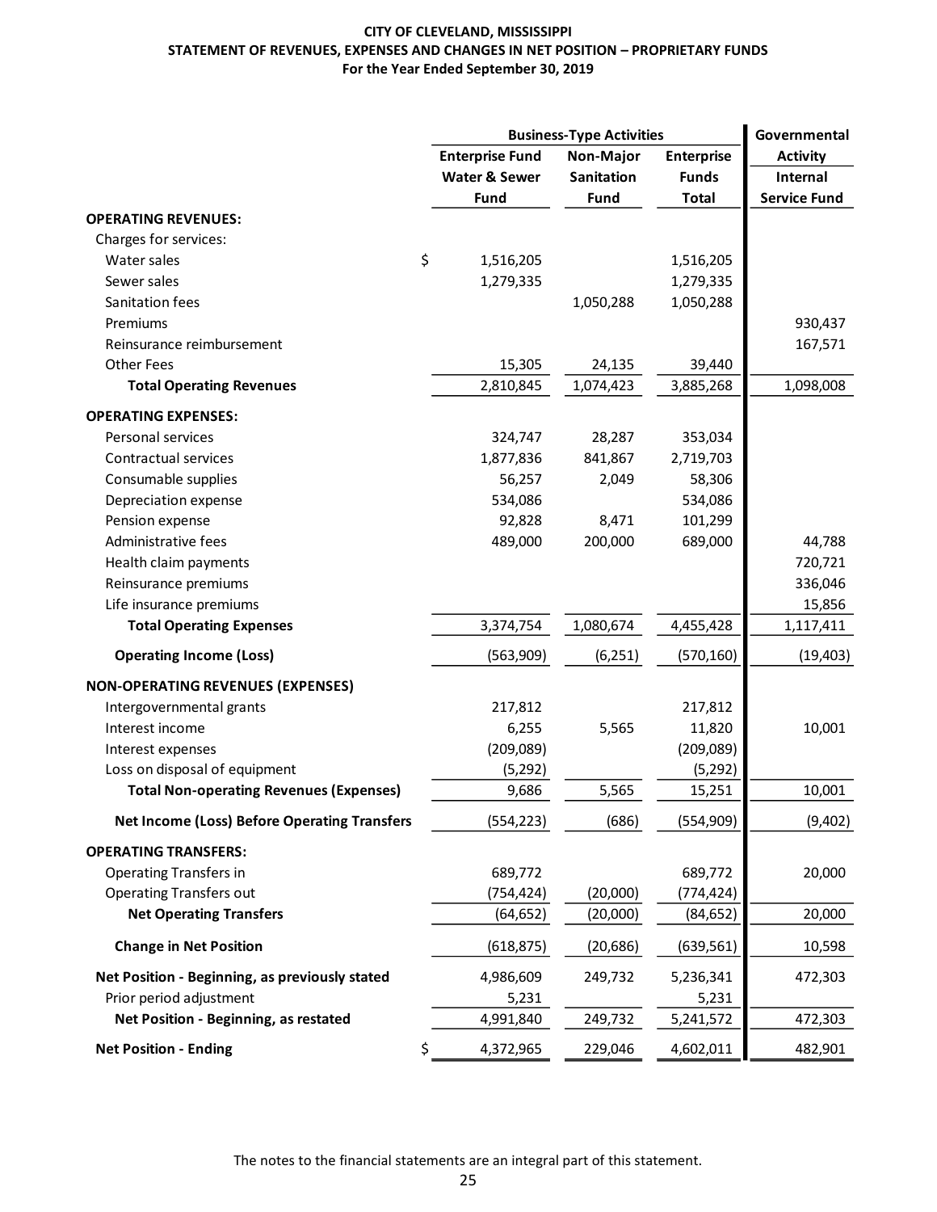**CITY OF CLEVELAND, MISSISSIPPI**
**STATEMENT OF REVENUES, EXPENSES AND CHANGES IN NET POSITION – PROPRIETARY FUNDS**
**For the Year Ended September 30, 2019**

| | Business-Type Activities | | | Governmental Activity |
|---|---|---|---|---|
| | Enterprise Fund Water & Sewer Fund | Non-Major Sanitation Fund | Enterprise Funds Total | Internal Service Fund |
| **OPERATING REVENUES:** | | | | |
| Charges for services: | | | | |
| Water sales | $ 1,516,205 | | 1,516,205 | |
| Sewer sales | 1,279,335 | | 1,279,335 | |
| Sanitation fees | | 1,050,288 | 1,050,288 | |
| Premiums | | | | 930,437 |
| Reinsurance reimbursement | | | | 167,571 |
| Other Fees | 15,305 | 24,135 | 39,440 | |
| **Total Operating Revenues** | 2,810,845 | 1,074,423 | 3,885,268 | 1,098,008 |
| **OPERATING EXPENSES:** | | | | |
| Personal services | 324,747 | 28,287 | 353,034 | |
| Contractual services | 1,877,836 | 841,867 | 2,719,703 | |
| Consumable supplies | 56,257 | 2,049 | 58,306 | |
| Depreciation expense | 534,086 | | 534,086 | |
| Pension expense | 92,828 | 8,471 | 101,299 | |
| Administrative fees | 489,000 | 200,000 | 689,000 | 44,788 |
| Health claim payments | | | | 720,721 |
| Reinsurance premiums | | | | 336,046 |
| Life insurance premiums | | | | 15,856 |
| **Total Operating Expenses** | 3,374,754 | 1,080,674 | 4,455,428 | 1,117,411 |
| **Operating Income (Loss)** | (563,909) | (6,251) | (570,160) | (19,403) |
| **NON-OPERATING REVENUES (EXPENSES)** | | | | |
| Intergovernmental grants | 217,812 | | 217,812 | |
| Interest income | 6,255 | 5,565 | 11,820 | 10,001 |
| Interest expenses | (209,089) | | (209,089) | |
| Loss on disposal of equipment | (5,292) | | (5,292) | |
| **Total Non-operating Revenues (Expenses)** | 9,686 | 5,565 | 15,251 | 10,001 |
| **Net Income (Loss) Before Operating Transfers** | (554,223) | (686) | (554,909) | (9,402) |
| **OPERATING TRANSFERS:** | | | | |
| Operating Transfers in | 689,772 | | 689,772 | 20,000 |
| Operating Transfers out | (754,424) | (20,000) | (774,424) | |
| **Net Operating Transfers** | (64,652) | (20,000) | (84,652) | 20,000 |
| **Change in Net Position** | (618,875) | (20,686) | (639,561) | 10,598 |
| **Net Position - Beginning, as previously stated** | 4,986,609 | 249,732 | 5,236,341 | 472,303 |
| Prior period adjustment | 5,231 | | 5,231 | |
| **Net Position - Beginning, as restated** | 4,991,840 | 249,732 | 5,241,572 | 472,303 |
| **Net Position - Ending** | $ 4,372,965 | 229,046 | 4,602,011 | 482,901 |

The notes to the financial statements are an integral part of this statement.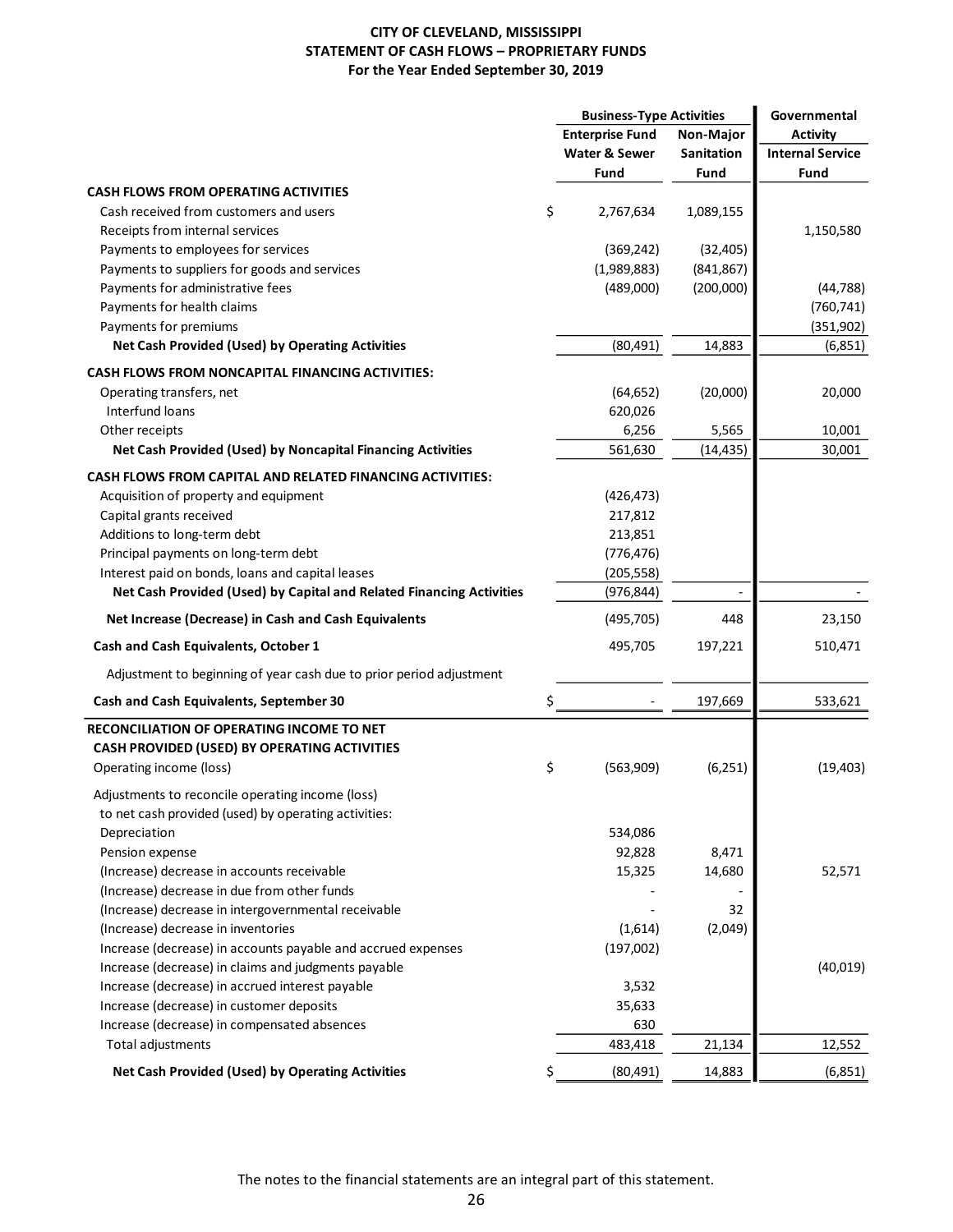# CITY OF CLEVELAND, MISSISSIPPI
## STATEMENT OF CASH FLOWS – PROPRIETARY FUNDS
### For the Year Ended September 30, 2019

| | Business-Type Activities | | Governmental |
|---|---|---|---|
| | Enterprise Fund Water & Sewer Fund | Non-Major Sanitation Fund | Activity Internal Service Fund |
| **CASH FLOWS FROM OPERATING ACTIVITIES** | | | |
| Cash received from customers and users | $ 2,767,634 | 1,089,155 | |
| Receipts from internal services | | | 1,150,580 |
| Payments to employees for services | (369,242) | (32,405) | |
| Payments to suppliers for goods and services | (1,989,883) | (841,867) | |
| Payments for administrative fees | (489,000) | (200,000) | (44,788) |
| Payments for health claims | | | (760,741) |
| Payments for premiums | | | (351,902) |
| **Net Cash Provided (Used) by Operating Activities** | (80,491) | 14,883 | (6,851) |
| **CASH FLOWS FROM NONCAPITAL FINANCING ACTIVITIES:** | | | |
| Operating transfers, net | (64,652) | (20,000) | 20,000 |
| Interfund loans | 620,026 | | |
| Other receipts | 6,256 | 5,565 | 10,001 |
| **Net Cash Provided (Used) by Noncapital Financing Activities** | 561,630 | (14,435) | 30,001 |
| **CASH FLOWS FROM CAPITAL AND RELATED FINANCING ACTIVITIES:** | | | |
| Acquisition of property and equipment | (426,473) | | |
| Capital grants received | 217,812 | | |
| Additions to long-term debt | 213,851 | | |
| Principal payments on long-term debt | (776,476) | | |
| Interest paid on bonds, loans and capital leases | (205,558) | | |
| **Net Cash Provided (Used) by Capital and Related Financing Activities** | (976,844) | - | - |
| **Net Increase (Decrease) in Cash and Cash Equivalents** | (495,705) | 448 | 23,150 |
| **Cash and Cash Equivalents, October 1** | 495,705 | 197,221 | 510,471 |
| Adjustment to beginning of year cash due to prior period adjustment | | | |
| **Cash and Cash Equivalents, September 30** | $ - | 197,669 | 533,621 |
| **RECONCILIATION OF OPERATING INCOME TO NET CASH PROVIDED (USED) BY OPERATING ACTIVITIES** | | | |
| Operating income (loss) | $ (563,909) | (6,251) | (19,403) |
| Adjustments to reconcile operating income (loss) to net cash provided (used) by operating activities: | | | |
| Depreciation | 534,086 | | |
| Pension expense | 92,828 | 8,471 | |
| (Increase) decrease in accounts receivable | 15,325 | 14,680 | 52,571 |
| (Increase) decrease in due from other funds | - | - | |
| (Increase) decrease in intergovernmental receivable | - | 32 | |
| (Increase) decrease in inventories | (1,614) | (2,049) | |
| Increase (decrease) in accounts payable and accrued expenses | (197,002) | | |
| Increase (decrease) in claims and judgments payable | | | (40,019) |
| Increase (decrease) in accrued interest payable | 3,532 | | |
| Increase (decrease) in customer deposits | 35,633 | | |
| Increase (decrease) in compensated absences | 630 | | |
| Total adjustments | 483,418 | 21,134 | 12,552 |
| **Net Cash Provided (Used) by Operating Activities** | $ (80,491) | 14,883 | (6,851) |

The notes to the financial statements are an integral part of this statement.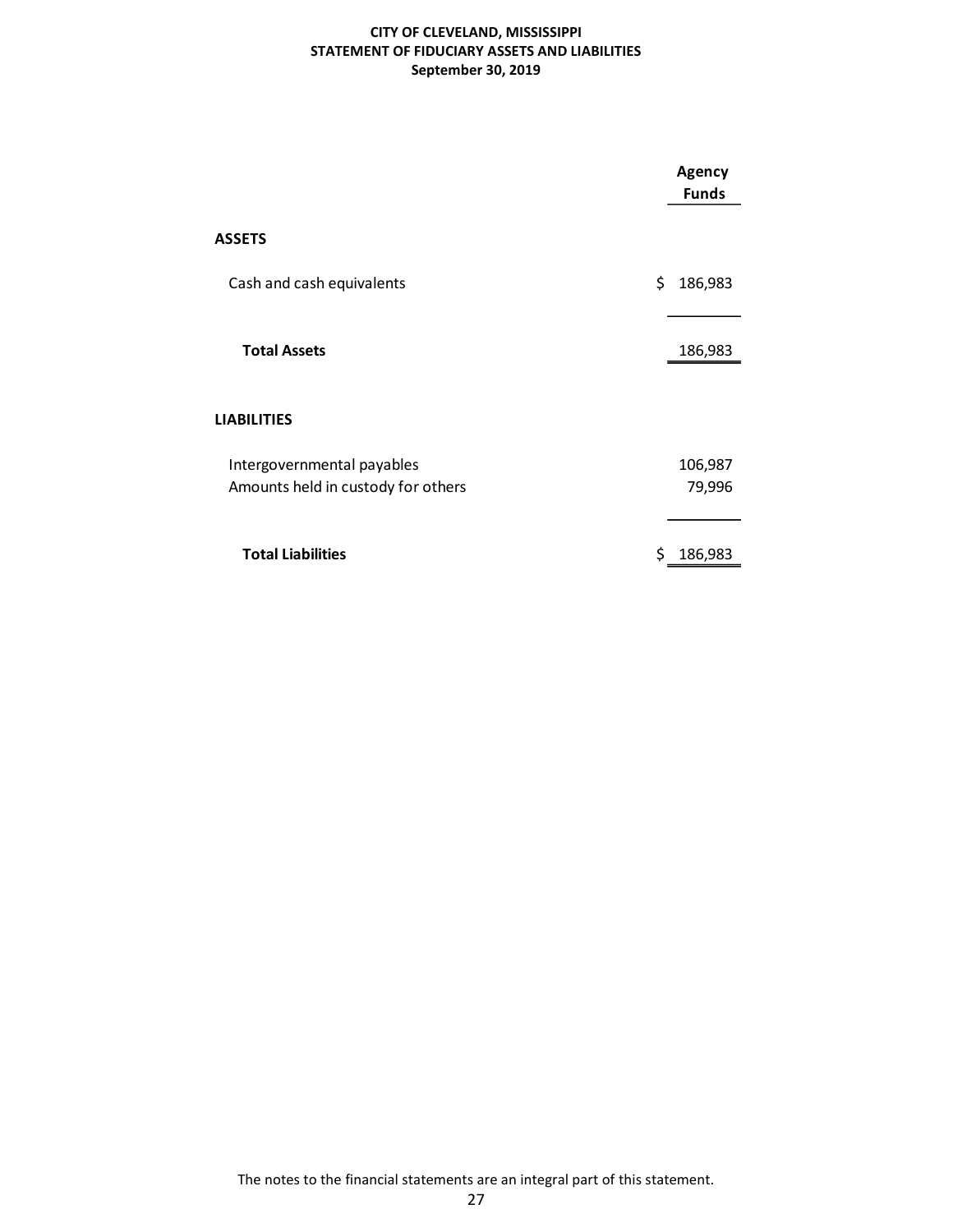**CITY OF CLEVELAND, MISSISSIPPI**
**STATEMENT OF FIDUCIARY ASSETS AND LIABILITIES**
**September 30, 2019**

| | Agency Funds |
|---|---|
| **ASSETS** | |
| Cash and cash equivalents | $ 186,983 |
| **Total Assets** | 186,983 |
| **LIABILITIES** | |
| Intergovernmental payables | 106,987 |
| Amounts held in custody for others | 79,996 |
| **Total Liabilities** | $ 186,983 |

The notes to the financial statements are an integral part of this statement.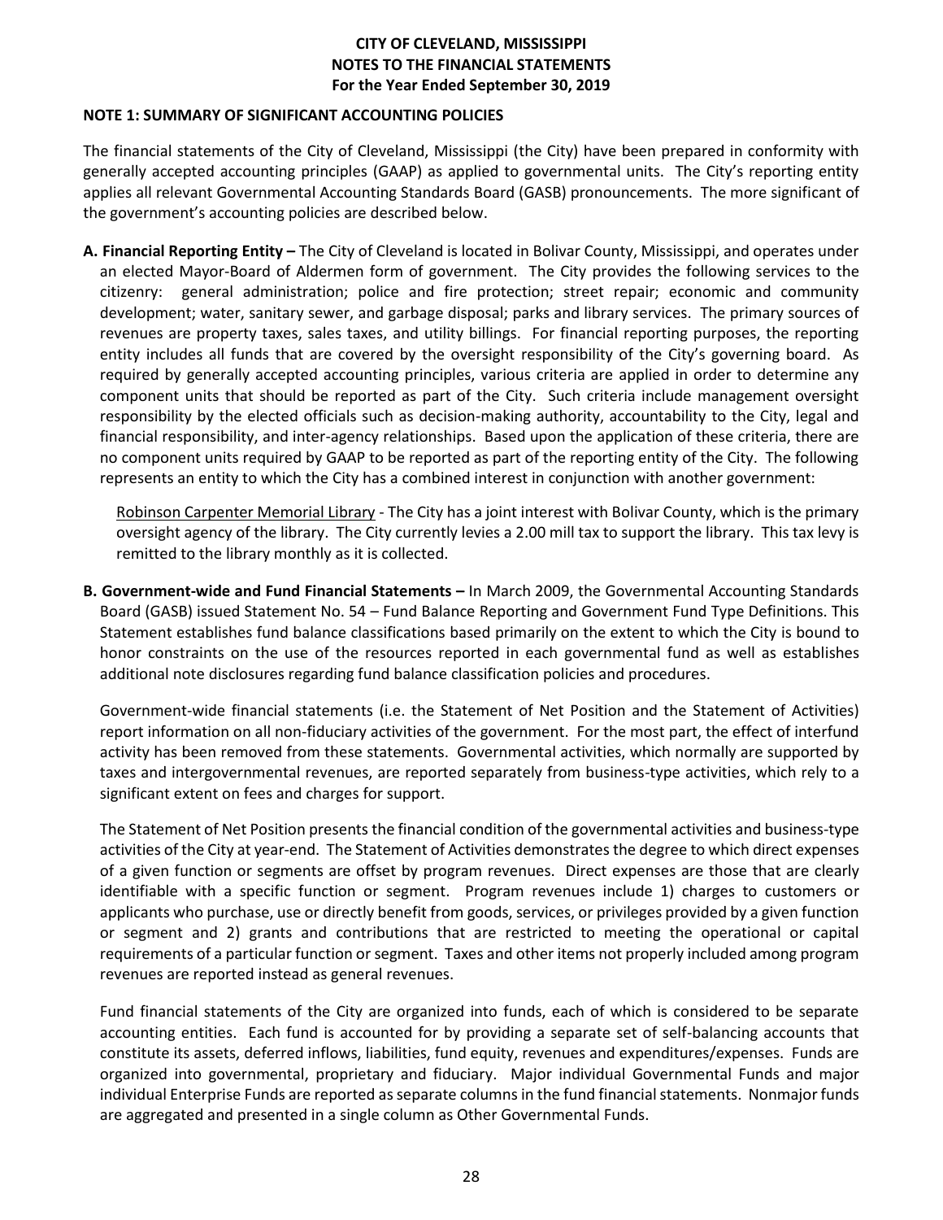**CITY OF CLEVELAND, MISSISSIPPI**
**NOTES TO THE FINANCIAL STATEMENTS**
**For the Year Ended September 30, 2019**

**NOTE 1: SUMMARY OF SIGNIFICANT ACCOUNTING POLICIES**

The financial statements of the City of Cleveland, Mississippi (the City) have been prepared in conformity with generally accepted accounting principles (GAAP) as applied to governmental units. The City's reporting entity applies all relevant Governmental Accounting Standards Board (GASB) pronouncements. The more significant of the government's accounting policies are described below.

**A. Financial Reporting Entity –** The City of Cleveland is located in Bolivar County, Mississippi, and operates under an elected Mayor-Board of Aldermen form of government. The City provides the following services to the citizenry: general administration; police and fire protection; street repair; economic and community development; water, sanitary sewer, and garbage disposal; parks and library services. The primary sources of revenues are property taxes, sales taxes, and utility billings. For financial reporting purposes, the reporting entity includes all funds that are covered by the oversight responsibility of the City's governing board. As required by generally accepted accounting principles, various criteria are applied in order to determine any component units that should be reported as part of the City. Such criteria include management oversight responsibility by the elected officials such as decision-making authority, accountability to the City, legal and financial responsibility, and inter-agency relationships. Based upon the application of these criteria, there are no component units required by GAAP to be reported as part of the reporting entity of the City. The following represents an entity to which the City has a combined interest in conjunction with another government:

Robinson Carpenter Memorial Library - The City has a joint interest with Bolivar County, which is the primary oversight agency of the library. The City currently levies a 2.00 mill tax to support the library. This tax levy is remitted to the library monthly as it is collected.

**B. Government-wide and Fund Financial Statements –** In March 2009, the Governmental Accounting Standards Board (GASB) issued Statement No. 54 – Fund Balance Reporting and Government Fund Type Definitions. This Statement establishes fund balance classifications based primarily on the extent to which the City is bound to honor constraints on the use of the resources reported in each governmental fund as well as establishes additional note disclosures regarding fund balance classification policies and procedures.

Government-wide financial statements (i.e. the Statement of Net Position and the Statement of Activities) report information on all non-fiduciary activities of the government. For the most part, the effect of interfund activity has been removed from these statements. Governmental activities, which normally are supported by taxes and intergovernmental revenues, are reported separately from business-type activities, which rely to a significant extent on fees and charges for support.

The Statement of Net Position presents the financial condition of the governmental activities and business-type activities of the City at year-end. The Statement of Activities demonstrates the degree to which direct expenses of a given function or segments are offset by program revenues. Direct expenses are those that are clearly identifiable with a specific function or segment. Program revenues include 1) charges to customers or applicants who purchase, use or directly benefit from goods, services, or privileges provided by a given function or segment and 2) grants and contributions that are restricted to meeting the operational or capital requirements of a particular function or segment. Taxes and other items not properly included among program revenues are reported instead as general revenues.

Fund financial statements of the City are organized into funds, each of which is considered to be separate accounting entities. Each fund is accounted for by providing a separate set of self-balancing accounts that constitute its assets, deferred inflows, liabilities, fund equity, revenues and expenditures/expenses. Funds are organized into governmental, proprietary and fiduciary. Major individual Governmental Funds and major individual Enterprise Funds are reported as separate columns in the fund financial statements. Nonmajor funds are aggregated and presented in a single column as Other Governmental Funds.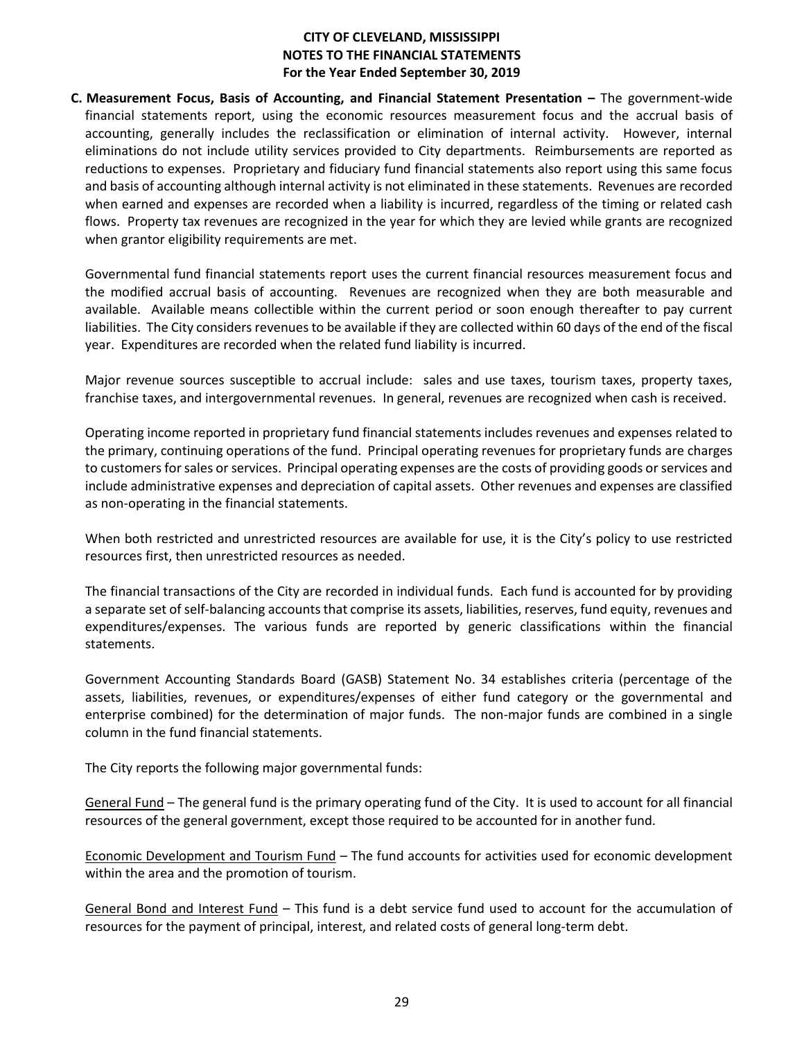**C. Measurement Focus, Basis of Accounting, and Financial Statement Presentation –** The government-wide financial statements report, using the economic resources measurement focus and the accrual basis of accounting, generally includes the reclassification or elimination of internal activity. However, internal eliminations do not include utility services provided to City departments. Reimbursements are reported as reductions to expenses. Proprietary and fiduciary fund financial statements also report using this same focus and basis of accounting although internal activity is not eliminated in these statements. Revenues are recorded when earned and expenses are recorded when a liability is incurred, regardless of the timing or related cash flows. Property tax revenues are recognized in the year for which they are levied while grants are recognized when grantor eligibility requirements are met.

Governmental fund financial statements report uses the current financial resources measurement focus and the modified accrual basis of accounting. Revenues are recognized when they are both measurable and available. Available means collectible within the current period or soon enough thereafter to pay current liabilities. The City considers revenues to be available if they are collected within 60 days of the end of the fiscal year. Expenditures are recorded when the related fund liability is incurred.

Major revenue sources susceptible to accrual include: sales and use taxes, tourism taxes, property taxes, franchise taxes, and intergovernmental revenues. In general, revenues are recognized when cash is received.

Operating income reported in proprietary fund financial statements includes revenues and expenses related to the primary, continuing operations of the fund. Principal operating revenues for proprietary funds are charges to customers for sales or services. Principal operating expenses are the costs of providing goods or services and include administrative expenses and depreciation of capital assets. Other revenues and expenses are classified as non-operating in the financial statements.

When both restricted and unrestricted resources are available for use, it is the City's policy to use restricted resources first, then unrestricted resources as needed.

The financial transactions of the City are recorded in individual funds. Each fund is accounted for by providing a separate set of self-balancing accounts that comprise its assets, liabilities, reserves, fund equity, revenues and expenditures/expenses. The various funds are reported by generic classifications within the financial statements.

Government Accounting Standards Board (GASB) Statement No. 34 establishes criteria (percentage of the assets, liabilities, revenues, or expenditures/expenses of either fund category or the governmental and enterprise combined) for the determination of major funds. The non-major funds are combined in a single column in the fund financial statements.

The City reports the following major governmental funds:

General Fund – The general fund is the primary operating fund of the City. It is used to account for all financial resources of the general government, except those required to be accounted for in another fund.

Economic Development and Tourism Fund – The fund accounts for activities used for economic development within the area and the promotion of tourism.

General Bond and Interest Fund – This fund is a debt service fund used to account for the accumulation of resources for the payment of principal, interest, and related costs of general long-term debt.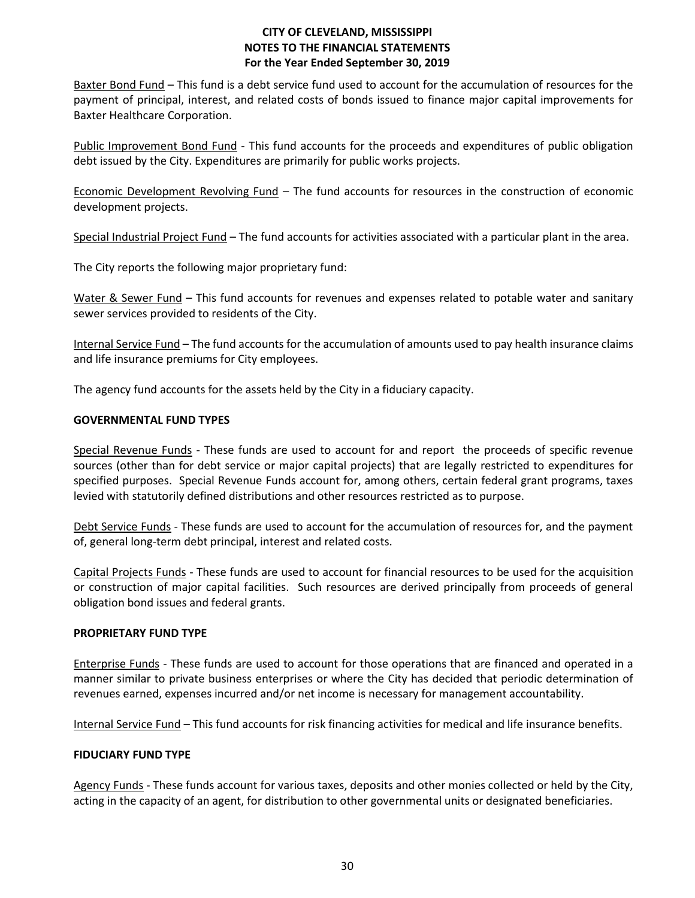Baxter Bond Fund – This fund is a debt service fund used to account for the accumulation of resources for the payment of principal, interest, and related costs of bonds issued to finance major capital improvements for Baxter Healthcare Corporation.

Public Improvement Bond Fund - This fund accounts for the proceeds and expenditures of public obligation debt issued by the City. Expenditures are primarily for public works projects.

Economic Development Revolving Fund – The fund accounts for resources in the construction of economic development projects.

Special Industrial Project Fund – The fund accounts for activities associated with a particular plant in the area.

The City reports the following major proprietary fund:

Water & Sewer Fund – This fund accounts for revenues and expenses related to potable water and sanitary sewer services provided to residents of the City.

Internal Service Fund – The fund accounts for the accumulation of amounts used to pay health insurance claims and life insurance premiums for City employees.

The agency fund accounts for the assets held by the City in a fiduciary capacity.

**GOVERNMENTAL FUND TYPES**

Special Revenue Funds - These funds are used to account for and report the proceeds of specific revenue sources (other than for debt service or major capital projects) that are legally restricted to expenditures for specified purposes. Special Revenue Funds account for, among others, certain federal grant programs, taxes levied with statutorily defined distributions and other resources restricted as to purpose.

Debt Service Funds - These funds are used to account for the accumulation of resources for, and the payment of, general long-term debt principal, interest and related costs.

Capital Projects Funds - These funds are used to account for financial resources to be used for the acquisition or construction of major capital facilities. Such resources are derived principally from proceeds of general obligation bond issues and federal grants.

**PROPRIETARY FUND TYPE**

Enterprise Funds - These funds are used to account for those operations that are financed and operated in a manner similar to private business enterprises or where the City has decided that periodic determination of revenues earned, expenses incurred and/or net income is necessary for management accountability.

Internal Service Fund – This fund accounts for risk financing activities for medical and life insurance benefits.

**FIDUCIARY FUND TYPE**

Agency Funds - These funds account for various taxes, deposits and other monies collected or held by the City, acting in the capacity of an agent, for distribution to other governmental units or designated beneficiaries.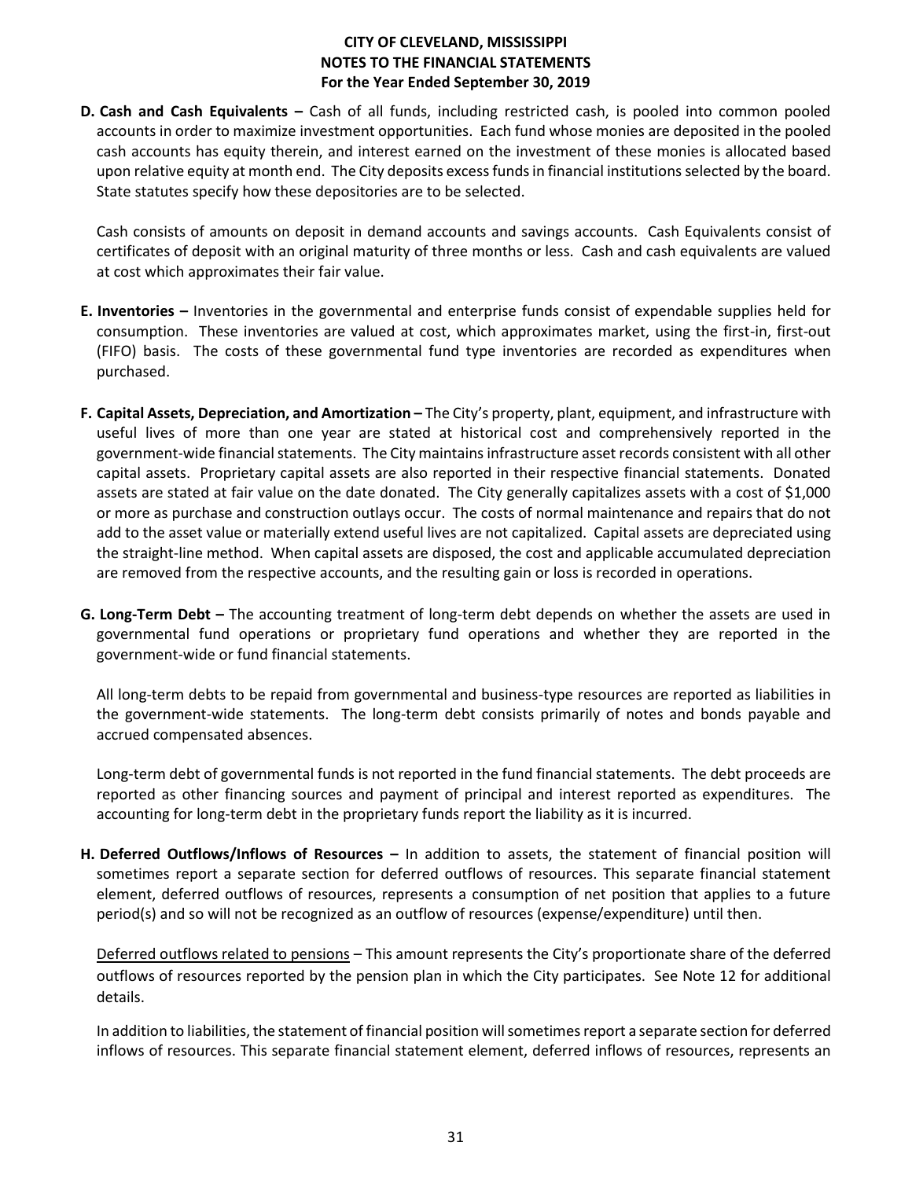**D. Cash and Cash Equivalents –** Cash of all funds, including restricted cash, is pooled into common pooled accounts in order to maximize investment opportunities. Each fund whose monies are deposited in the pooled cash accounts has equity therein, and interest earned on the investment of these monies is allocated based upon relative equity at month end. The City deposits excess funds in financial institutions selected by the board. State statutes specify how these depositories are to be selected.

Cash consists of amounts on deposit in demand accounts and savings accounts. Cash Equivalents consist of certificates of deposit with an original maturity of three months or less. Cash and cash equivalents are valued at cost which approximates their fair value.

**E. Inventories –** Inventories in the governmental and enterprise funds consist of expendable supplies held for consumption. These inventories are valued at cost, which approximates market, using the first-in, first-out (FIFO) basis. The costs of these governmental fund type inventories are recorded as expenditures when purchased.

**F. Capital Assets, Depreciation, and Amortization –** The City's property, plant, equipment, and infrastructure with useful lives of more than one year are stated at historical cost and comprehensively reported in the government-wide financial statements. The City maintains infrastructure asset records consistent with all other capital assets. Proprietary capital assets are also reported in their respective financial statements. Donated assets are stated at fair value on the date donated. The City generally capitalizes assets with a cost of $1,000 or more as purchase and construction outlays occur. The costs of normal maintenance and repairs that do not add to the asset value or materially extend useful lives are not capitalized. Capital assets are depreciated using the straight-line method. When capital assets are disposed, the cost and applicable accumulated depreciation are removed from the respective accounts, and the resulting gain or loss is recorded in operations.

**G. Long-Term Debt –** The accounting treatment of long-term debt depends on whether the assets are used in governmental fund operations or proprietary fund operations and whether they are reported in the government-wide or fund financial statements.

All long-term debts to be repaid from governmental and business-type resources are reported as liabilities in the government-wide statements. The long-term debt consists primarily of notes and bonds payable and accrued compensated absences.

Long-term debt of governmental funds is not reported in the fund financial statements. The debt proceeds are reported as other financing sources and payment of principal and interest reported as expenditures. The accounting for long-term debt in the proprietary funds report the liability as it is incurred.

**H. Deferred Outflows/Inflows of Resources –** In addition to assets, the statement of financial position will sometimes report a separate section for deferred outflows of resources. This separate financial statement element, deferred outflows of resources, represents a consumption of net position that applies to a future period(s) and so will not be recognized as an outflow of resources (expense/expenditure) until then.

Deferred outflows related to pensions – This amount represents the City's proportionate share of the deferred outflows of resources reported by the pension plan in which the City participates. See Note 12 for additional details.

In addition to liabilities, the statement of financial position will sometimes report a separate section for deferred inflows of resources. This separate financial statement element, deferred inflows of resources, represents an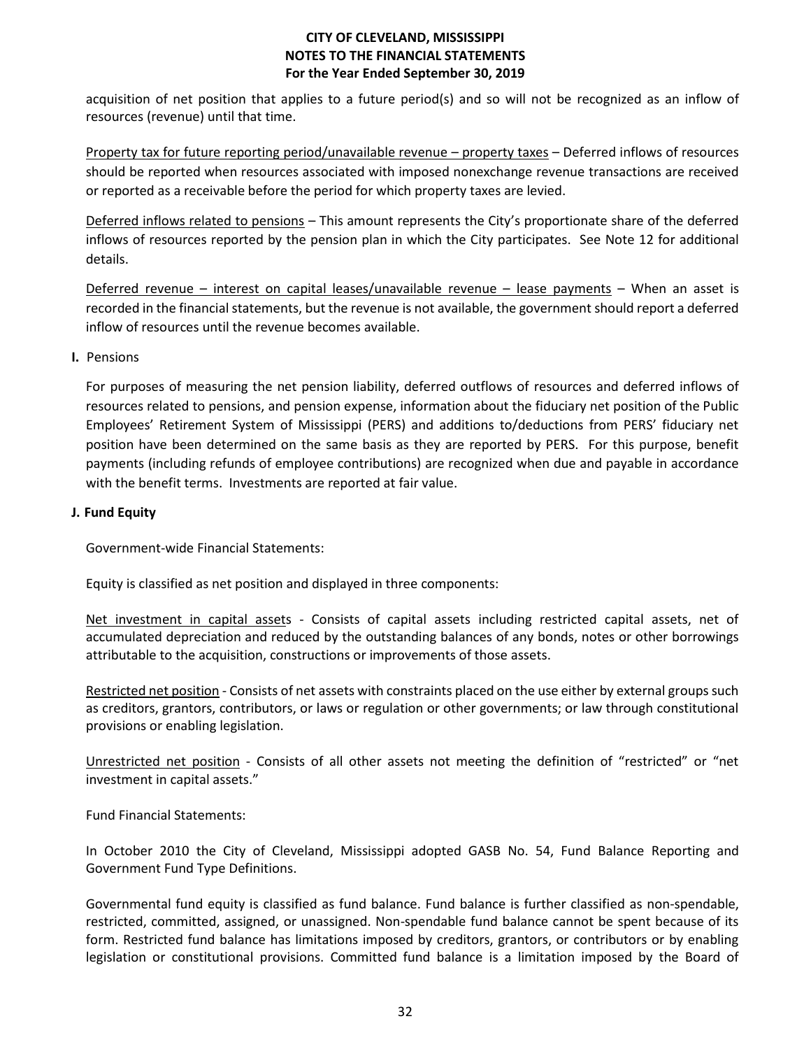acquisition of net position that applies to a future period(s) and so will not be recognized as an inflow of resources (revenue) until that time.

Property tax for future reporting period/unavailable revenue – property taxes – Deferred inflows of resources should be reported when resources associated with imposed nonexchange revenue transactions are received or reported as a receivable before the period for which property taxes are levied.

Deferred inflows related to pensions – This amount represents the City's proportionate share of the deferred inflows of resources reported by the pension plan in which the City participates. See Note 12 for additional details.

Deferred revenue – interest on capital leases/unavailable revenue – lease payments – When an asset is recorded in the financial statements, but the revenue is not available, the government should report a deferred inflow of resources until the revenue becomes available.

**I.** Pensions

For purposes of measuring the net pension liability, deferred outflows of resources and deferred inflows of resources related to pensions, and pension expense, information about the fiduciary net position of the Public Employees' Retirement System of Mississippi (PERS) and additions to/deductions from PERS' fiduciary net position have been determined on the same basis as they are reported by PERS. For this purpose, benefit payments (including refunds of employee contributions) are recognized when due and payable in accordance with the benefit terms. Investments are reported at fair value.

**J. Fund Equity**

Government-wide Financial Statements:

Equity is classified as net position and displayed in three components:

Net investment in capital assets - Consists of capital assets including restricted capital assets, net of accumulated depreciation and reduced by the outstanding balances of any bonds, notes or other borrowings attributable to the acquisition, constructions or improvements of those assets.

Restricted net position - Consists of net assets with constraints placed on the use either by external groups such as creditors, grantors, contributors, or laws or regulation or other governments; or law through constitutional provisions or enabling legislation.

Unrestricted net position - Consists of all other assets not meeting the definition of "restricted" or "net investment in capital assets."

Fund Financial Statements:

In October 2010 the City of Cleveland, Mississippi adopted GASB No. 54, Fund Balance Reporting and Government Fund Type Definitions.

Governmental fund equity is classified as fund balance. Fund balance is further classified as non-spendable, restricted, committed, assigned, or unassigned. Non-spendable fund balance cannot be spent because of its form. Restricted fund balance has limitations imposed by creditors, grantors, or contributors or by enabling legislation or constitutional provisions. Committed fund balance is a limitation imposed by the Board of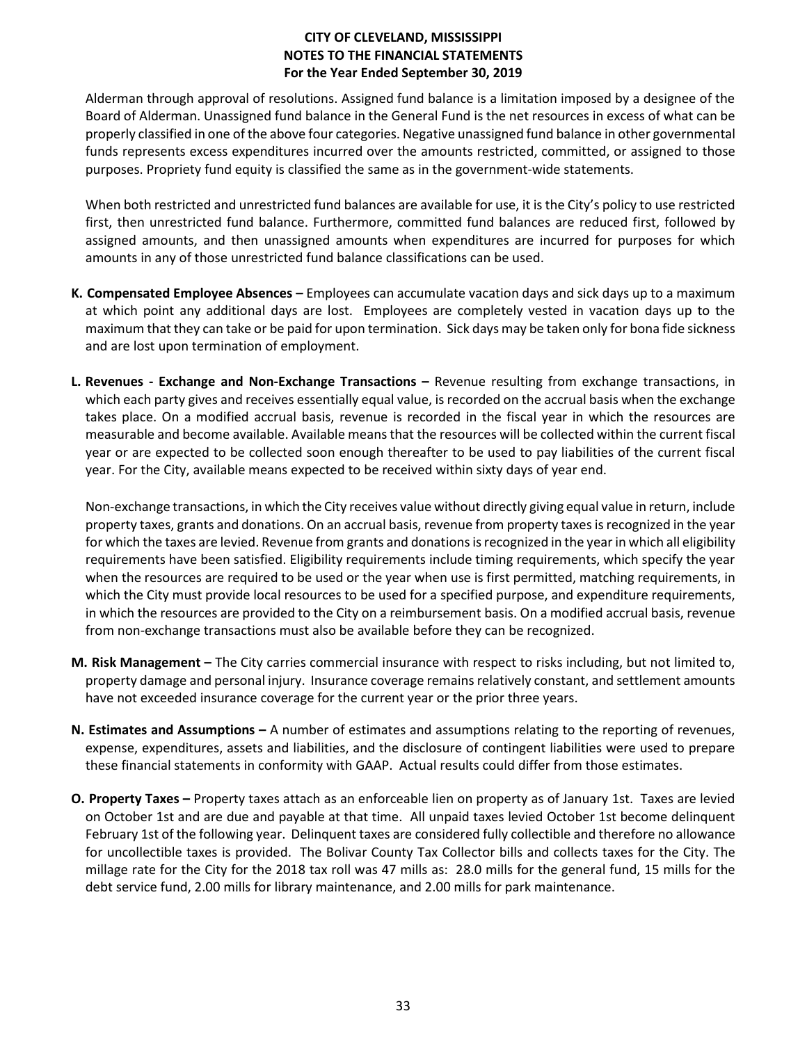Alderman through approval of resolutions. Assigned fund balance is a limitation imposed by a designee of the Board of Alderman. Unassigned fund balance in the General Fund is the net resources in excess of what can be properly classified in one of the above four categories. Negative unassigned fund balance in other governmental funds represents excess expenditures incurred over the amounts restricted, committed, or assigned to those purposes. Propriety fund equity is classified the same as in the government-wide statements.

When both restricted and unrestricted fund balances are available for use, it is the City's policy to use restricted first, then unrestricted fund balance. Furthermore, committed fund balances are reduced first, followed by assigned amounts, and then unassigned amounts when expenditures are incurred for purposes for which amounts in any of those unrestricted fund balance classifications can be used.

**K. Compensated Employee Absences –** Employees can accumulate vacation days and sick days up to a maximum at which point any additional days are lost. Employees are completely vested in vacation days up to the maximum that they can take or be paid for upon termination. Sick days may be taken only for bona fide sickness and are lost upon termination of employment.

**L. Revenues - Exchange and Non-Exchange Transactions –** Revenue resulting from exchange transactions, in which each party gives and receives essentially equal value, is recorded on the accrual basis when the exchange takes place. On a modified accrual basis, revenue is recorded in the fiscal year in which the resources are measurable and become available. Available means that the resources will be collected within the current fiscal year or are expected to be collected soon enough thereafter to be used to pay liabilities of the current fiscal year. For the City, available means expected to be received within sixty days of year end.

Non-exchange transactions, in which the City receives value without directly giving equal value in return, include property taxes, grants and donations. On an accrual basis, revenue from property taxes is recognized in the year for which the taxes are levied. Revenue from grants and donations is recognized in the year in which all eligibility requirements have been satisfied. Eligibility requirements include timing requirements, which specify the year when the resources are required to be used or the year when use is first permitted, matching requirements, in which the City must provide local resources to be used for a specified purpose, and expenditure requirements, in which the resources are provided to the City on a reimbursement basis. On a modified accrual basis, revenue from non-exchange transactions must also be available before they can be recognized.

**M. Risk Management –** The City carries commercial insurance with respect to risks including, but not limited to, property damage and personal injury. Insurance coverage remains relatively constant, and settlement amounts have not exceeded insurance coverage for the current year or the prior three years.

**N. Estimates and Assumptions –** A number of estimates and assumptions relating to the reporting of revenues, expense, expenditures, assets and liabilities, and the disclosure of contingent liabilities were used to prepare these financial statements in conformity with GAAP. Actual results could differ from those estimates.

**O. Property Taxes –** Property taxes attach as an enforceable lien on property as of January 1st. Taxes are levied on October 1st and are due and payable at that time. All unpaid taxes levied October 1st become delinquent February 1st of the following year. Delinquent taxes are considered fully collectible and therefore no allowance for uncollectible taxes is provided. The Bolivar County Tax Collector bills and collects taxes for the City. The millage rate for the City for the 2018 tax roll was 47 mills as: 28.0 mills for the general fund, 15 mills for the debt service fund, 2.00 mills for library maintenance, and 2.00 mills for park maintenance.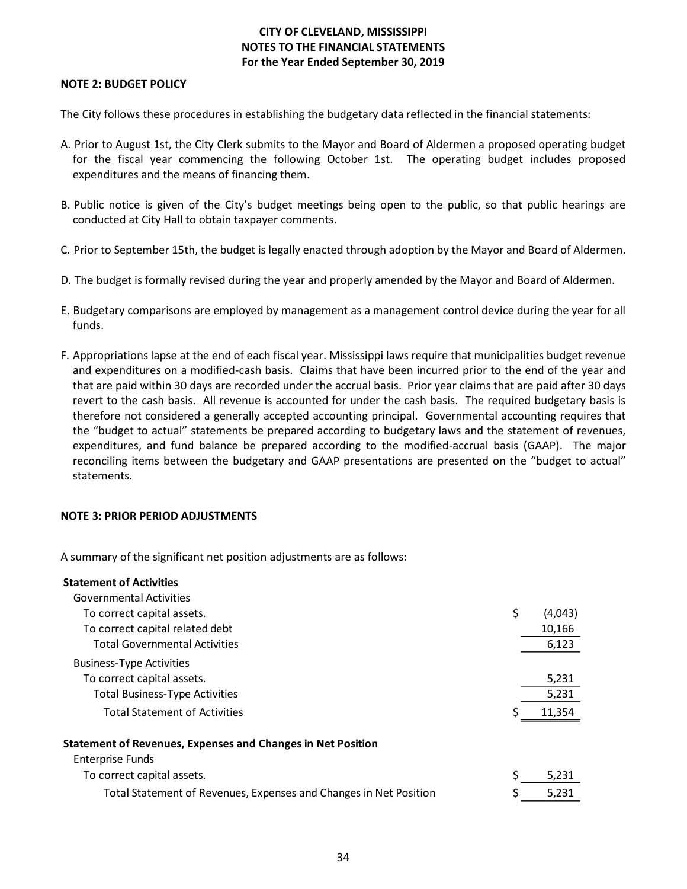**CITY OF CLEVELAND, MISSISSIPPI**
**NOTES TO THE FINANCIAL STATEMENTS**
**For the Year Ended September 30, 2019**

## NOTE 2: BUDGET POLICY

The City follows these procedures in establishing the budgetary data reflected in the financial statements:

A. Prior to August 1st, the City Clerk submits to the Mayor and Board of Aldermen a proposed operating budget for the fiscal year commencing the following October 1st. The operating budget includes proposed expenditures and the means of financing them.

B. Public notice is given of the City's budget meetings being open to the public, so that public hearings are conducted at City Hall to obtain taxpayer comments.

C. Prior to September 15th, the budget is legally enacted through adoption by the Mayor and Board of Aldermen.

D. The budget is formally revised during the year and properly amended by the Mayor and Board of Aldermen.

E. Budgetary comparisons are employed by management as a management control device during the year for all funds.

F. Appropriations lapse at the end of each fiscal year. Mississippi laws require that municipalities budget revenue and expenditures on a modified-cash basis. Claims that have been incurred prior to the end of the year and that are paid within 30 days are recorded under the accrual basis. Prior year claims that are paid after 30 days revert to the cash basis. All revenue is accounted for under the cash basis. The required budgetary basis is therefore not considered a generally accepted accounting principal. Governmental accounting requires that the "budget to actual" statements be prepared according to budgetary laws and the statement of revenues, expenditures, and fund balance be prepared according to the modified-accrual basis (GAAP). The major reconciling items between the budgetary and GAAP presentations are presented on the "budget to actual" statements.

## NOTE 3: PRIOR PERIOD ADJUSTMENTS

A summary of the significant net position adjustments are as follows:

| | |
|---|---|
| **Statement of Activities** | |
| Governmental Activities | |
| To correct capital assets. | $ (4,043) |
| To correct capital related debt | 10,166 |
| Total Governmental Activities | 6,123 |
| Business-Type Activities | |
| To correct capital assets. | 5,231 |
| Total Business-Type Activities | 5,231 |
| Total Statement of Activities | $ 11,354 |
| **Statement of Revenues, Expenses and Changes in Net Position** | |
| Enterprise Funds | |
| To correct capital assets. | $ 5,231 |
| Total Statement of Revenues, Expenses and Changes in Net Position | $ 5,231 |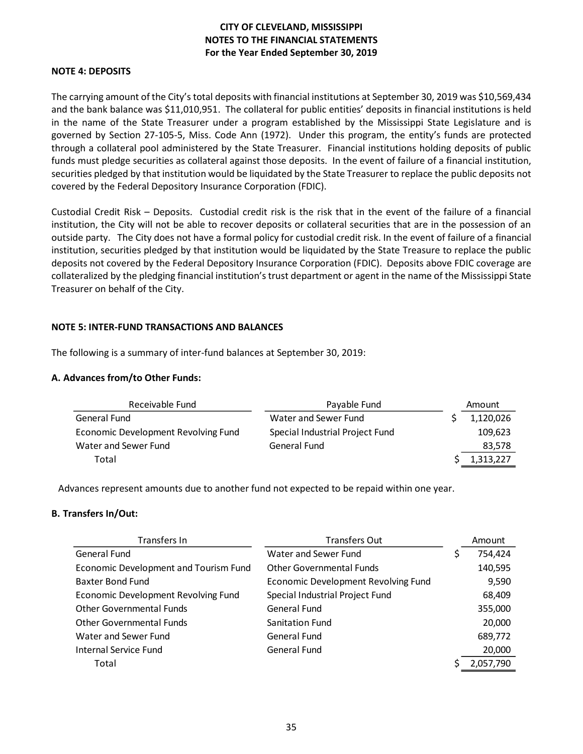**CITY OF CLEVELAND, MISSISSIPPI**
**NOTES TO THE FINANCIAL STATEMENTS**
**For the Year Ended September 30, 2019**

## NOTE 4: DEPOSITS

The carrying amount of the City's total deposits with financial institutions at September 30, 2019 was $10,569,434 and the bank balance was $11,010,951. The collateral for public entities' deposits in financial institutions is held in the name of the State Treasurer under a program established by the Mississippi State Legislature and is governed by Section 27-105-5, Miss. Code Ann (1972). Under this program, the entity's funds are protected through a collateral pool administered by the State Treasurer. Financial institutions holding deposits of public funds must pledge securities as collateral against those deposits. In the event of failure of a financial institution, securities pledged by that institution would be liquidated by the State Treasurer to replace the public deposits not covered by the Federal Depository Insurance Corporation (FDIC).

Custodial Credit Risk – Deposits. Custodial credit risk is the risk that in the event of the failure of a financial institution, the City will not be able to recover deposits or collateral securities that are in the possession of an outside party. The City does not have a formal policy for custodial credit risk. In the event of failure of a financial institution, securities pledged by that institution would be liquidated by the State Treasure to replace the public deposits not covered by the Federal Depository Insurance Corporation (FDIC). Deposits above FDIC coverage are collateralized by the pledging financial institution's trust department or agent in the name of the Mississippi State Treasurer on behalf of the City.

## NOTE 5: INTER-FUND TRANSACTIONS AND BALANCES

The following is a summary of inter-fund balances at September 30, 2019:

### A. Advances from/to Other Funds:

| Receivable Fund | Payable Fund | Amount |
|---|---|---|
| General Fund | Water and Sewer Fund | $ 1,120,026 |
| Economic Development Revolving Fund | Special Industrial Project Fund | 109,623 |
| Water and Sewer Fund | General Fund | 83,578 |
| Total | | $ 1,313,227 |

Advances represent amounts due to another fund not expected to be repaid within one year.

### B. Transfers In/Out:

| Transfers In | Transfers Out | Amount |
|---|---|---|
| General Fund | Water and Sewer Fund | $ 754,424 |
| Economic Development and Tourism Fund | Other Governmental Funds | 140,595 |
| Baxter Bond Fund | Economic Development Revolving Fund | 9,590 |
| Economic Development Revolving Fund | Special Industrial Project Fund | 68,409 |
| Other Governmental Funds | General Fund | 355,000 |
| Other Governmental Funds | Sanitation Fund | 20,000 |
| Water and Sewer Fund | General Fund | 689,772 |
| Internal Service Fund | General Fund | 20,000 |
| Total | | $ 2,057,790 |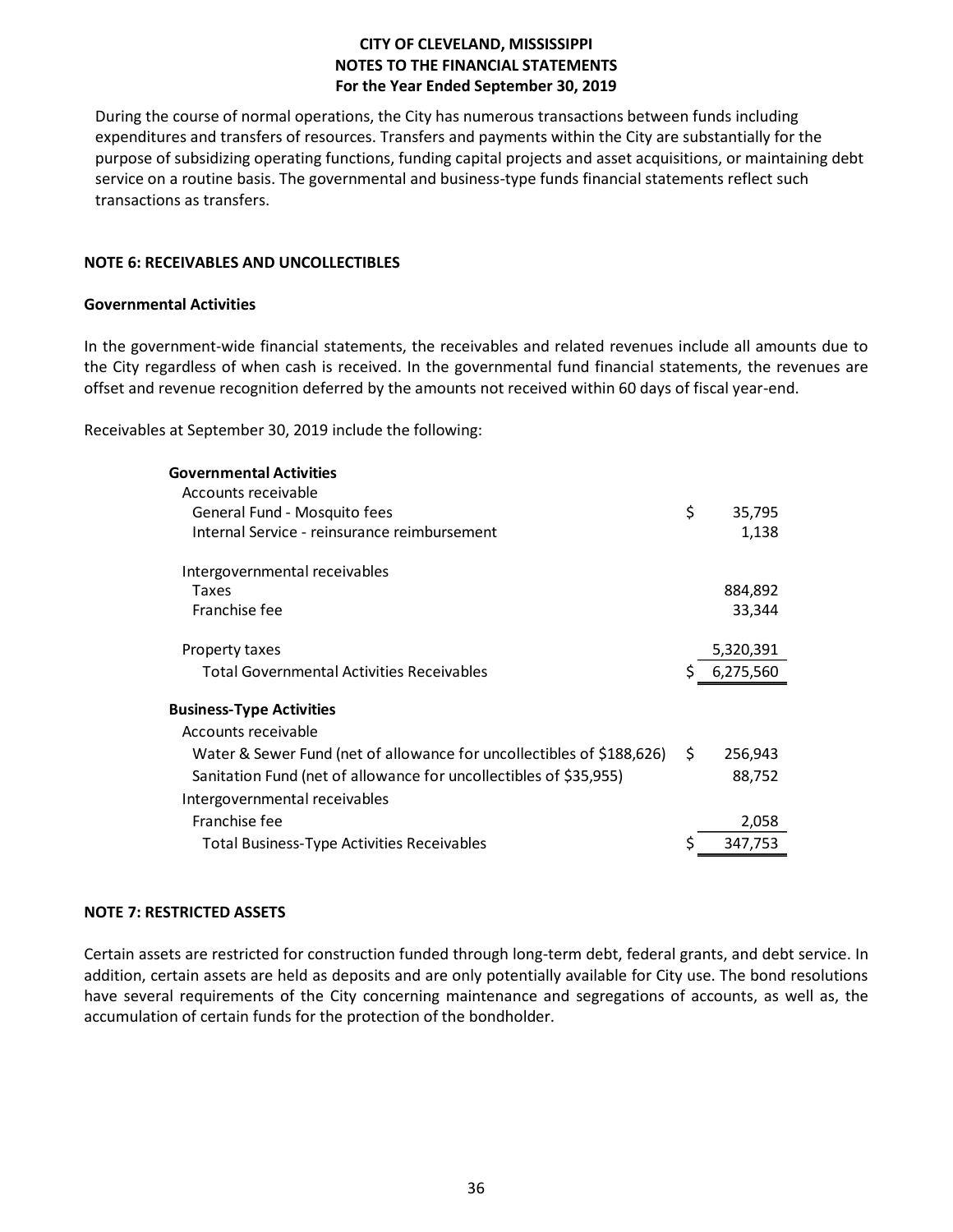During the course of normal operations, the City has numerous transactions between funds including expenditures and transfers of resources. Transfers and payments within the City are substantially for the purpose of subsidizing operating functions, funding capital projects and asset acquisitions, or maintaining debt service on a routine basis. The governmental and business-type funds financial statements reflect such transactions as transfers.

## NOTE 6: RECEIVABLES AND UNCOLLECTIBLES

### Governmental Activities

In the government-wide financial statements, the receivables and related revenues include all amounts due to the City regardless of when cash is received. In the governmental fund financial statements, the revenues are offset and revenue recognition deferred by the amounts not received within 60 days of fiscal year-end.

Receivables at September 30, 2019 include the following:

| | |
|---|---|
| **Governmental Activities** | |
| Accounts receivable | |
| General Fund - Mosquito fees | $ 35,795 |
| Internal Service - reinsurance reimbursement | 1,138 |
| Intergovernmental receivables | |
| Taxes | 884,892 |
| Franchise fee | 33,344 |
| Property taxes | 5,320,391 |
| Total Governmental Activities Receivables | $ 6,275,560 |
| **Business-Type Activities** | |
| Accounts receivable | |
| Water & Sewer Fund (net of allowance for uncollectibles of $188,626) | $ 256,943 |
| Sanitation Fund (net of allowance for uncollectibles of $35,955) | 88,752 |
| Intergovernmental receivables | |
| Franchise fee | 2,058 |
| Total Business-Type Activities Receivables | $ 347,753 |

## NOTE 7: RESTRICTED ASSETS

Certain assets are restricted for construction funded through long-term debt, federal grants, and debt service. In addition, certain assets are held as deposits and are only potentially available for City use. The bond resolutions have several requirements of the City concerning maintenance and segregations of accounts, as well as, the accumulation of certain funds for the protection of the bondholder.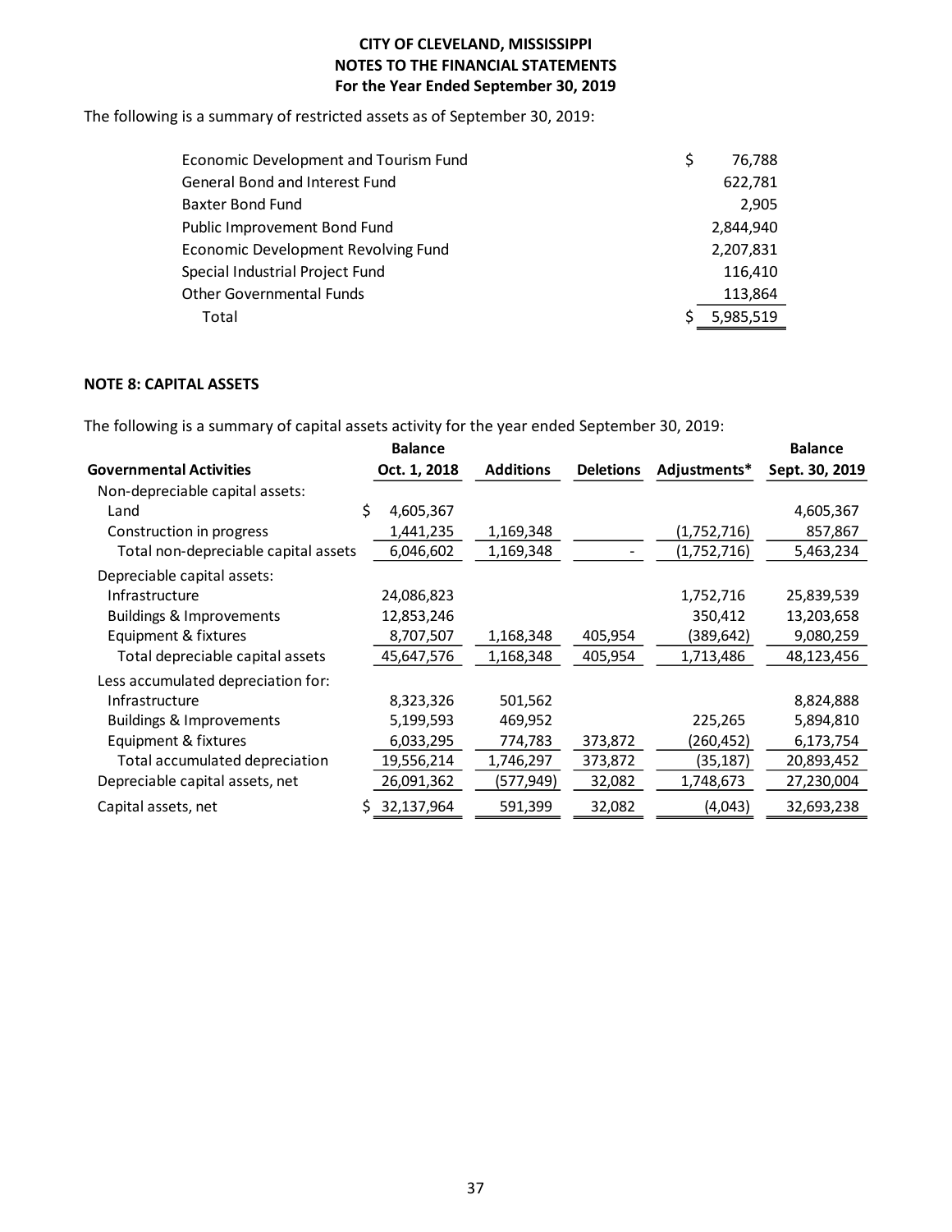# CITY OF CLEVELAND, MISSISSIPPI
## NOTES TO THE FINANCIAL STATEMENTS
### For the Year Ended September 30, 2019

The following is a summary of restricted assets as of September 30, 2019:

| | |
|---|---:|
| Economic Development and Tourism Fund | $ 76,788 |
| General Bond and Interest Fund | 622,781 |
| Baxter Bond Fund | 2,905 |
| Public Improvement Bond Fund | 2,844,940 |
| Economic Development Revolving Fund | 2,207,831 |
| Special Industrial Project Fund | 116,410 |
| Other Governmental Funds | 113,864 |
| Total | $ 5,985,519 |

**NOTE 8: CAPITAL ASSETS**

The following is a summary of capital assets activity for the year ended September 30, 2019:

| Governmental Activities | Balance Oct. 1, 2018 | Additions | Deletions | Adjustments* | Balance Sept. 30, 2019 |
|---|---:|---:|---:|---:|---:|
| Non-depreciable capital assets: | | | | | |
| Land | $ 4,605,367 | | | | 4,605,367 |
| Construction in progress | 1,441,235 | 1,169,348 | | (1,752,716) | 857,867 |
| Total non-depreciable capital assets | 6,046,602 | 1,169,348 | - | (1,752,716) | 5,463,234 |
| Depreciable capital assets: | | | | | |
| Infrastructure | 24,086,823 | | | 1,752,716 | 25,839,539 |
| Buildings & Improvements | 12,853,246 | | | 350,412 | 13,203,658 |
| Equipment & fixtures | 8,707,507 | 1,168,348 | 405,954 | (389,642) | 9,080,259 |
| Total depreciable capital assets | 45,647,576 | 1,168,348 | 405,954 | 1,713,486 | 48,123,456 |
| Less accumulated depreciation for: | | | | | |
| Infrastructure | 8,323,326 | 501,562 | | | 8,824,888 |
| Buildings & Improvements | 5,199,593 | 469,952 | | 225,265 | 5,894,810 |
| Equipment & fixtures | 6,033,295 | 774,783 | 373,872 | (260,452) | 6,173,754 |
| Total accumulated depreciation | 19,556,214 | 1,746,297 | 373,872 | (35,187) | 20,893,452 |
| Depreciable capital assets, net | 26,091,362 | (577,949) | 32,082 | 1,748,673 | 27,230,004 |
| Capital assets, net | $ 32,137,964 | 591,399 | 32,082 | (4,043) | 32,693,238 |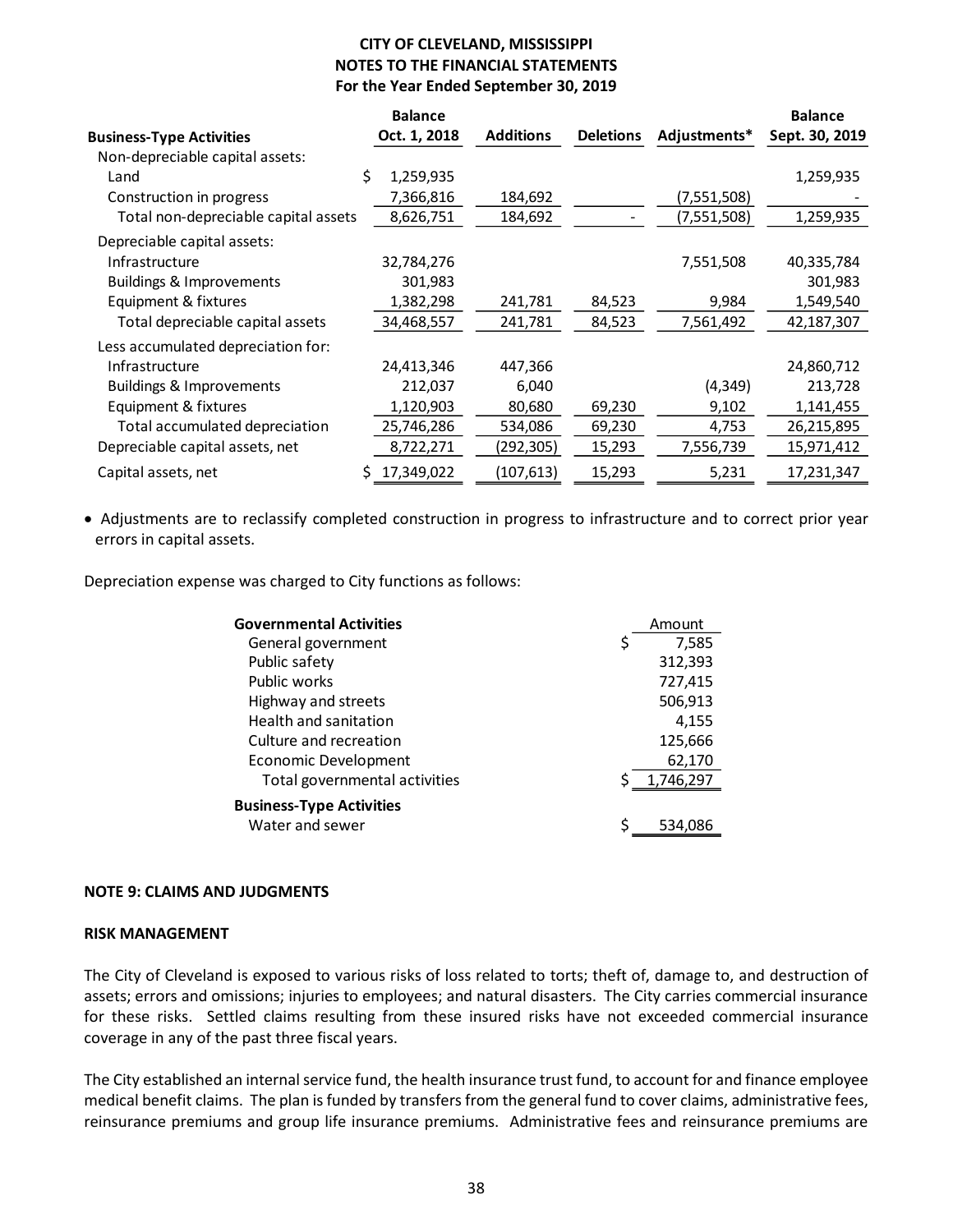**CITY OF CLEVELAND, MISSISSIPPI**
**NOTES TO THE FINANCIAL STATEMENTS**
**For the Year Ended September 30, 2019**

| Business-Type Activities | Balance Oct. 1, 2018 | Additions | Deletions | Adjustments* | Balance Sept. 30, 2019 |
|---|---|---|---|---|---|
| Non-depreciable capital assets: | | | | | |
| Land | $ 1,259,935 | | | | 1,259,935 |
| Construction in progress | 7,366,816 | 184,692 | | (7,551,508) | - |
| Total non-depreciable capital assets | 8,626,751 | 184,692 | - | (7,551,508) | 1,259,935 |
| Depreciable capital assets: | | | | | |
| Infrastructure | 32,784,276 | | | 7,551,508 | 40,335,784 |
| Buildings & Improvements | 301,983 | | | | 301,983 |
| Equipment & fixtures | 1,382,298 | 241,781 | 84,523 | 9,984 | 1,549,540 |
| Total depreciable capital assets | 34,468,557 | 241,781 | 84,523 | 7,561,492 | 42,187,307 |
| Less accumulated depreciation for: | | | | | |
| Infrastructure | 24,413,346 | 447,366 | | | 24,860,712 |
| Buildings & Improvements | 212,037 | 6,040 | | (4,349) | 213,728 |
| Equipment & fixtures | 1,120,903 | 80,680 | 69,230 | 9,102 | 1,141,455 |
| Total accumulated depreciation | 25,746,286 | 534,086 | 69,230 | 4,753 | 26,215,895 |
| Depreciable capital assets, net | 8,722,271 | (292,305) | 15,293 | 7,556,739 | 15,971,412 |
| Capital assets, net | $ 17,349,022 | (107,613) | 15,293 | 5,231 | 17,231,347 |

- Adjustments are to reclassify completed construction in progress to infrastructure and to correct prior year errors in capital assets.

Depreciation expense was charged to City functions as follows:

| | Amount |
|---|---|
| **Governmental Activities** | |
| General government | $ 7,585 |
| Public safety | 312,393 |
| Public works | 727,415 |
| Highway and streets | 506,913 |
| Health and sanitation | 4,155 |
| Culture and recreation | 125,666 |
| Economic Development | 62,170 |
| Total governmental activities | $ 1,746,297 |
| **Business-Type Activities** | |
| Water and sewer | $ 534,086 |

## NOTE 9: CLAIMS AND JUDGMENTS

### RISK MANAGEMENT

The City of Cleveland is exposed to various risks of loss related to torts; theft of, damage to, and destruction of assets; errors and omissions; injuries to employees; and natural disasters. The City carries commercial insurance for these risks. Settled claims resulting from these insured risks have not exceeded commercial insurance coverage in any of the past three fiscal years.

The City established an internal service fund, the health insurance trust fund, to account for and finance employee medical benefit claims. The plan is funded by transfers from the general fund to cover claims, administrative fees, reinsurance premiums and group life insurance premiums. Administrative fees and reinsurance premiums are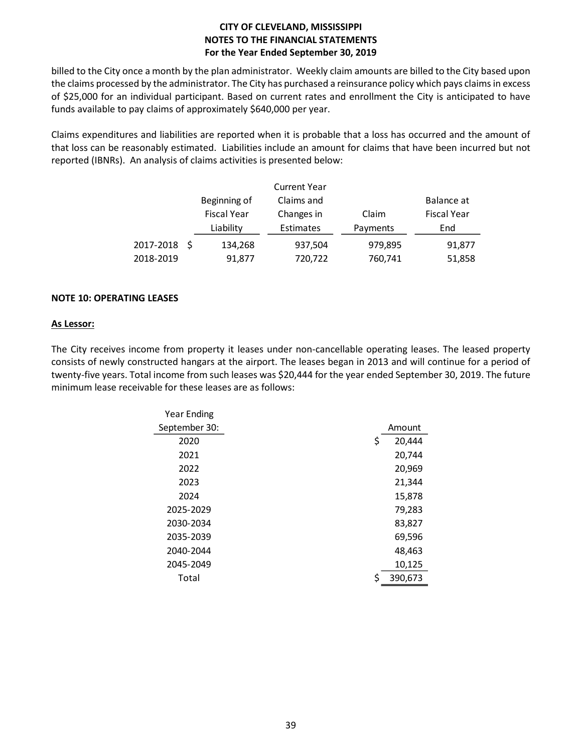billed to the City once a month by the plan administrator. Weekly claim amounts are billed to the City based upon the claims processed by the administrator. The City has purchased a reinsurance policy which pays claims in excess of $25,000 for an individual participant. Based on current rates and enrollment the City is anticipated to have funds available to pay claims of approximately $640,000 per year.

Claims expenditures and liabilities are reported when it is probable that a loss has occurred and the amount of that loss can be reasonably estimated. Liabilities include an amount for claims that have been incurred but not reported (IBNRs). An analysis of claims activities is presented below:

| | Beginning of Fiscal Year Liability | Current Year Claims and Changes in Estimates | Claim Payments | Balance at Fiscal Year End |
|---|---|---|---|---|
| 2017-2018 | $ 134,268 | 937,504 | 979,895 | 91,877 |
| 2018-2019 | 91,877 | 720,722 | 760,741 | 51,858 |

**NOTE 10: OPERATING LEASES**

**As Lessor:**

The City receives income from property it leases under non-cancellable operating leases. The leased property consists of newly constructed hangars at the airport. The leases began in 2013 and will continue for a period of twenty-five years. Total income from such leases was $20,444 for the year ended September 30, 2019. The future minimum lease receivable for these leases are as follows:

| Year Ending September 30: | Amount |
|---|---|
| 2020 | $ 20,444 |
| 2021 | 20,744 |
| 2022 | 20,969 |
| 2023 | 21,344 |
| 2024 | 15,878 |
| 2025-2029 | 79,283 |
| 2030-2034 | 83,827 |
| 2035-2039 | 69,596 |
| 2040-2044 | 48,463 |
| 2045-2049 | 10,125 |
| Total | $ 390,673 |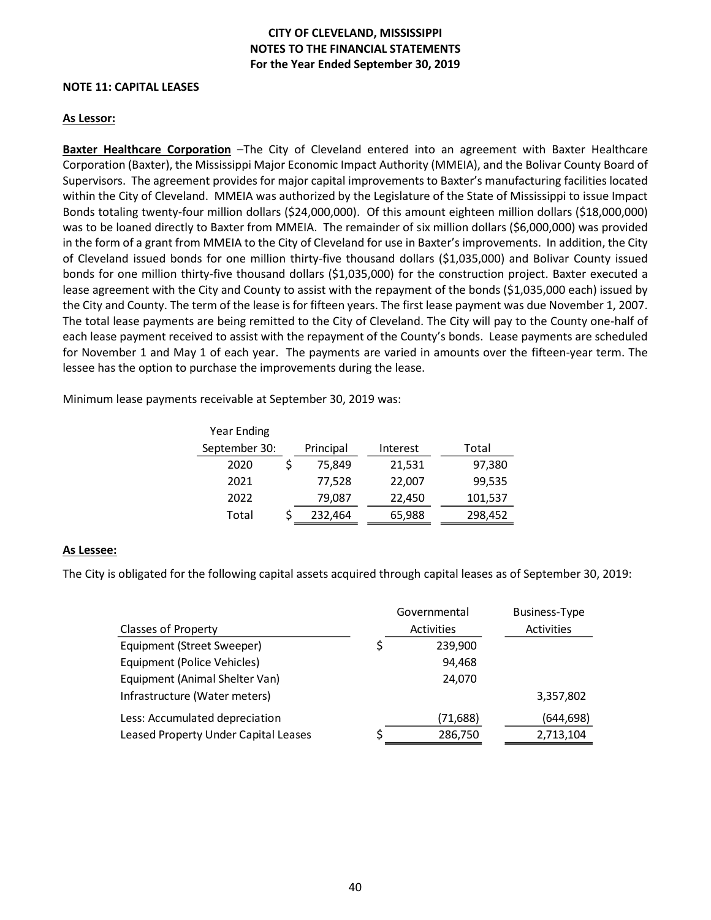# CITY OF CLEVELAND, MISSISSIPPI
## NOTES TO THE FINANCIAL STATEMENTS
### For the Year Ended September 30, 2019

**NOTE 11: CAPITAL LEASES**

**As Lessor:**

**Baxter Healthcare Corporation** –The City of Cleveland entered into an agreement with Baxter Healthcare Corporation (Baxter), the Mississippi Major Economic Impact Authority (MMEIA), and the Bolivar County Board of Supervisors. The agreement provides for major capital improvements to Baxter's manufacturing facilities located within the City of Cleveland. MMEIA was authorized by the Legislature of the State of Mississippi to issue Impact Bonds totaling twenty-four million dollars ($24,000,000). Of this amount eighteen million dollars ($18,000,000) was to be loaned directly to Baxter from MMEIA. The remainder of six million dollars ($6,000,000) was provided in the form of a grant from MMEIA to the City of Cleveland for use in Baxter's improvements. In addition, the City of Cleveland issued bonds for one million thirty-five thousand dollars ($1,035,000) and Bolivar County issued bonds for one million thirty-five thousand dollars ($1,035,000) for the construction project. Baxter executed a lease agreement with the City and County to assist with the repayment of the bonds ($1,035,000 each) issued by the City and County. The term of the lease is for fifteen years. The first lease payment was due November 1, 2007. The total lease payments are being remitted to the City of Cleveland. The City will pay to the County one-half of each lease payment received to assist with the repayment of the County's bonds. Lease payments are scheduled for November 1 and May 1 of each year. The payments are varied in amounts over the fifteen-year term. The lessee has the option to purchase the improvements during the lease.

Minimum lease payments receivable at September 30, 2019 was:

| Year Ending September 30: | Principal | Interest | Total |
|---|---|---|---|
| 2020 | $ 75,849 | 21,531 | 97,380 |
| 2021 | 77,528 | 22,007 | 99,535 |
| 2022 | 79,087 | 22,450 | 101,537 |
| Total | $ 232,464 | 65,988 | 298,452 |

**As Lessee:**

The City is obligated for the following capital assets acquired through capital leases as of September 30, 2019:

| Classes of Property | Governmental Activities | Business-Type Activities |
|---|---|---|
| Equipment (Street Sweeper) | $ 239,900 | |
| Equipment (Police Vehicles) | 94,468 | |
| Equipment (Animal Shelter Van) | 24,070 | |
| Infrastructure (Water meters) | | 3,357,802 |
| Less: Accumulated depreciation | (71,688) | (644,698) |
| Leased Property Under Capital Leases | $ 286,750 | 2,713,104 |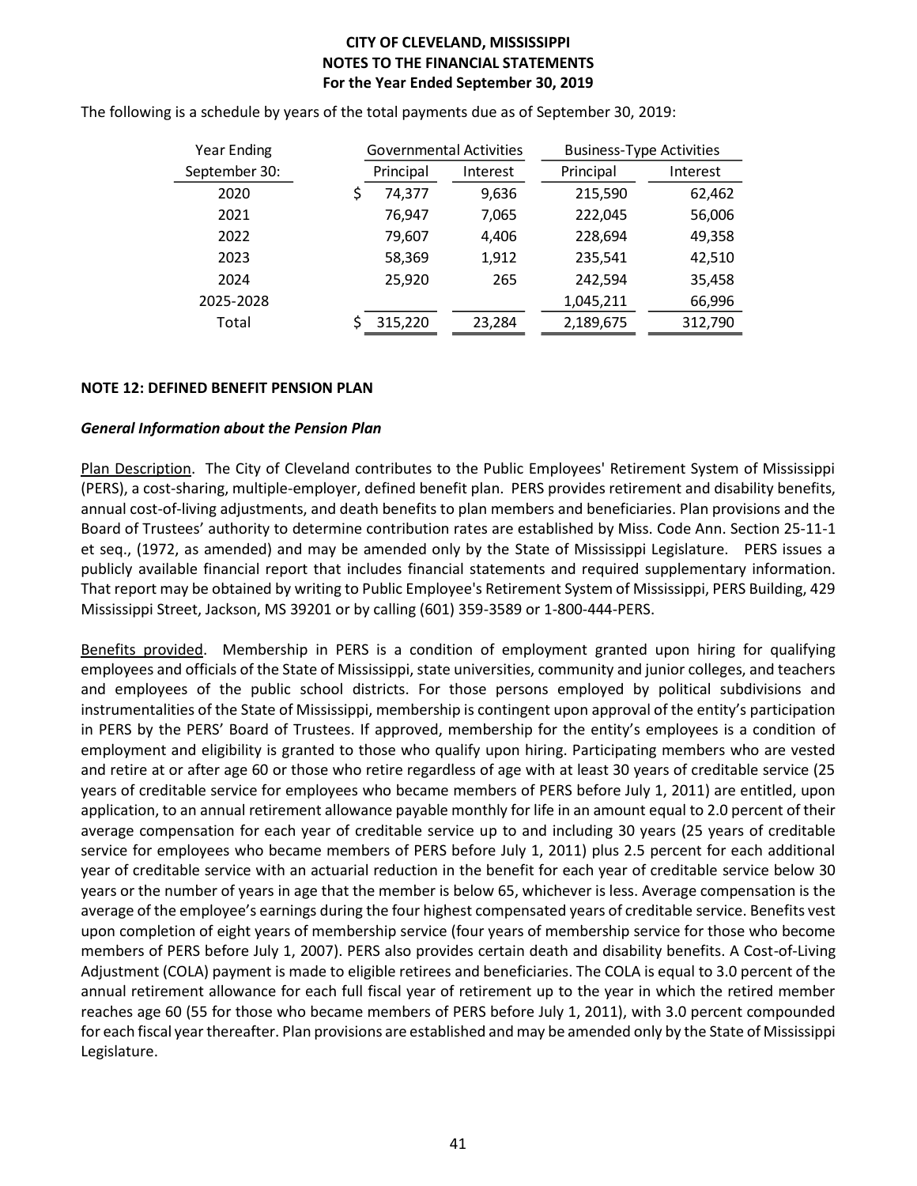The following is a schedule by years of the total payments due as of September 30, 2019:

| Year Ending | Governmental Activities | | Business-Type Activities | |
|---|---|---|---|---|
| September 30: | Principal | Interest | Principal | Interest |
| 2020 | $ 74,377 | 9,636 | 215,590 | 62,462 |
| 2021 | 76,947 | 7,065 | 222,045 | 56,006 |
| 2022 | 79,607 | 4,406 | 228,694 | 49,358 |
| 2023 | 58,369 | 1,912 | 235,541 | 42,510 |
| 2024 | 25,920 | 265 | 242,594 | 35,458 |
| 2025-2028 | | | 1,045,211 | 66,996 |
| Total | $ 315,220 | 23,284 | 2,189,675 | 312,790 |

**NOTE 12: DEFINED BENEFIT PENSION PLAN**

***General Information about the Pension Plan***

Plan Description. The City of Cleveland contributes to the Public Employees' Retirement System of Mississippi (PERS), a cost-sharing, multiple-employer, defined benefit plan. PERS provides retirement and disability benefits, annual cost-of-living adjustments, and death benefits to plan members and beneficiaries. Plan provisions and the Board of Trustees' authority to determine contribution rates are established by Miss. Code Ann. Section 25-11-1 et seq., (1972, as amended) and may be amended only by the State of Mississippi Legislature. PERS issues a publicly available financial report that includes financial statements and required supplementary information. That report may be obtained by writing to Public Employee's Retirement System of Mississippi, PERS Building, 429 Mississippi Street, Jackson, MS 39201 or by calling (601) 359-3589 or 1-800-444-PERS.

Benefits provided. Membership in PERS is a condition of employment granted upon hiring for qualifying employees and officials of the State of Mississippi, state universities, community and junior colleges, and teachers and employees of the public school districts. For those persons employed by political subdivisions and instrumentalities of the State of Mississippi, membership is contingent upon approval of the entity's participation in PERS by the PERS' Board of Trustees. If approved, membership for the entity's employees is a condition of employment and eligibility is granted to those who qualify upon hiring. Participating members who are vested and retire at or after age 60 or those who retire regardless of age with at least 30 years of creditable service (25 years of creditable service for employees who became members of PERS before July 1, 2011) are entitled, upon application, to an annual retirement allowance payable monthly for life in an amount equal to 2.0 percent of their average compensation for each year of creditable service up to and including 30 years (25 years of creditable service for employees who became members of PERS before July 1, 2011) plus 2.5 percent for each additional year of creditable service with an actuarial reduction in the benefit for each year of creditable service below 30 years or the number of years in age that the member is below 65, whichever is less. Average compensation is the average of the employee's earnings during the four highest compensated years of creditable service. Benefits vest upon completion of eight years of membership service (four years of membership service for those who become members of PERS before July 1, 2007). PERS also provides certain death and disability benefits. A Cost-of-Living Adjustment (COLA) payment is made to eligible retirees and beneficiaries. The COLA is equal to 3.0 percent of the annual retirement allowance for each full fiscal year of retirement up to the year in which the retired member reaches age 60 (55 for those who became members of PERS before July 1, 2011), with 3.0 percent compounded for each fiscal year thereafter. Plan provisions are established and may be amended only by the State of Mississippi Legislature.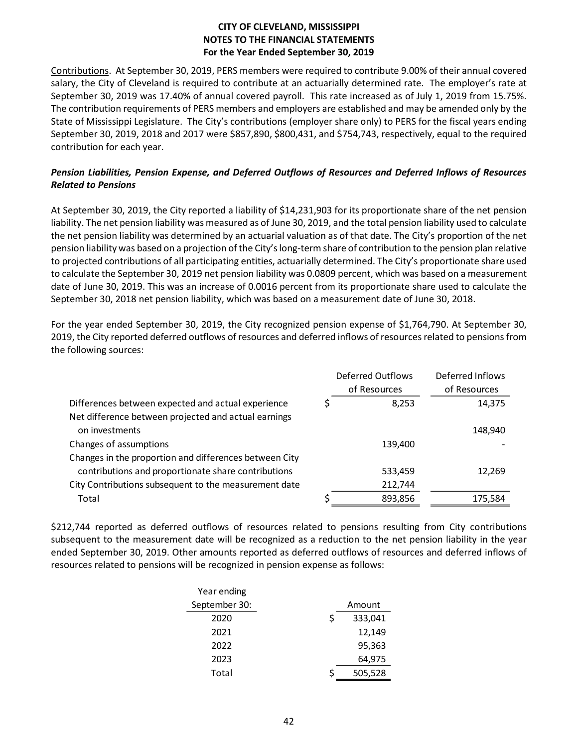**CITY OF CLEVELAND, MISSISSIPPI**
**NOTES TO THE FINANCIAL STATEMENTS**
**For the Year Ended September 30, 2019**

Contributions. At September 30, 2019, PERS members were required to contribute 9.00% of their annual covered salary, the City of Cleveland is required to contribute at an actuarially determined rate. The employer's rate at September 30, 2019 was 17.40% of annual covered payroll. This rate increased as of July 1, 2019 from 15.75%. The contribution requirements of PERS members and employers are established and may be amended only by the State of Mississippi Legislature. The City's contributions (employer share only) to PERS for the fiscal years ending September 30, 2019, 2018 and 2017 were $857,890, $800,431, and $754,743, respectively, equal to the required contribution for each year.

***Pension Liabilities, Pension Expense, and Deferred Outflows of Resources and Deferred Inflows of Resources Related to Pensions***

At September 30, 2019, the City reported a liability of $14,231,903 for its proportionate share of the net pension liability. The net pension liability was measured as of June 30, 2019, and the total pension liability used to calculate the net pension liability was determined by an actuarial valuation as of that date. The City's proportion of the net pension liability was based on a projection of the City's long-term share of contribution to the pension plan relative to projected contributions of all participating entities, actuarially determined. The City's proportionate share used to calculate the September 30, 2019 net pension liability was 0.0809 percent, which was based on a measurement date of June 30, 2019. This was an increase of 0.0016 percent from its proportionate share used to calculate the September 30, 2018 net pension liability, which was based on a measurement date of June 30, 2018.

For the year ended September 30, 2019, the City recognized pension expense of $1,764,790. At September 30, 2019, the City reported deferred outflows of resources and deferred inflows of resources related to pensions from the following sources:

| | Deferred Outflows of Resources | Deferred Inflows of Resources |
|---|---|---|
| Differences between expected and actual experience | $ 8,253 | 14,375 |
| Net difference between projected and actual earnings on investments | | 148,940 |
| Changes of assumptions | 139,400 | - |
| Changes in the proportion and differences between City contributions and proportionate share contributions | 533,459 | 12,269 |
| City Contributions subsequent to the measurement date | 212,744 | |
| Total | $ 893,856 | 175,584 |

$212,744 reported as deferred outflows of resources related to pensions resulting from City contributions subsequent to the measurement date will be recognized as a reduction to the net pension liability in the year ended September 30, 2019. Other amounts reported as deferred outflows of resources and deferred inflows of resources related to pensions will be recognized in pension expense as follows:

| Year ending September 30: | Amount |
|---|---|
| 2020 | $ 333,041 |
| 2021 | 12,149 |
| 2022 | 95,363 |
| 2023 | 64,975 |
| Total | $ 505,528 |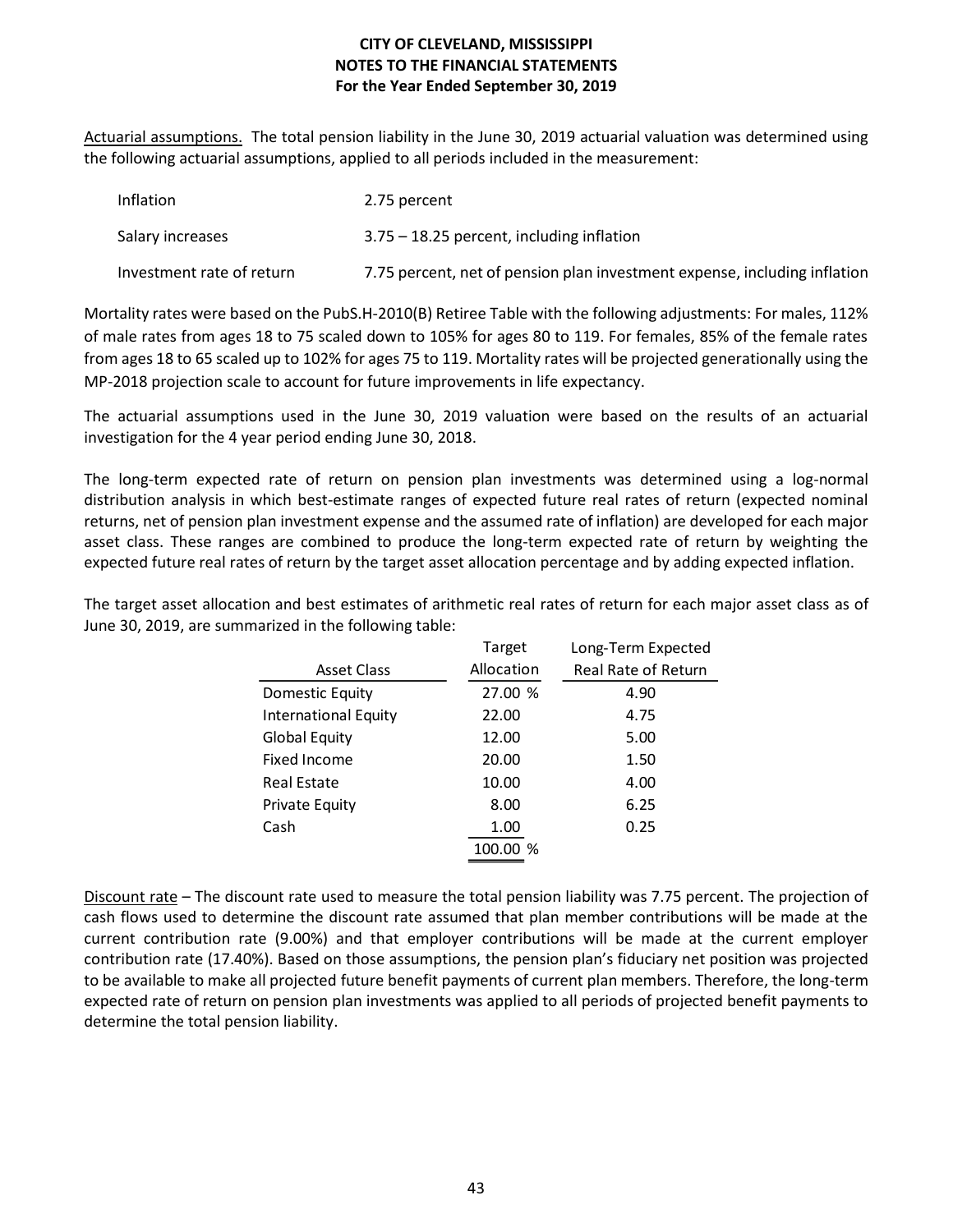Actuarial assumptions. The total pension liability in the June 30, 2019 actuarial valuation was determined using the following actuarial assumptions, applied to all periods included in the measurement:

| | |
|---|---|
| Inflation | 2.75 percent |
| Salary increases | 3.75 – 18.25 percent, including inflation |
| Investment rate of return | 7.75 percent, net of pension plan investment expense, including inflation |

Mortality rates were based on the PubS.H-2010(B) Retiree Table with the following adjustments: For males, 112% of male rates from ages 18 to 75 scaled down to 105% for ages 80 to 119. For females, 85% of the female rates from ages 18 to 65 scaled up to 102% for ages 75 to 119. Mortality rates will be projected generationally using the MP-2018 projection scale to account for future improvements in life expectancy.

The actuarial assumptions used in the June 30, 2019 valuation were based on the results of an actuarial investigation for the 4 year period ending June 30, 2018.

The long-term expected rate of return on pension plan investments was determined using a log-normal distribution analysis in which best-estimate ranges of expected future real rates of return (expected nominal returns, net of pension plan investment expense and the assumed rate of inflation) are developed for each major asset class. These ranges are combined to produce the long-term expected rate of return by weighting the expected future real rates of return by the target asset allocation percentage and by adding expected inflation.

The target asset allocation and best estimates of arithmetic real rates of return for each major asset class as of June 30, 2019, are summarized in the following table:

| Asset Class | Target Allocation | Long-Term Expected Real Rate of Return |
|---|---|---|
| Domestic Equity | 27.00 % | 4.90 |
| International Equity | 22.00 | 4.75 |
| Global Equity | 12.00 | 5.00 |
| Fixed Income | 20.00 | 1.50 |
| Real Estate | 10.00 | 4.00 |
| Private Equity | 8.00 | 6.25 |
| Cash | 1.00 | 0.25 |
| | 100.00 % | |

Discount rate – The discount rate used to measure the total pension liability was 7.75 percent. The projection of cash flows used to determine the discount rate assumed that plan member contributions will be made at the current contribution rate (9.00%) and that employer contributions will be made at the current employer contribution rate (17.40%). Based on those assumptions, the pension plan's fiduciary net position was projected to be available to make all projected future benefit payments of current plan members. Therefore, the long-term expected rate of return on pension plan investments was applied to all periods of projected benefit payments to determine the total pension liability.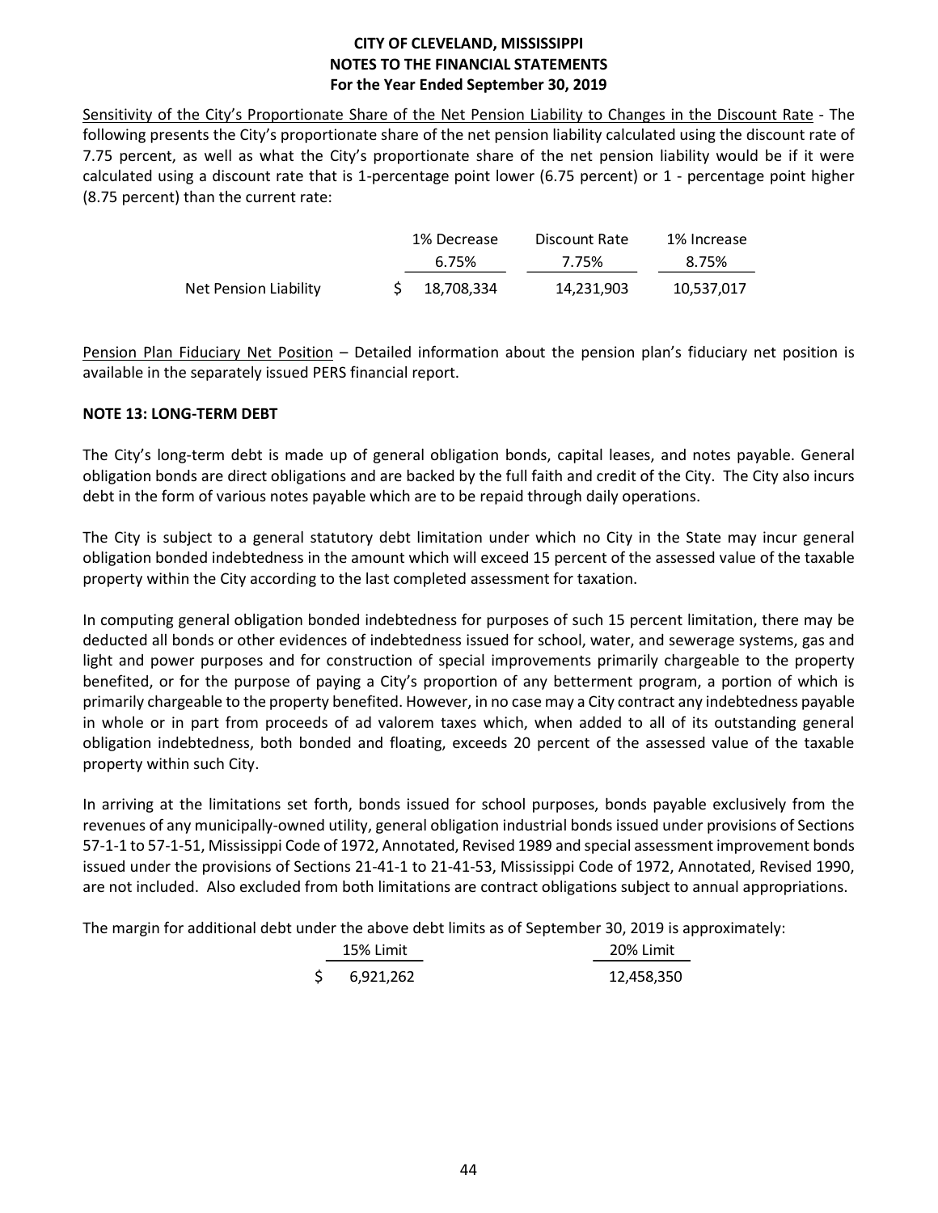Sensitivity of the City's Proportionate Share of the Net Pension Liability to Changes in the Discount Rate - The following presents the City's proportionate share of the net pension liability calculated using the discount rate of 7.75 percent, as well as what the City's proportionate share of the net pension liability would be if it were calculated using a discount rate that is 1-percentage point lower (6.75 percent) or 1 - percentage point higher (8.75 percent) than the current rate:

| | 1% Decrease 6.75% | Discount Rate 7.75% | 1% Increase 8.75% |
|---|---|---|---|
| Net Pension Liability | $ 18,708,334 | 14,231,903 | 10,537,017 |

Pension Plan Fiduciary Net Position – Detailed information about the pension plan's fiduciary net position is available in the separately issued PERS financial report.

**NOTE 13: LONG-TERM DEBT**

The City's long-term debt is made up of general obligation bonds, capital leases, and notes payable. General obligation bonds are direct obligations and are backed by the full faith and credit of the City. The City also incurs debt in the form of various notes payable which are to be repaid through daily operations.

The City is subject to a general statutory debt limitation under which no City in the State may incur general obligation bonded indebtedness in the amount which will exceed 15 percent of the assessed value of the taxable property within the City according to the last completed assessment for taxation.

In computing general obligation bonded indebtedness for purposes of such 15 percent limitation, there may be deducted all bonds or other evidences of indebtedness issued for school, water, and sewerage systems, gas and light and power purposes and for construction of special improvements primarily chargeable to the property benefited, or for the purpose of paying a City's proportion of any betterment program, a portion of which is primarily chargeable to the property benefited. However, in no case may a City contract any indebtedness payable in whole or in part from proceeds of ad valorem taxes which, when added to all of its outstanding general obligation indebtedness, both bonded and floating, exceeds 20 percent of the assessed value of the taxable property within such City.

In arriving at the limitations set forth, bonds issued for school purposes, bonds payable exclusively from the revenues of any municipally-owned utility, general obligation industrial bonds issued under provisions of Sections 57-1-1 to 57-1-51, Mississippi Code of 1972, Annotated, Revised 1989 and special assessment improvement bonds issued under the provisions of Sections 21-41-1 to 21-41-53, Mississippi Code of 1972, Annotated, Revised 1990, are not included. Also excluded from both limitations are contract obligations subject to annual appropriations.

The margin for additional debt under the above debt limits as of September 30, 2019 is approximately:

| 15% Limit | 20% Limit |
|---|---|
| $ 6,921,262 | 12,458,350 |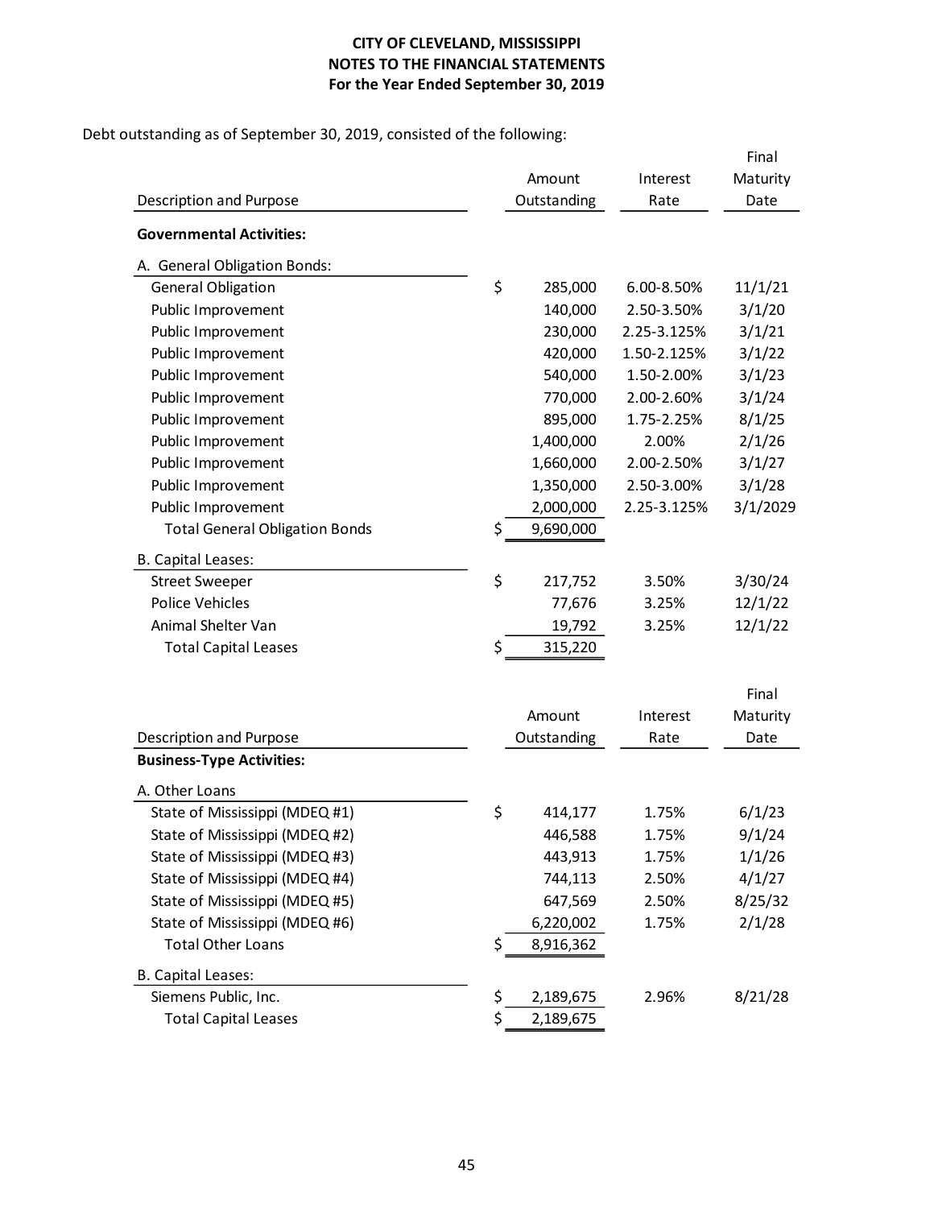**CITY OF CLEVELAND, MISSISSIPPI**
**NOTES TO THE FINANCIAL STATEMENTS**
**For the Year Ended September 30, 2019**

Debt outstanding as of September 30, 2019, consisted of the following:

| Description and Purpose | Amount Outstanding | Interest Rate | Final Maturity Date |
|---|---|---|---|
| **Governmental Activities:** | | | |
| A. General Obligation Bonds: | | | |
| General Obligation | $ 285,000 | 6.00-8.50% | 11/1/21 |
| Public Improvement | 140,000 | 2.50-3.50% | 3/1/20 |
| Public Improvement | 230,000 | 2.25-3.125% | 3/1/21 |
| Public Improvement | 420,000 | 1.50-2.125% | 3/1/22 |
| Public Improvement | 540,000 | 1.50-2.00% | 3/1/23 |
| Public Improvement | 770,000 | 2.00-2.60% | 3/1/24 |
| Public Improvement | 895,000 | 1.75-2.25% | 8/1/25 |
| Public Improvement | 1,400,000 | 2.00% | 2/1/26 |
| Public Improvement | 1,660,000 | 2.00-2.50% | 3/1/27 |
| Public Improvement | 1,350,000 | 2.50-3.00% | 3/1/28 |
| Public Improvement | 2,000,000 | 2.25-3.125% | 3/1/2029 |
| Total General Obligation Bonds | $ 9,690,000 | | |
| B. Capital Leases: | | | |
| Street Sweeper | $ 217,752 | 3.50% | 3/30/24 |
| Police Vehicles | 77,676 | 3.25% | 12/1/22 |
| Animal Shelter Van | 19,792 | 3.25% | 12/1/22 |
| Total Capital Leases | $ 315,220 | | |

| Description and Purpose | Amount Outstanding | Interest Rate | Final Maturity Date |
|---|---|---|---|
| **Business-Type Activities:** | | | |
| A. Other Loans | | | |
| State of Mississippi (MDEQ #1) | $ 414,177 | 1.75% | 6/1/23 |
| State of Mississippi (MDEQ #2) | 446,588 | 1.75% | 9/1/24 |
| State of Mississippi (MDEQ #3) | 443,913 | 1.75% | 1/1/26 |
| State of Mississippi (MDEQ #4) | 744,113 | 2.50% | 4/1/27 |
| State of Mississippi (MDEQ #5) | 647,569 | 2.50% | 8/25/32 |
| State of Mississippi (MDEQ #6) | 6,220,002 | 1.75% | 2/1/28 |
| Total Other Loans | $ 8,916,362 | | |
| B. Capital Leases: | | | |
| Siemens Public, Inc. | $ 2,189,675 | 2.96% | 8/21/28 |
| Total Capital Leases | $ 2,189,675 | | |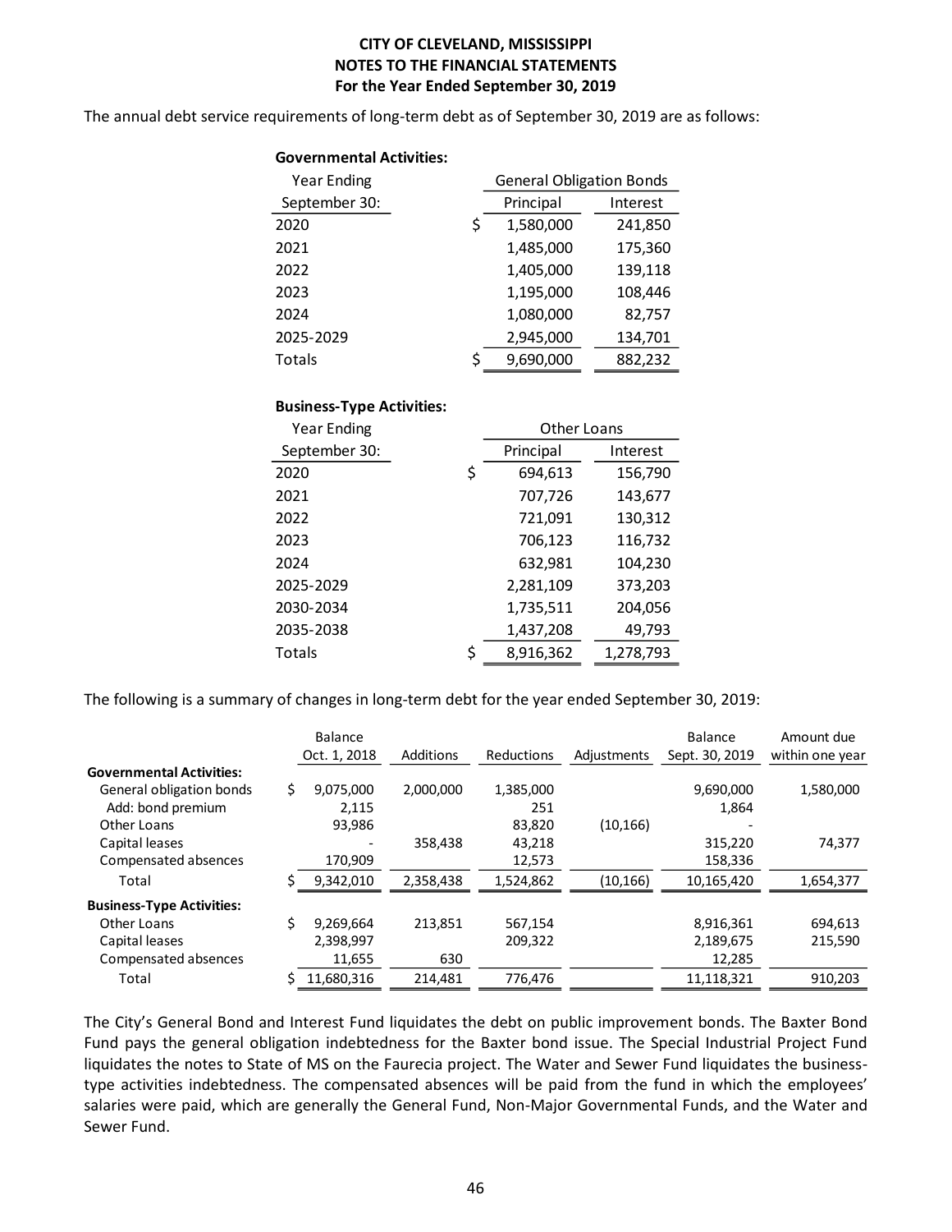**CITY OF CLEVELAND, MISSISSIPPI**
**NOTES TO THE FINANCIAL STATEMENTS**
**For the Year Ended September 30, 2019**

The annual debt service requirements of long-term debt as of September 30, 2019 are as follows:

**Governmental Activities:**

| Year Ending September 30: | General Obligation Bonds Principal | Interest |
|---|---|---|
| 2020 | $ 1,580,000 | 241,850 |
| 2021 | 1,485,000 | 175,360 |
| 2022 | 1,405,000 | 139,118 |
| 2023 | 1,195,000 | 108,446 |
| 2024 | 1,080,000 | 82,757 |
| 2025-2029 | 2,945,000 | 134,701 |
| Totals | $ 9,690,000 | 882,232 |

**Business-Type Activities:**

| Year Ending September 30: | Other Loans Principal | Interest |
|---|---|---|
| 2020 | $ 694,613 | 156,790 |
| 2021 | 707,726 | 143,677 |
| 2022 | 721,091 | 130,312 |
| 2023 | 706,123 | 116,732 |
| 2024 | 632,981 | 104,230 |
| 2025-2029 | 2,281,109 | 373,203 |
| 2030-2034 | 1,735,511 | 204,056 |
| 2035-2038 | 1,437,208 | 49,793 |
| Totals | $ 8,916,362 | 1,278,793 |

The following is a summary of changes in long-term debt for the year ended September 30, 2019:

| | Balance Oct. 1, 2018 | Additions | Reductions | Adjustments | Balance Sept. 30, 2019 | Amount due within one year |
|---|---|---|---|---|---|---|
| **Governmental Activities:** | | | | | | |
| General obligation bonds | $ 9,075,000 | 2,000,000 | 1,385,000 | | 9,690,000 | 1,580,000 |
| Add: bond premium | 2,115 | | 251 | | 1,864 | |
| Other Loans | 93,986 | | 83,820 | (10,166) | - | |
| Capital leases | - | 358,438 | 43,218 | | 315,220 | 74,377 |
| Compensated absences | 170,909 | | 12,573 | | 158,336 | |
| Total | $ 9,342,010 | 2,358,438 | 1,524,862 | (10,166) | 10,165,420 | 1,654,377 |
| **Business-Type Activities:** | | | | | | |
| Other Loans | $ 9,269,664 | 213,851 | 567,154 | | 8,916,361 | 694,613 |
| Capital leases | 2,398,997 | | 209,322 | | 2,189,675 | 215,590 |
| Compensated absences | 11,655 | 630 | | | 12,285 | |
| Total | $ 11,680,316 | 214,481 | 776,476 | | 11,118,321 | 910,203 |

The City's General Bond and Interest Fund liquidates the debt on public improvement bonds. The Baxter Bond Fund pays the general obligation indebtedness for the Baxter bond issue. The Special Industrial Project Fund liquidates the notes to State of MS on the Faurecia project. The Water and Sewer Fund liquidates the business-type activities indebtedness. The compensated absences will be paid from the fund in which the employees' salaries were paid, which are generally the General Fund, Non-Major Governmental Funds, and the Water and Sewer Fund.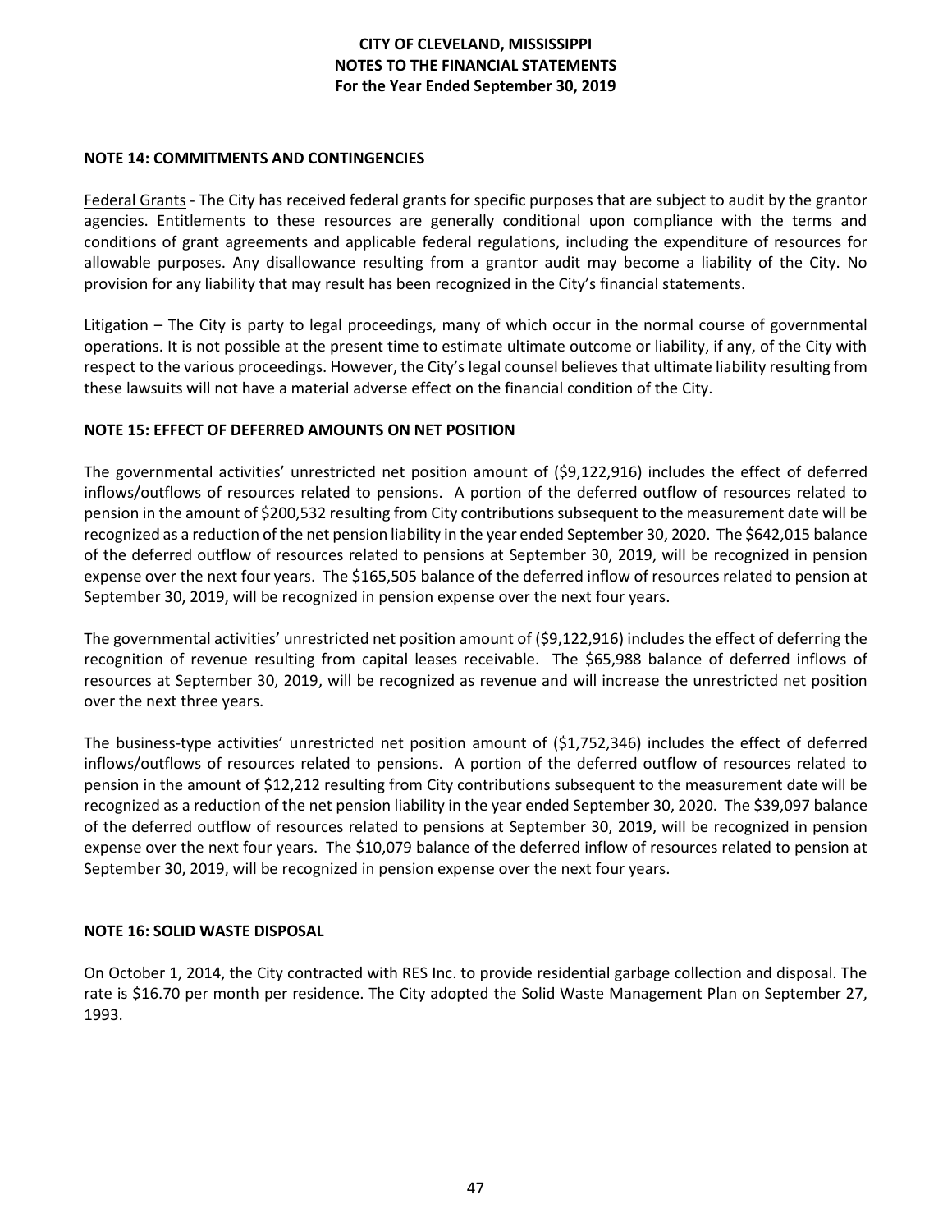## NOTE 14: COMMITMENTS AND CONTINGENCIES

Federal Grants - The City has received federal grants for specific purposes that are subject to audit by the grantor agencies. Entitlements to these resources are generally conditional upon compliance with the terms and conditions of grant agreements and applicable federal regulations, including the expenditure of resources for allowable purposes. Any disallowance resulting from a grantor audit may become a liability of the City. No provision for any liability that may result has been recognized in the City's financial statements.

Litigation – The City is party to legal proceedings, many of which occur in the normal course of governmental operations. It is not possible at the present time to estimate ultimate outcome or liability, if any, of the City with respect to the various proceedings. However, the City's legal counsel believes that ultimate liability resulting from these lawsuits will not have a material adverse effect on the financial condition of the City.

## NOTE 15: EFFECT OF DEFERRED AMOUNTS ON NET POSITION

The governmental activities' unrestricted net position amount of ($9,122,916) includes the effect of deferred inflows/outflows of resources related to pensions. A portion of the deferred outflow of resources related to pension in the amount of $200,532 resulting from City contributions subsequent to the measurement date will be recognized as a reduction of the net pension liability in the year ended September 30, 2020. The $642,015 balance of the deferred outflow of resources related to pensions at September 30, 2019, will be recognized in pension expense over the next four years. The $165,505 balance of the deferred inflow of resources related to pension at September 30, 2019, will be recognized in pension expense over the next four years.

The governmental activities' unrestricted net position amount of ($9,122,916) includes the effect of deferring the recognition of revenue resulting from capital leases receivable. The $65,988 balance of deferred inflows of resources at September 30, 2019, will be recognized as revenue and will increase the unrestricted net position over the next three years.

The business-type activities' unrestricted net position amount of ($1,752,346) includes the effect of deferred inflows/outflows of resources related to pensions. A portion of the deferred outflow of resources related to pension in the amount of $12,212 resulting from City contributions subsequent to the measurement date will be recognized as a reduction of the net pension liability in the year ended September 30, 2020. The $39,097 balance of the deferred outflow of resources related to pensions at September 30, 2019, will be recognized in pension expense over the next four years. The $10,079 balance of the deferred inflow of resources related to pension at September 30, 2019, will be recognized in pension expense over the next four years.

## NOTE 16: SOLID WASTE DISPOSAL

On October 1, 2014, the City contracted with RES Inc. to provide residential garbage collection and disposal. The rate is $16.70 per month per residence. The City adopted the Solid Waste Management Plan on September 27, 1993.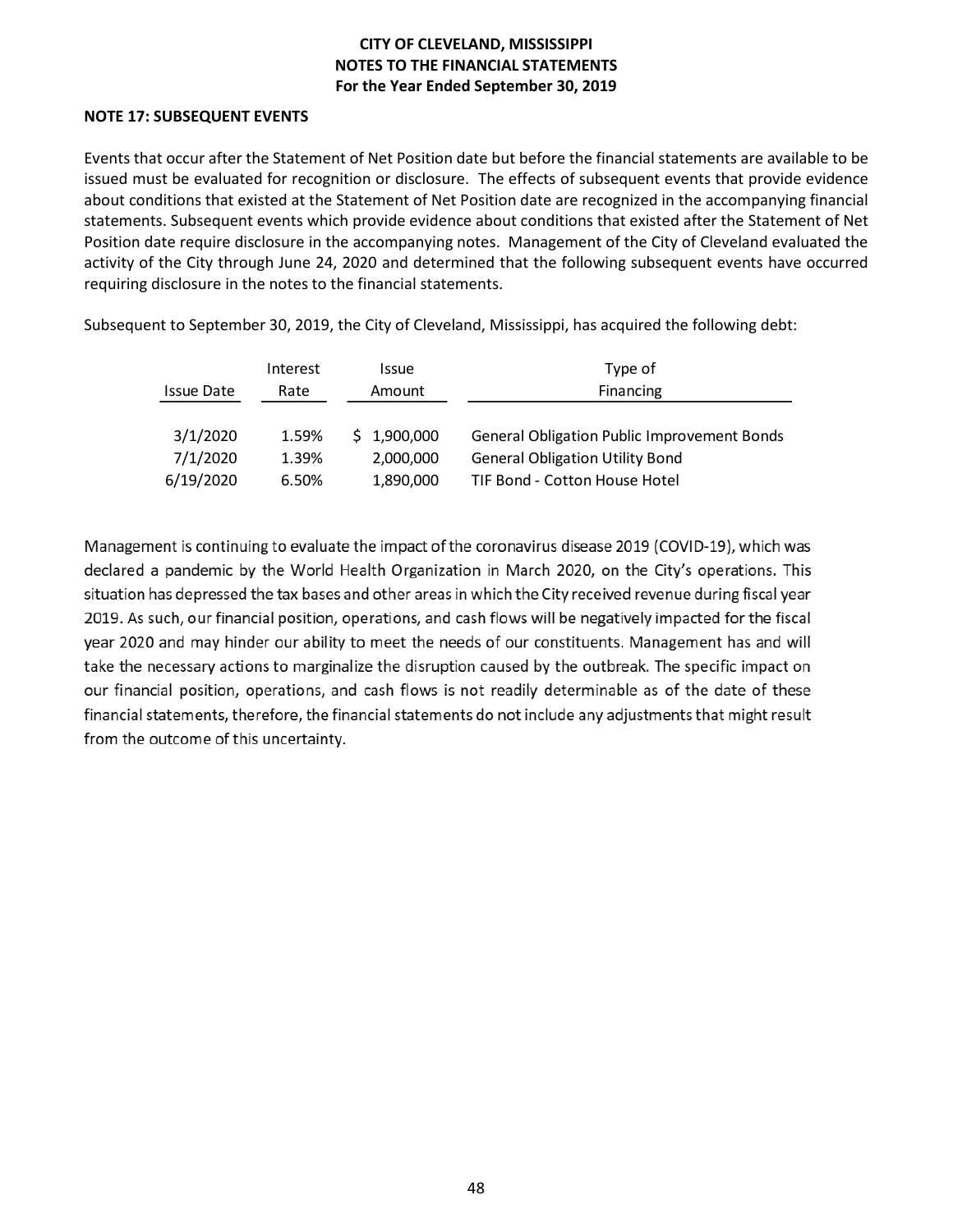# CITY OF CLEVELAND, MISSISSIPPI
## NOTES TO THE FINANCIAL STATEMENTS
### For the Year Ended September 30, 2019

**NOTE 17: SUBSEQUENT EVENTS**

Events that occur after the Statement of Net Position date but before the financial statements are available to be issued must be evaluated for recognition or disclosure. The effects of subsequent events that provide evidence about conditions that existed at the Statement of Net Position date are recognized in the accompanying financial statements. Subsequent events which provide evidence about conditions that existed after the Statement of Net Position date require disclosure in the accompanying notes. Management of the City of Cleveland evaluated the activity of the City through June 24, 2020 and determined that the following subsequent events have occurred requiring disclosure in the notes to the financial statements.

Subsequent to September 30, 2019, the City of Cleveland, Mississippi, has acquired the following debt:

| Issue Date | Interest Rate | Issue Amount | Type of Financing |
|---|---|---|---|
| 3/1/2020 | 1.59% | $ 1,900,000 | General Obligation Public Improvement Bonds |
| 7/1/2020 | 1.39% | 2,000,000 | General Obligation Utility Bond |
| 6/19/2020 | 6.50% | 1,890,000 | TIF Bond - Cotton House Hotel |

Management is continuing to evaluate the impact of the coronavirus disease 2019 (COVID-19), which was declared a pandemic by the World Health Organization in March 2020, on the City's operations. This situation has depressed the tax bases and other areas in which the City received revenue during fiscal year 2019. As such, our financial position, operations, and cash flows will be negatively impacted for the fiscal year 2020 and may hinder our ability to meet the needs of our constituents. Management has and will take the necessary actions to marginalize the disruption caused by the outbreak. The specific impact on our financial position, operations, and cash flows is not readily determinable as of the date of these financial statements, therefore, the financial statements do not include any adjustments that might result from the outcome of this uncertainty.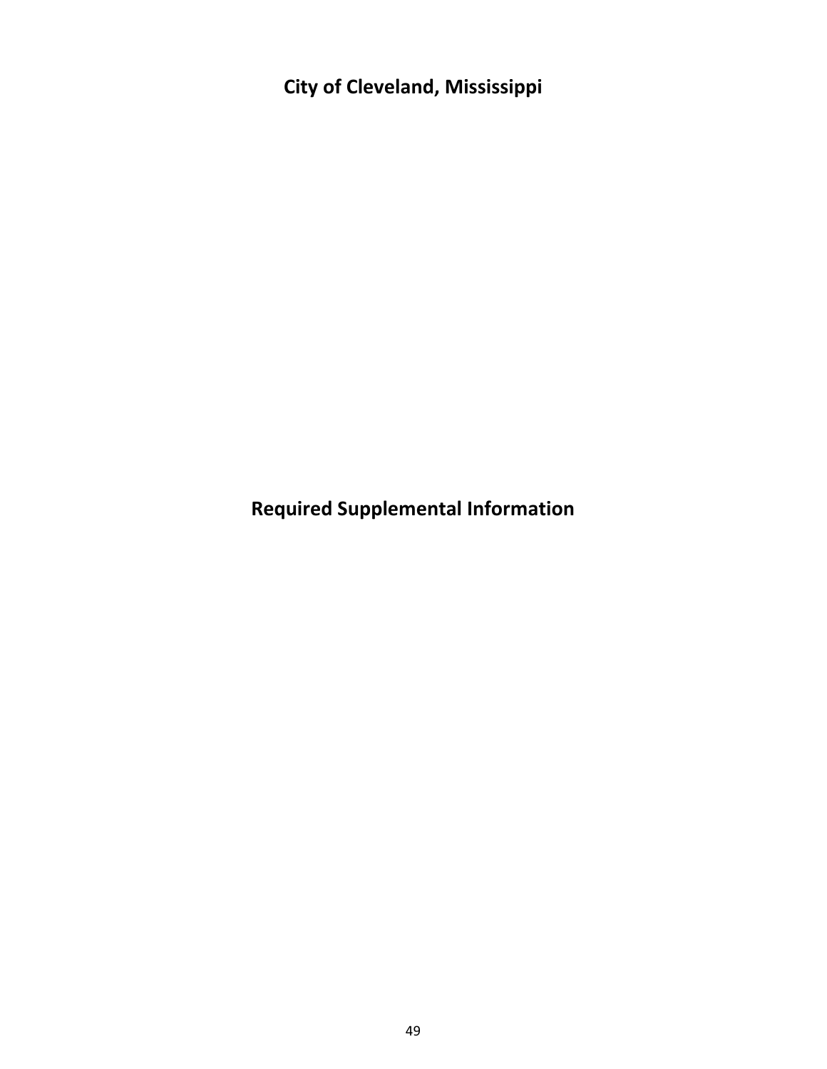# City of Cleveland, Mississippi

# Required Supplemental Information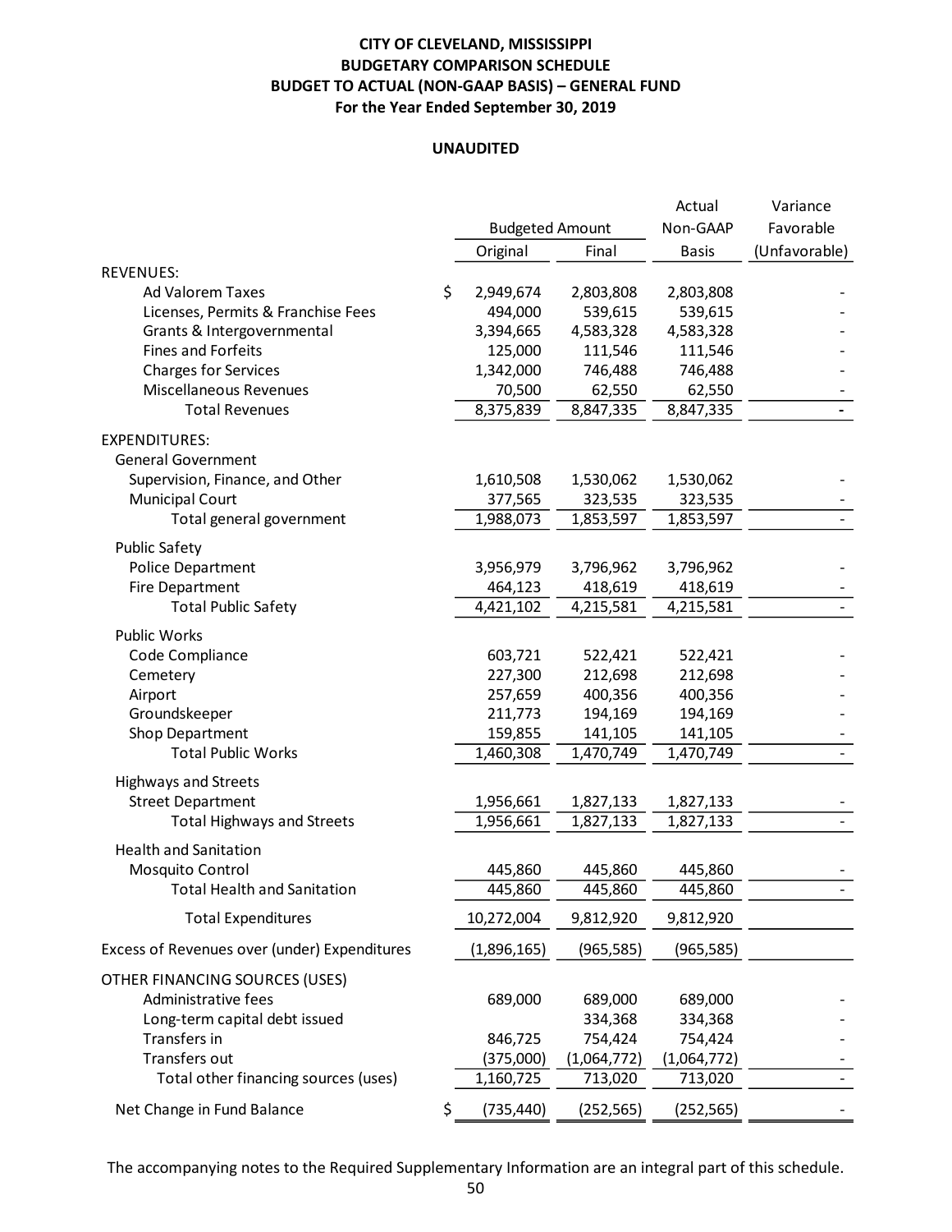# CITY OF CLEVELAND, MISSISSIPPI
## BUDGETARY COMPARISON SCHEDULE
## BUDGET TO ACTUAL (NON-GAAP BASIS) – GENERAL FUND
### For the Year Ended September 30, 2019

**UNAUDITED**

| | Budgeted Amount | | Actual | Variance |
|---|---|---|---|---|
| | Original | Final | Non-GAAP Basis | Favorable (Unfavorable) |
| REVENUES: | | | | |
| Ad Valorem Taxes | $ 2,949,674 | 2,803,808 | 2,803,808 | - |
| Licenses, Permits & Franchise Fees | 494,000 | 539,615 | 539,615 | - |
| Grants & Intergovernmental | 3,394,665 | 4,583,328 | 4,583,328 | - |
| Fines and Forfeits | 125,000 | 111,546 | 111,546 | - |
| Charges for Services | 1,342,000 | 746,488 | 746,488 | - |
| Miscellaneous Revenues | 70,500 | 62,550 | 62,550 | - |
| Total Revenues | 8,375,839 | 8,847,335 | 8,847,335 | - |
| EXPENDITURES: | | | | |
| General Government | | | | |
| Supervision, Finance, and Other | 1,610,508 | 1,530,062 | 1,530,062 | - |
| Municipal Court | 377,565 | 323,535 | 323,535 | - |
| Total general government | 1,988,073 | 1,853,597 | 1,853,597 | - |
| Public Safety | | | | |
| Police Department | 3,956,979 | 3,796,962 | 3,796,962 | - |
| Fire Department | 464,123 | 418,619 | 418,619 | - |
| Total Public Safety | 4,421,102 | 4,215,581 | 4,215,581 | - |
| Public Works | | | | |
| Code Compliance | 603,721 | 522,421 | 522,421 | - |
| Cemetery | 227,300 | 212,698 | 212,698 | - |
| Airport | 257,659 | 400,356 | 400,356 | - |
| Groundskeeper | 211,773 | 194,169 | 194,169 | - |
| Shop Department | 159,855 | 141,105 | 141,105 | - |
| Total Public Works | 1,460,308 | 1,470,749 | 1,470,749 | - |
| Highways and Streets | | | | |
| Street Department | 1,956,661 | 1,827,133 | 1,827,133 | - |
| Total Highways and Streets | 1,956,661 | 1,827,133 | 1,827,133 | - |
| Health and Sanitation | | | | |
| Mosquito Control | 445,860 | 445,860 | 445,860 | - |
| Total Health and Sanitation | 445,860 | 445,860 | 445,860 | - |
| Total Expenditures | 10,272,004 | 9,812,920 | 9,812,920 | |
| Excess of Revenues over (under) Expenditures | (1,896,165) | (965,585) | (965,585) | |
| OTHER FINANCING SOURCES (USES) | | | | |
| Administrative fees | 689,000 | 689,000 | 689,000 | - |
| Long-term capital debt issued | | 334,368 | 334,368 | - |
| Transfers in | 846,725 | 754,424 | 754,424 | - |
| Transfers out | (375,000) | (1,064,772) | (1,064,772) | - |
| Total other financing sources (uses) | 1,160,725 | 713,020 | 713,020 | - |
| Net Change in Fund Balance | $ (735,440) | (252,565) | (252,565) | - |

The accompanying notes to the Required Supplementary Information are an integral part of this schedule.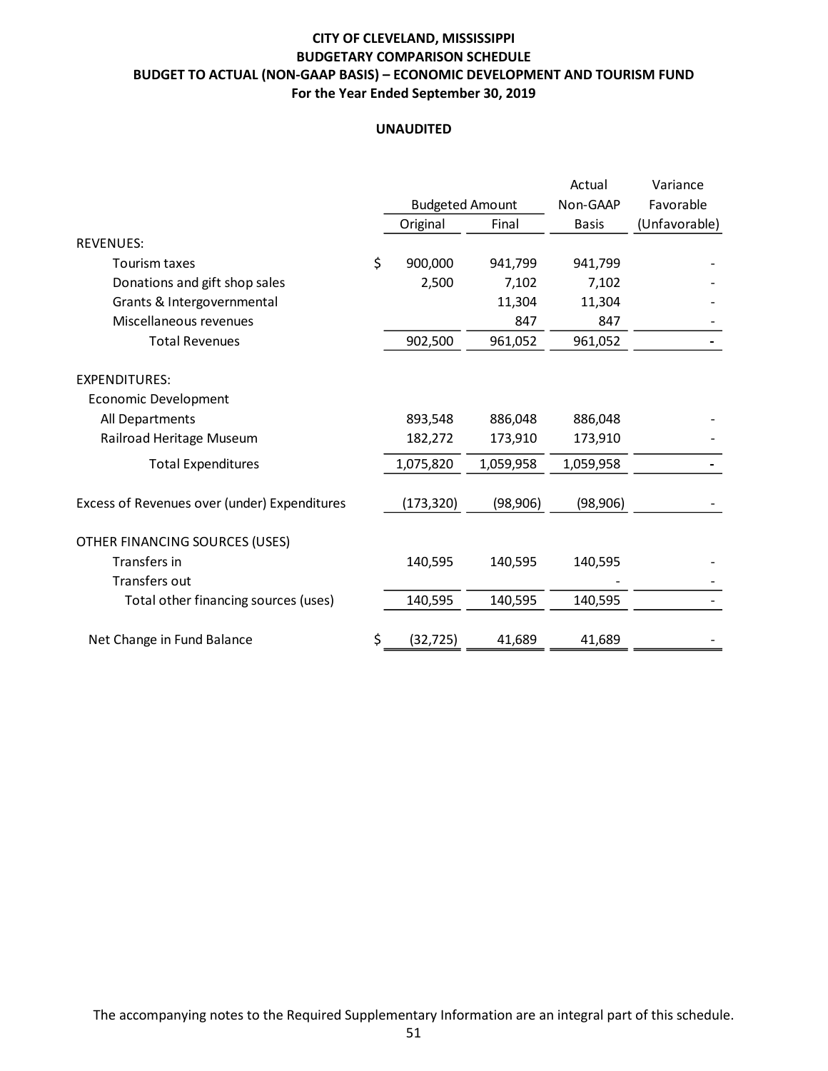# CITY OF CLEVELAND, MISSISSIPPI
## BUDGETARY COMPARISON SCHEDULE
## BUDGET TO ACTUAL (NON-GAAP BASIS) – ECONOMIC DEVELOPMENT AND TOURISM FUND
### For the Year Ended September 30, 2019

**UNAUDITED**

| | Budgeted Amount | | Actual | Variance |
|---|---|---|---|---|
| | Original | Final | Non-GAAP Basis | Favorable (Unfavorable) |
| REVENUES: | | | | |
| Tourism taxes | $ 900,000 | 941,799 | 941,799 | - |
| Donations and gift shop sales | 2,500 | 7,102 | 7,102 | - |
| Grants & Intergovernmental | | 11,304 | 11,304 | - |
| Miscellaneous revenues | | 847 | 847 | - |
| Total Revenues | 902,500 | 961,052 | 961,052 | - |
| EXPENDITURES: | | | | |
| Economic Development | | | | |
| All Departments | 893,548 | 886,048 | 886,048 | - |
| Railroad Heritage Museum | 182,272 | 173,910 | 173,910 | - |
| Total Expenditures | 1,075,820 | 1,059,958 | 1,059,958 | - |
| Excess of Revenues over (under) Expenditures | (173,320) | (98,906) | (98,906) | - |
| OTHER FINANCING SOURCES (USES) | | | | |
| Transfers in | 140,595 | 140,595 | 140,595 | - |
| Transfers out | | | - | - |
| Total other financing sources (uses) | 140,595 | 140,595 | 140,595 | - |
| Net Change in Fund Balance | $ (32,725) | 41,689 | 41,689 | - |

The accompanying notes to the Required Supplementary Information are an integral part of this schedule.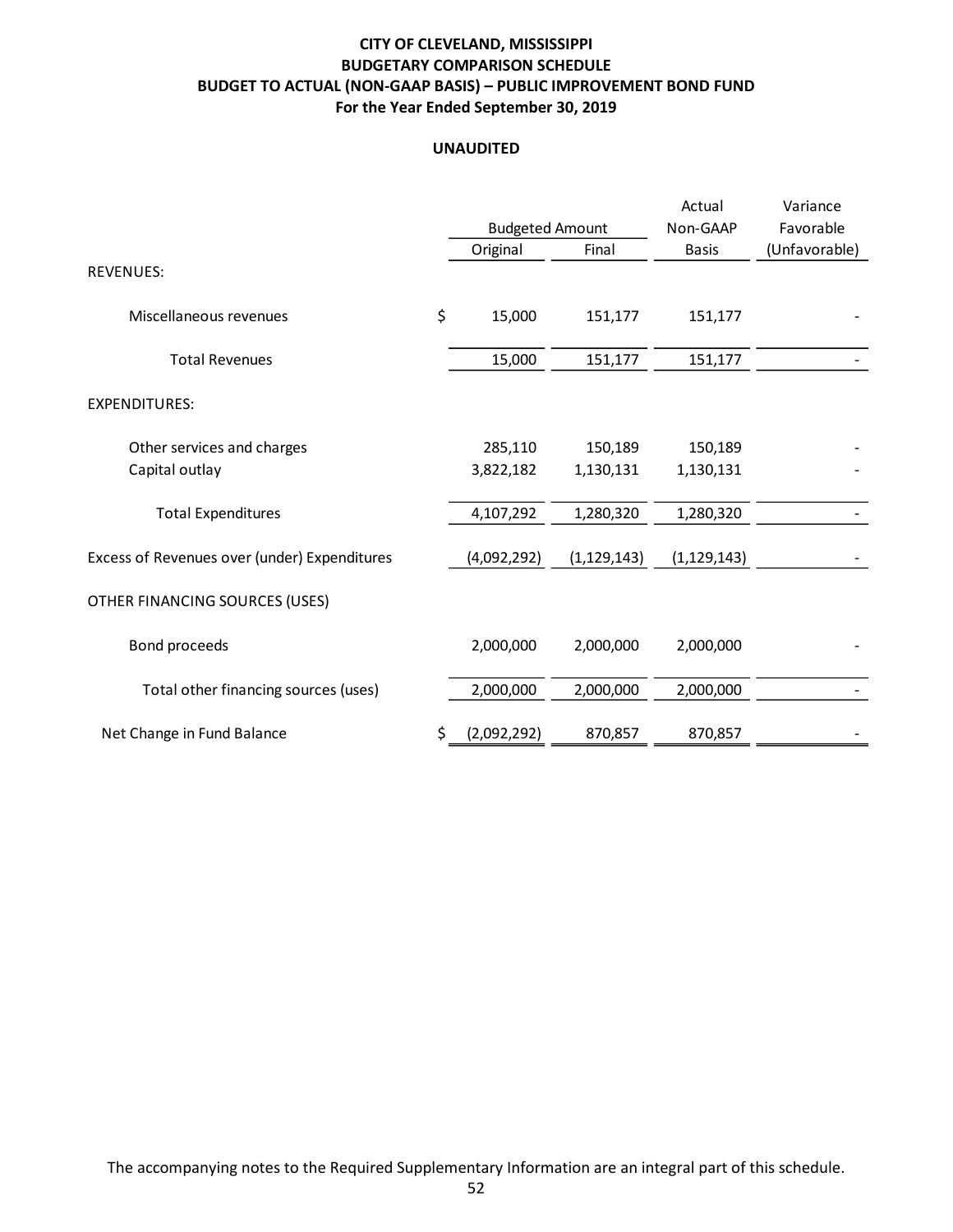**CITY OF CLEVELAND, MISSISSIPPI**
**BUDGETARY COMPARISON SCHEDULE**
**BUDGET TO ACTUAL (NON-GAAP BASIS) – PUBLIC IMPROVEMENT BOND FUND**
**For the Year Ended September 30, 2019**

**UNAUDITED**

| | Budgeted Amount | | Actual Non-GAAP | Variance Favorable |
|---|---|---|---|---|
| | Original | Final | Basis | (Unfavorable) |
| REVENUES: | | | | |
| Miscellaneous revenues | $ 15,000 | 151,177 | 151,177 | - |
| Total Revenues | 15,000 | 151,177 | 151,177 | - |
| EXPENDITURES: | | | | |
| Other services and charges | 285,110 | 150,189 | 150,189 | - |
| Capital outlay | 3,822,182 | 1,130,131 | 1,130,131 | - |
| Total Expenditures | 4,107,292 | 1,280,320 | 1,280,320 | - |
| Excess of Revenues over (under) Expenditures | (4,092,292) | (1,129,143) | (1,129,143) | - |
| OTHER FINANCING SOURCES (USES) | | | | |
| Bond proceeds | 2,000,000 | 2,000,000 | 2,000,000 | - |
| Total other financing sources (uses) | 2,000,000 | 2,000,000 | 2,000,000 | - |
| Net Change in Fund Balance | $ (2,092,292) | 870,857 | 870,857 | - |

The accompanying notes to the Required Supplementary Information are an integral part of this schedule.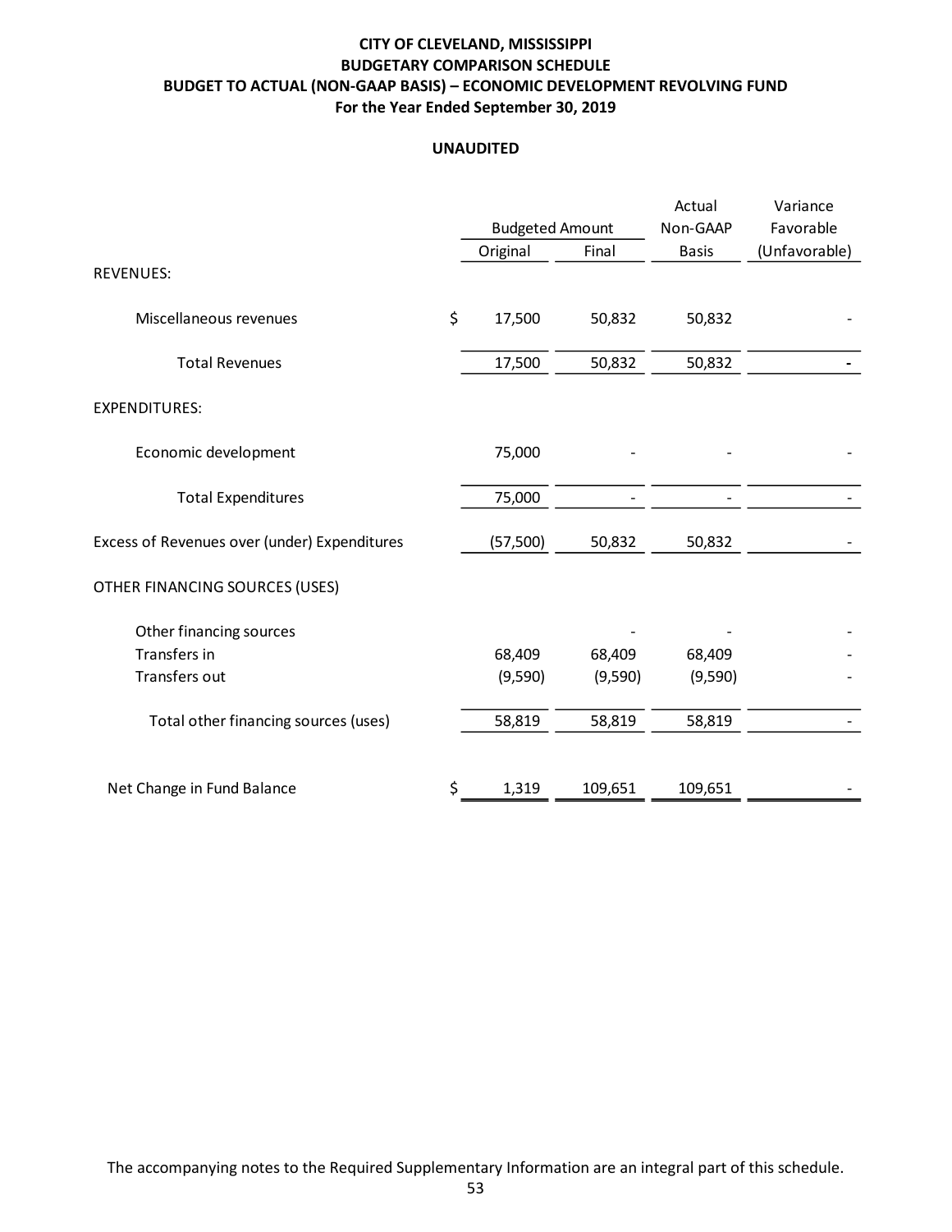# CITY OF CLEVELAND, MISSISSIPPI
## BUDGETARY COMPARISON SCHEDULE
## BUDGET TO ACTUAL (NON-GAAP BASIS) – ECONOMIC DEVELOPMENT REVOLVING FUND
### For the Year Ended September 30, 2019

**UNAUDITED**

| | Budgeted Amount | | Actual Non-GAAP | Variance Favorable |
|---|---|---|---|---|
| | Original | Final | Basis | (Unfavorable) |
| REVENUES: | | | | |
| Miscellaneous revenues | $ 17,500 | 50,832 | 50,832 | - |
| Total Revenues | 17,500 | 50,832 | 50,832 | - |
| EXPENDITURES: | | | | |
| Economic development | 75,000 | - | - | - |
| Total Expenditures | 75,000 | - | - | - |
| Excess of Revenues over (under) Expenditures | (57,500) | 50,832 | 50,832 | - |
| OTHER FINANCING SOURCES (USES) | | | | |
| Other financing sources | | - | - | - |
| Transfers in | 68,409 | 68,409 | 68,409 | - |
| Transfers out | (9,590) | (9,590) | (9,590) | - |
| Total other financing sources (uses) | 58,819 | 58,819 | 58,819 | - |
| Net Change in Fund Balance | $ 1,319 | 109,651 | 109,651 | - |

The accompanying notes to the Required Supplementary Information are an integral part of this schedule.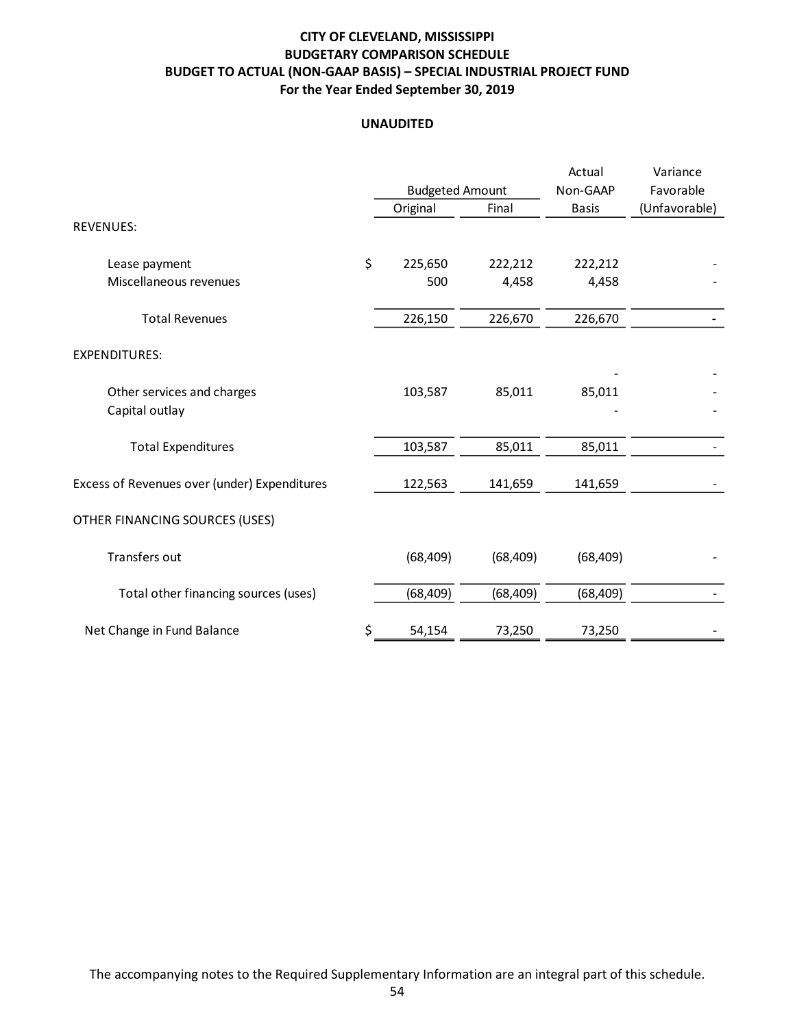**CITY OF CLEVELAND, MISSISSIPPI**
**BUDGETARY COMPARISON SCHEDULE**
**BUDGET TO ACTUAL (NON-GAAP BASIS) – SPECIAL INDUSTRIAL PROJECT FUND**
**For the Year Ended September 30, 2019**

**UNAUDITED**

| | Budgeted Amount | | Actual Non-GAAP | Variance Favorable |
|---|---|---|---|---|
| | Original | Final | Basis | (Unfavorable) |
| REVENUES: | | | | |
| Lease payment | $ 225,650 | 222,212 | 222,212 | - |
| Miscellaneous revenues | 500 | 4,458 | 4,458 | - |
| Total Revenues | 226,150 | 226,670 | 226,670 | - |
| EXPENDITURES: | | | | |
| | | | - | - |
| Other services and charges | 103,587 | 85,011 | 85,011 | - |
| Capital outlay | | | - | - |
| Total Expenditures | 103,587 | 85,011 | 85,011 | - |
| Excess of Revenues over (under) Expenditures | 122,563 | 141,659 | 141,659 | - |
| OTHER FINANCING SOURCES (USES) | | | | |
| Transfers out | (68,409) | (68,409) | (68,409) | - |
| Total other financing sources (uses) | (68,409) | (68,409) | (68,409) | - |
| Net Change in Fund Balance | $ 54,154 | 73,250 | 73,250 | - |

The accompanying notes to the Required Supplementary Information are an integral part of this schedule.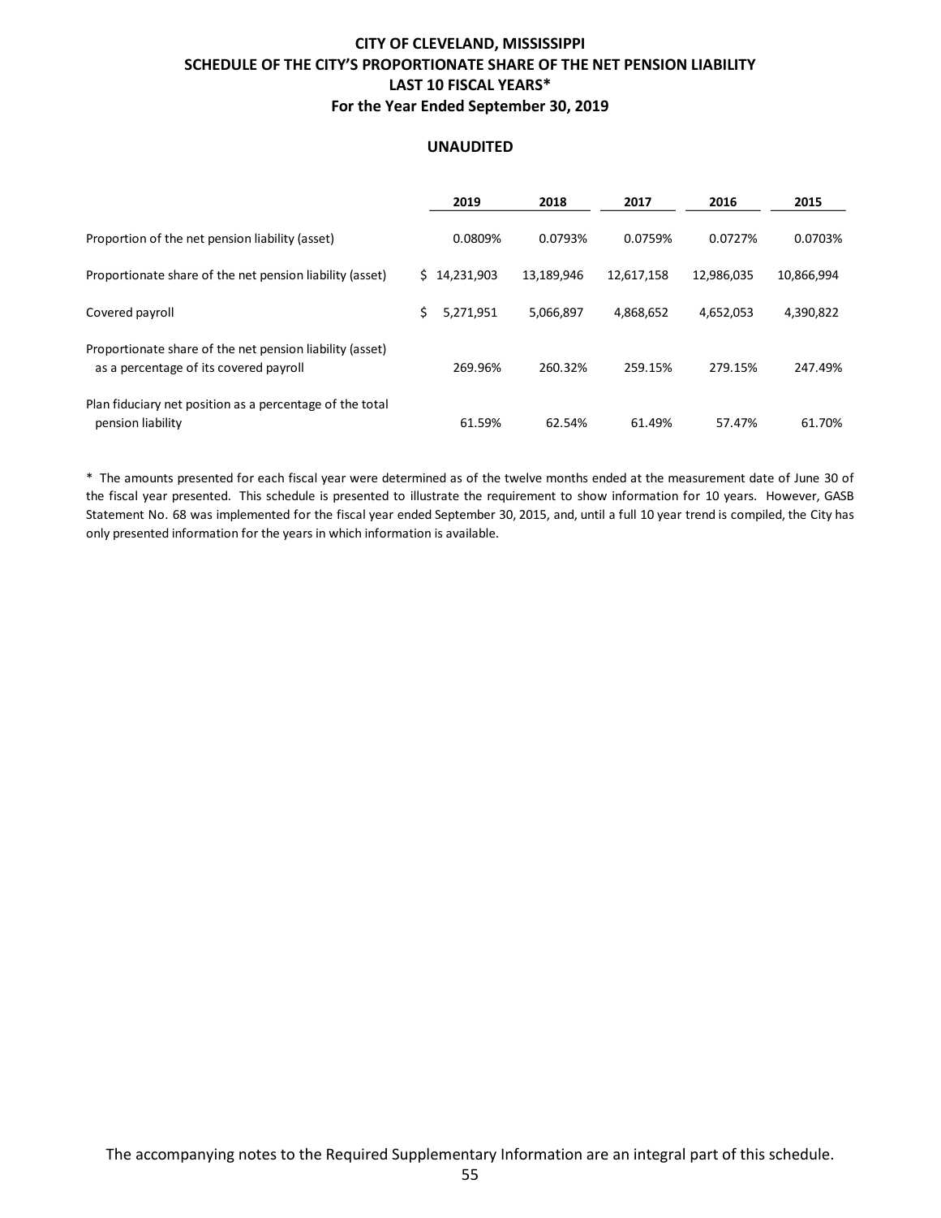# CITY OF CLEVELAND, MISSISSIPPI
## SCHEDULE OF THE CITY'S PROPORTIONATE SHARE OF THE NET PENSION LIABILITY
## LAST 10 FISCAL YEARS*
## For the Year Ended September 30, 2019

**UNAUDITED**

| | 2019 | 2018 | 2017 | 2016 | 2015 |
|---|---|---|---|---|---|
| Proportion of the net pension liability (asset) | 0.0809% | 0.0793% | 0.0759% | 0.0727% | 0.0703% |
| Proportionate share of the net pension liability (asset) | $ 14,231,903 | 13,189,946 | 12,617,158 | 12,986,035 | 10,866,994 |
| Covered payroll | $ 5,271,951 | 5,066,897 | 4,868,652 | 4,652,053 | 4,390,822 |
| Proportionate share of the net pension liability (asset) as a percentage of its covered payroll | 269.96% | 260.32% | 259.15% | 279.15% | 247.49% |
| Plan fiduciary net position as a percentage of the total pension liability | 61.59% | 62.54% | 61.49% | 57.47% | 61.70% |

\* The amounts presented for each fiscal year were determined as of the twelve months ended at the measurement date of June 30 of the fiscal year presented. This schedule is presented to illustrate the requirement to show information for 10 years. However, GASB Statement No. 68 was implemented for the fiscal year ended September 30, 2015, and, until a full 10 year trend is compiled, the City has only presented information for the years in which information is available.

The accompanying notes to the Required Supplementary Information are an integral part of this schedule.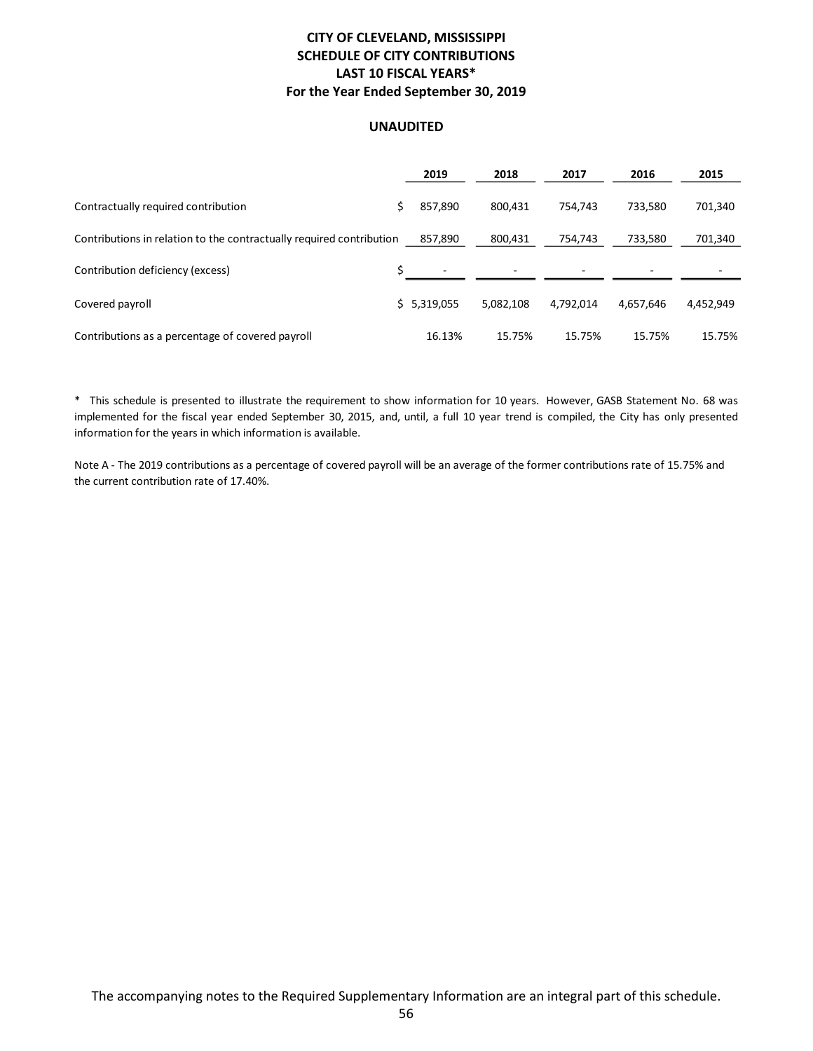# CITY OF CLEVELAND, MISSISSIPPI
## SCHEDULE OF CITY CONTRIBUTIONS
## LAST 10 FISCAL YEARS*
### For the Year Ended September 30, 2019

**UNAUDITED**

| | 2019 | 2018 | 2017 | 2016 | 2015 |
|---|---|---|---|---|---|
| Contractually required contribution | $ 857,890 | 800,431 | 754,743 | 733,580 | 701,340 |
| Contributions in relation to the contractually required contribution | 857,890 | 800,431 | 754,743 | 733,580 | 701,340 |
| Contribution deficiency (excess) | $ - | - | - | - | - |
| Covered payroll | $ 5,319,055 | 5,082,108 | 4,792,014 | 4,657,646 | 4,452,949 |
| Contributions as a percentage of covered payroll | 16.13% | 15.75% | 15.75% | 15.75% | 15.75% |

\* This schedule is presented to illustrate the requirement to show information for 10 years. However, GASB Statement No. 68 was implemented for the fiscal year ended September 30, 2015, and, until, a full 10 year trend is compiled, the City has only presented information for the years in which information is available.

Note A - The 2019 contributions as a percentage of covered payroll will be an average of the former contributions rate of 15.75% and the current contribution rate of 17.40%.

The accompanying notes to the Required Supplementary Information are an integral part of this schedule.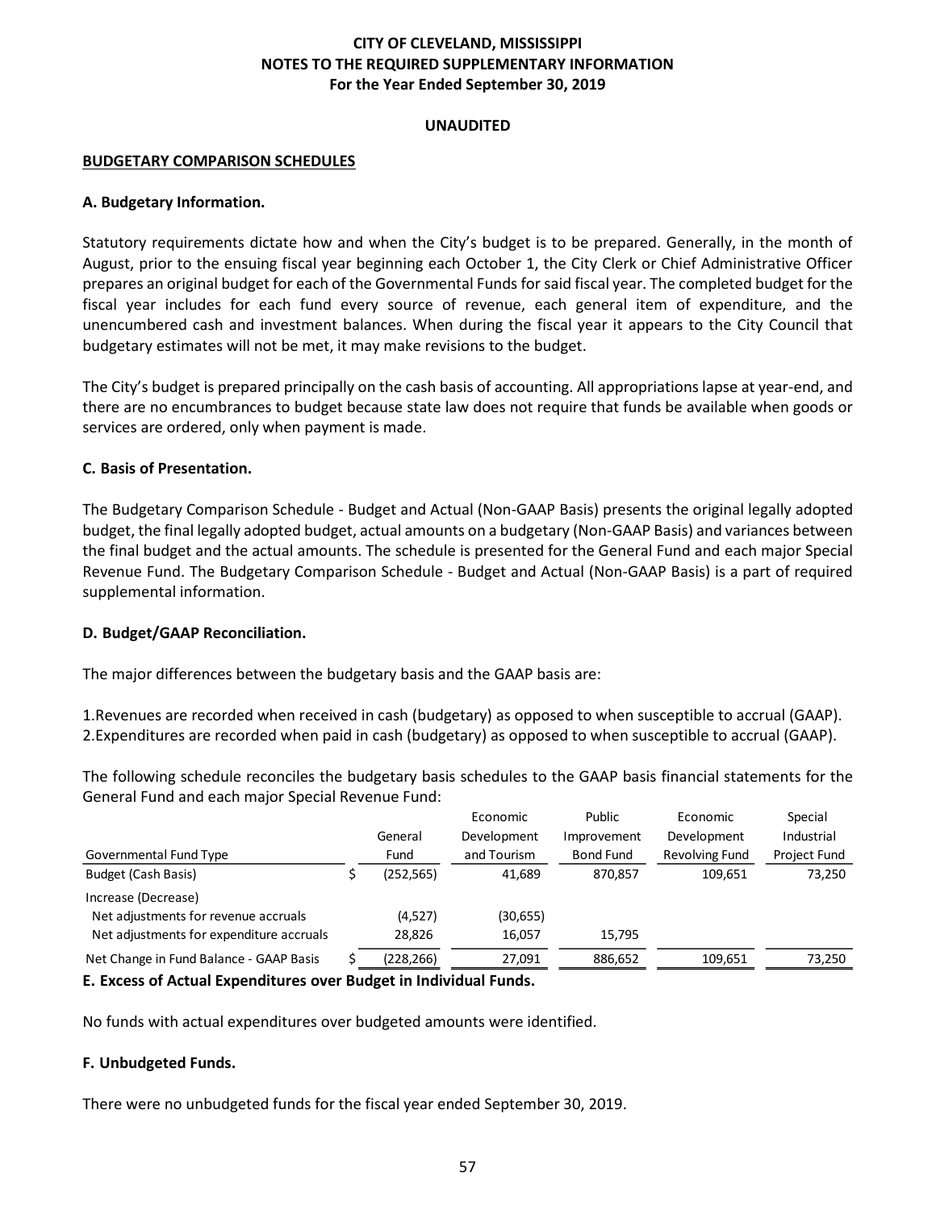**CITY OF CLEVELAND, MISSISSIPPI**
**NOTES TO THE REQUIRED SUPPLEMENTARY INFORMATION**
**For the Year Ended September 30, 2019**

**UNAUDITED**

**BUDGETARY COMPARISON SCHEDULES**

**A. Budgetary Information.**

Statutory requirements dictate how and when the City's budget is to be prepared. Generally, in the month of August, prior to the ensuing fiscal year beginning each October 1, the City Clerk or Chief Administrative Officer prepares an original budget for each of the Governmental Funds for said fiscal year. The completed budget for the fiscal year includes for each fund every source of revenue, each general item of expenditure, and the unencumbered cash and investment balances. When during the fiscal year it appears to the City Council that budgetary estimates will not be met, it may make revisions to the budget.

The City's budget is prepared principally on the cash basis of accounting. All appropriations lapse at year-end, and there are no encumbrances to budget because state law does not require that funds be available when goods or services are ordered, only when payment is made.

**C. Basis of Presentation.**

The Budgetary Comparison Schedule - Budget and Actual (Non-GAAP Basis) presents the original legally adopted budget, the final legally adopted budget, actual amounts on a budgetary (Non-GAAP Basis) and variances between the final budget and the actual amounts. The schedule is presented for the General Fund and each major Special Revenue Fund. The Budgetary Comparison Schedule - Budget and Actual (Non-GAAP Basis) is a part of required supplemental information.

**D. Budget/GAAP Reconciliation.**

The major differences between the budgetary basis and the GAAP basis are:

1.Revenues are recorded when received in cash (budgetary) as opposed to when susceptible to accrual (GAAP).
2.Expenditures are recorded when paid in cash (budgetary) as opposed to when susceptible to accrual (GAAP).

The following schedule reconciles the budgetary basis schedules to the GAAP basis financial statements for the General Fund and each major Special Revenue Fund:

| Governmental Fund Type | General Fund | Economic Development and Tourism | Public Improvement Bond Fund | Economic Development Revolving Fund | Special Industrial Project Fund |
|---|---|---|---|---|---|
| Budget (Cash Basis) | $ (252,565) | 41,689 | 870,857 | 109,651 | 73,250 |
| Increase (Decrease) | | | | | |
| Net adjustments for revenue accruals | (4,527) | (30,655) | | | |
| Net adjustments for expenditure accruals | 28,826 | 16,057 | 15,795 | | |
| Net Change in Fund Balance - GAAP Basis | $ (228,266) | 27,091 | 886,652 | 109,651 | 73,250 |

**E. Excess of Actual Expenditures over Budget in Individual Funds.**

No funds with actual expenditures over budgeted amounts were identified.

**F. Unbudgeted Funds.**

There were no unbudgeted funds for the fiscal year ended September 30, 2019.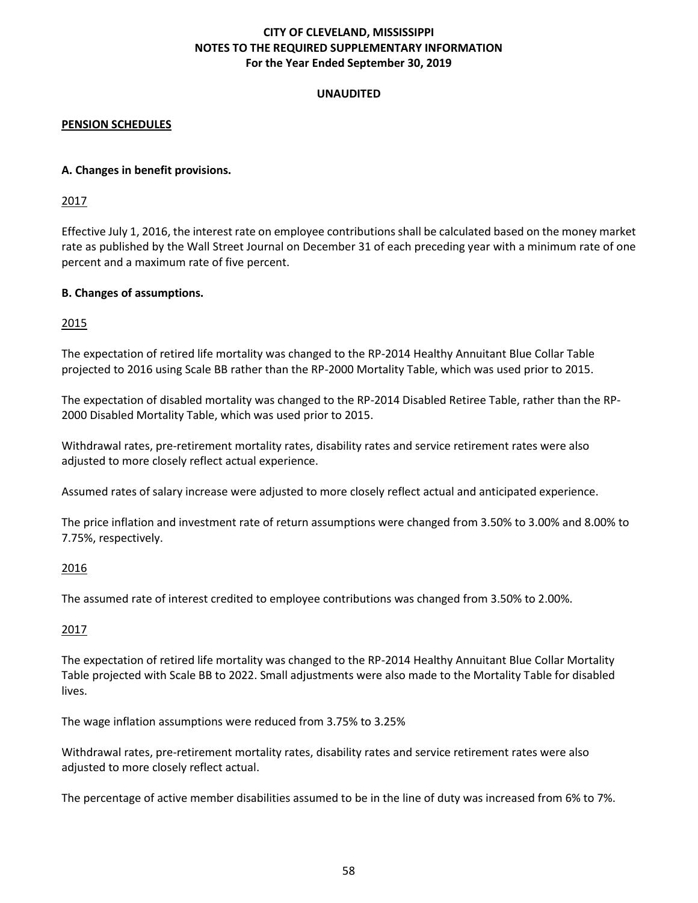**CITY OF CLEVELAND, MISSISSIPPI**
**NOTES TO THE REQUIRED SUPPLEMENTARY INFORMATION**
**For the Year Ended September 30, 2019**

**UNAUDITED**

**PENSION SCHEDULES**

**A. Changes in benefit provisions.**

2017

Effective July 1, 2016, the interest rate on employee contributions shall be calculated based on the money market rate as published by the Wall Street Journal on December 31 of each preceding year with a minimum rate of one percent and a maximum rate of five percent.

**B. Changes of assumptions.**

2015

The expectation of retired life mortality was changed to the RP-2014 Healthy Annuitant Blue Collar Table projected to 2016 using Scale BB rather than the RP-2000 Mortality Table, which was used prior to 2015.

The expectation of disabled mortality was changed to the RP-2014 Disabled Retiree Table, rather than the RP-2000 Disabled Mortality Table, which was used prior to 2015.

Withdrawal rates, pre-retirement mortality rates, disability rates and service retirement rates were also adjusted to more closely reflect actual experience.

Assumed rates of salary increase were adjusted to more closely reflect actual and anticipated experience.

The price inflation and investment rate of return assumptions were changed from 3.50% to 3.00% and 8.00% to 7.75%, respectively.

2016

The assumed rate of interest credited to employee contributions was changed from 3.50% to 2.00%.

2017

The expectation of retired life mortality was changed to the RP-2014 Healthy Annuitant Blue Collar Mortality Table projected with Scale BB to 2022. Small adjustments were also made to the Mortality Table for disabled lives.

The wage inflation assumptions were reduced from 3.75% to 3.25%

Withdrawal rates, pre-retirement mortality rates, disability rates and service retirement rates were also adjusted to more closely reflect actual.

The percentage of active member disabilities assumed to be in the line of duty was increased from 6% to 7%.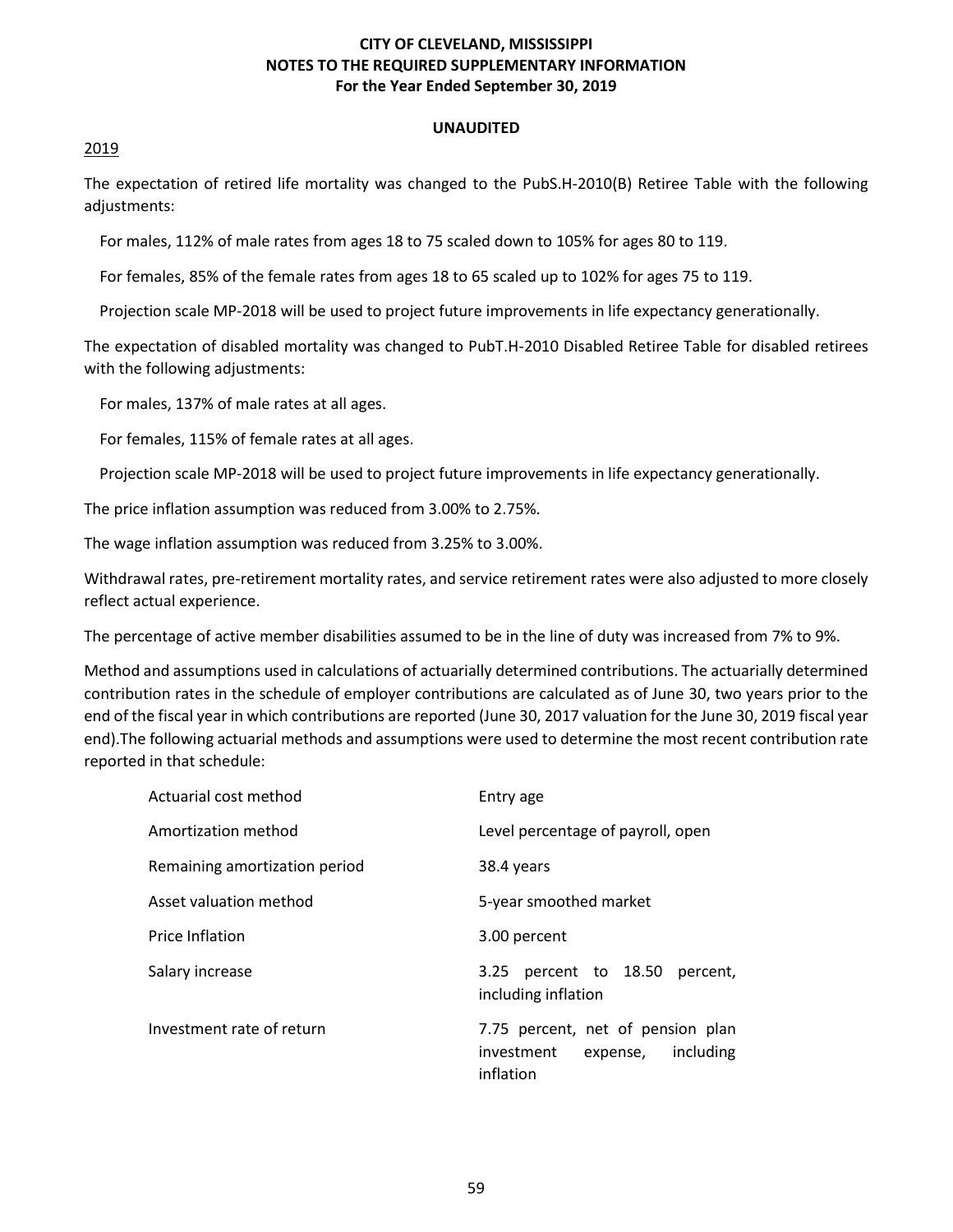**CITY OF CLEVELAND, MISSISSIPPI**
**NOTES TO THE REQUIRED SUPPLEMENTARY INFORMATION**
**For the Year Ended September 30, 2019**

**UNAUDITED**

2019

The expectation of retired life mortality was changed to the PubS.H-2010(B) Retiree Table with the following adjustments:

For males, 112% of male rates from ages 18 to 75 scaled down to 105% for ages 80 to 119.

For females, 85% of the female rates from ages 18 to 65 scaled up to 102% for ages 75 to 119.

Projection scale MP-2018 will be used to project future improvements in life expectancy generationally.

The expectation of disabled mortality was changed to PubT.H-2010 Disabled Retiree Table for disabled retirees with the following adjustments:

For males, 137% of male rates at all ages.

For females, 115% of female rates at all ages.

Projection scale MP-2018 will be used to project future improvements in life expectancy generationally.

The price inflation assumption was reduced from 3.00% to 2.75%.

The wage inflation assumption was reduced from 3.25% to 3.00%.

Withdrawal rates, pre-retirement mortality rates, and service retirement rates were also adjusted to more closely reflect actual experience.

The percentage of active member disabilities assumed to be in the line of duty was increased from 7% to 9%.

Method and assumptions used in calculations of actuarially determined contributions. The actuarially determined contribution rates in the schedule of employer contributions are calculated as of June 30, two years prior to the end of the fiscal year in which contributions are reported (June 30, 2017 valuation for the June 30, 2019 fiscal year end).The following actuarial methods and assumptions were used to determine the most recent contribution rate reported in that schedule:

| | |
|---|---|
| Actuarial cost method | Entry age |
| Amortization method | Level percentage of payroll, open |
| Remaining amortization period | 38.4 years |
| Asset valuation method | 5-year smoothed market |
| Price Inflation | 3.00 percent |
| Salary increase | 3.25 percent to 18.50 percent, including inflation |
| Investment rate of return | 7.75 percent, net of pension plan investment expense, including inflation |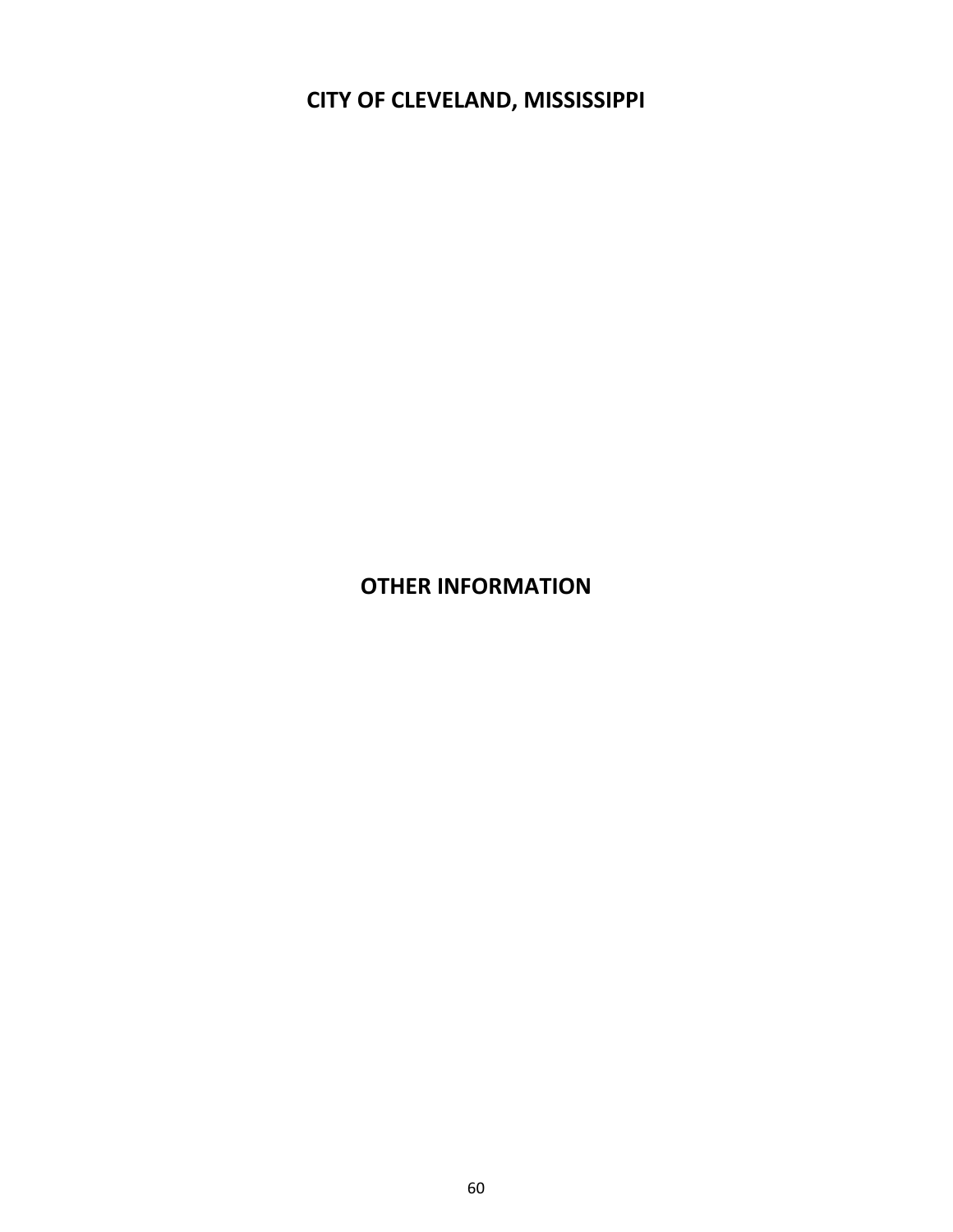# CITY OF CLEVELAND, MISSISSIPPI

## OTHER INFORMATION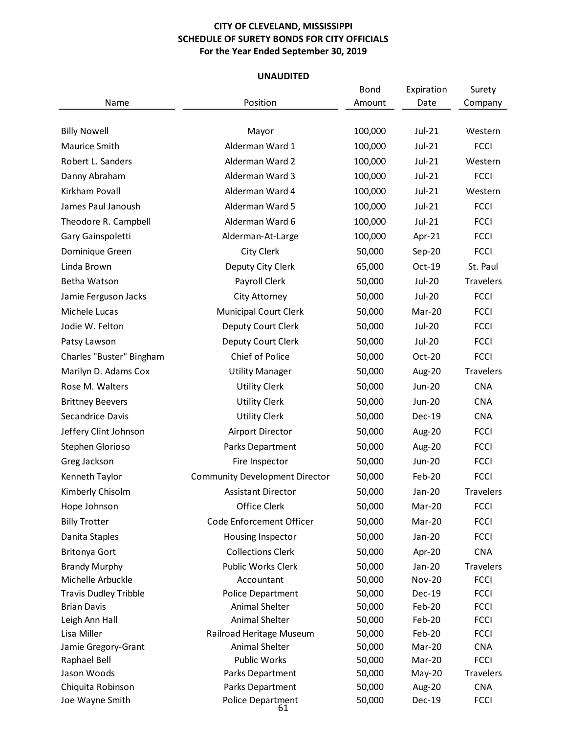# CITY OF CLEVELAND, MISSISSIPPI
## SCHEDULE OF SURETY BONDS FOR CITY OFFICIALS
### For the Year Ended September 30, 2019

**UNAUDITED**

| Name | Position | Bond Amount | Expiration Date | Surety Company |
|---|---|---|---|---|
| Billy Nowell | Mayor | 100,000 | Jul-21 | Western |
| Maurice Smith | Alderman Ward 1 | 100,000 | Jul-21 | FCCI |
| Robert L. Sanders | Alderman Ward 2 | 100,000 | Jul-21 | Western |
| Danny Abraham | Alderman Ward 3 | 100,000 | Jul-21 | FCCI |
| Kirkham Povall | Alderman Ward 4 | 100,000 | Jul-21 | Western |
| James Paul Janoush | Alderman Ward 5 | 100,000 | Jul-21 | FCCI |
| Theodore R. Campbell | Alderman Ward 6 | 100,000 | Jul-21 | FCCI |
| Gary Gainspoletti | Alderman-At-Large | 100,000 | Apr-21 | FCCI |
| Dominique Green | City Clerk | 50,000 | Sep-20 | FCCI |
| Linda Brown | Deputy City Clerk | 65,000 | Oct-19 | St. Paul |
| Betha Watson | Payroll Clerk | 50,000 | Jul-20 | Travelers |
| Jamie Ferguson Jacks | City Attorney | 50,000 | Jul-20 | FCCI |
| Michele Lucas | Municipal Court Clerk | 50,000 | Mar-20 | FCCI |
| Jodie W. Felton | Deputy Court Clerk | 50,000 | Jul-20 | FCCI |
| Patsy Lawson | Deputy Court Clerk | 50,000 | Jul-20 | FCCI |
| Charles "Buster" Bingham | Chief of Police | 50,000 | Oct-20 | FCCI |
| Marilyn D. Adams Cox | Utility Manager | 50,000 | Aug-20 | Travelers |
| Rose M. Walters | Utility Clerk | 50,000 | Jun-20 | CNA |
| Brittney Beevers | Utility Clerk | 50,000 | Jun-20 | CNA |
| Secandrice Davis | Utility Clerk | 50,000 | Dec-19 | CNA |
| Jeffery Clint Johnson | Airport Director | 50,000 | Aug-20 | FCCI |
| Stephen Glorioso | Parks Department | 50,000 | Aug-20 | FCCI |
| Greg Jackson | Fire Inspector | 50,000 | Jun-20 | FCCI |
| Kenneth Taylor | Community Development Director | 50,000 | Feb-20 | FCCI |
| Kimberly Chisolm | Assistant Director | 50,000 | Jan-20 | Travelers |
| Hope Johnson | Office Clerk | 50,000 | Mar-20 | FCCI |
| Billy Trotter | Code Enforcement Officer | 50,000 | Mar-20 | FCCI |
| Danita Staples | Housing Inspector | 50,000 | Jan-20 | FCCI |
| Britonya Gort | Collections Clerk | 50,000 | Apr-20 | CNA |
| Brandy Murphy | Public Works Clerk | 50,000 | Jan-20 | Travelers |
| Michelle Arbuckle | Accountant | 50,000 | Nov-20 | FCCI |
| Travis Dudley Tribble | Police Department | 50,000 | Dec-19 | FCCI |
| Brian Davis | Animal Shelter | 50,000 | Feb-20 | FCCI |
| Leigh Ann Hall | Animal Shelter | 50,000 | Feb-20 | FCCI |
| Lisa Miller | Railroad Heritage Museum | 50,000 | Feb-20 | FCCI |
| Jamie Gregory-Grant | Animal Shelter | 50,000 | Mar-20 | CNA |
| Raphael Bell | Public Works | 50,000 | Mar-20 | FCCI |
| Jason Woods | Parks Department | 50,000 | May-20 | Travelers |
| Chiquita Robinson | Parks Department | 50,000 | Aug-20 | CNA |
| Joe Wayne Smith | Police Department | 50,000 | Dec-19 | FCCI |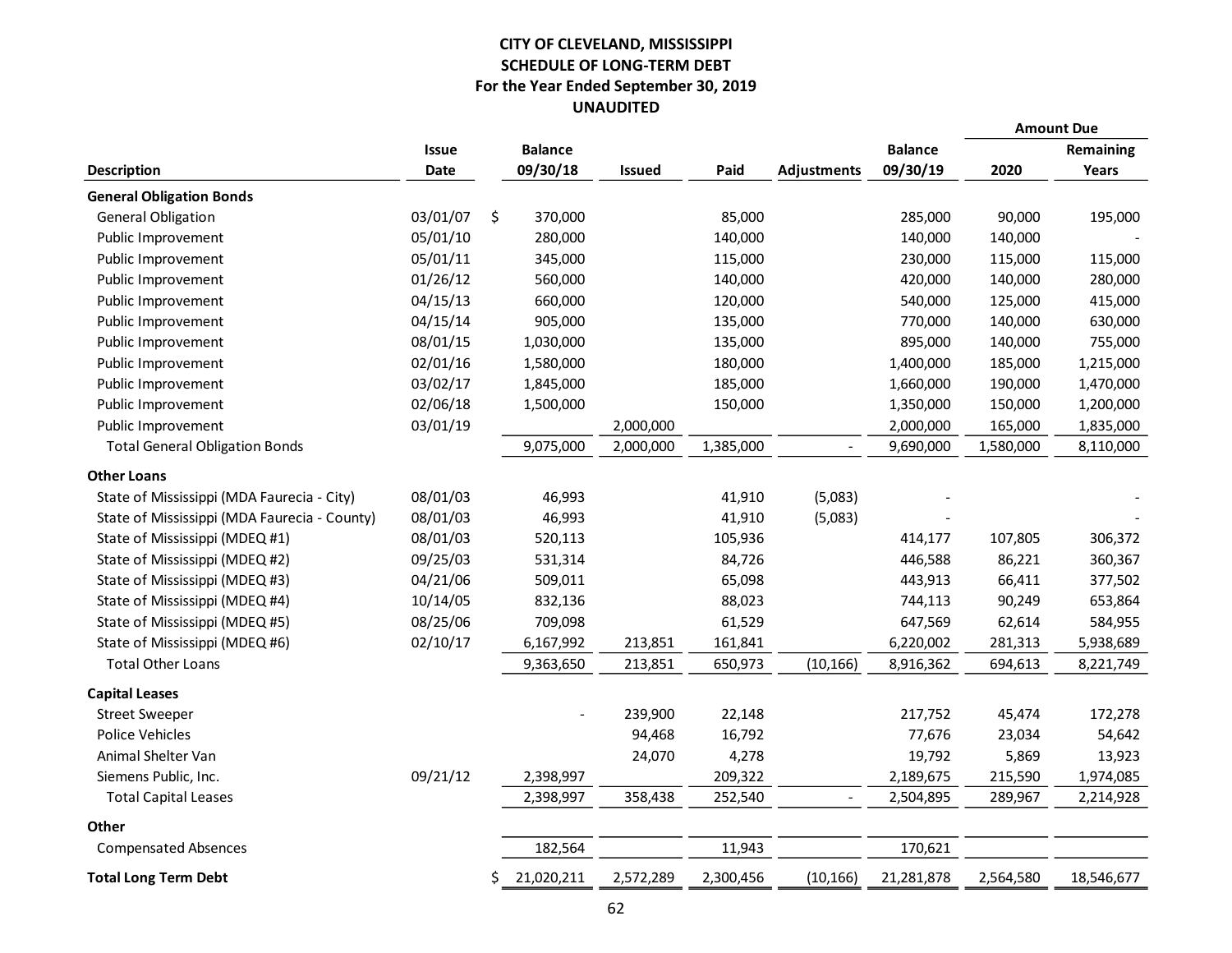# CITY OF CLEVELAND, MISSISSIPPI
## SCHEDULE OF LONG-TERM DEBT
### For the Year Ended September 30, 2019
### UNAUDITED

| Description | Issue Date | Balance 09/30/18 | Issued | Paid | Adjustments | Balance 09/30/19 | Amount Due 2020 | Amount Due Remaining Years |
|---|---|---|---|---|---|---|---|---|
| **General Obligation Bonds** | | | | | | | | |
| General Obligation | 03/01/07 | $ 370,000 | | 85,000 | | 285,000 | 90,000 | 195,000 |
| Public Improvement | 05/01/10 | 280,000 | | 140,000 | | 140,000 | 140,000 | - |
| Public Improvement | 05/01/11 | 345,000 | | 115,000 | | 230,000 | 115,000 | 115,000 |
| Public Improvement | 01/26/12 | 560,000 | | 140,000 | | 420,000 | 140,000 | 280,000 |
| Public Improvement | 04/15/13 | 660,000 | | 120,000 | | 540,000 | 125,000 | 415,000 |
| Public Improvement | 04/15/14 | 905,000 | | 135,000 | | 770,000 | 140,000 | 630,000 |
| Public Improvement | 08/01/15 | 1,030,000 | | 135,000 | | 895,000 | 140,000 | 755,000 |
| Public Improvement | 02/01/16 | 1,580,000 | | 180,000 | | 1,400,000 | 185,000 | 1,215,000 |
| Public Improvement | 03/02/17 | 1,845,000 | | 185,000 | | 1,660,000 | 190,000 | 1,470,000 |
| Public Improvement | 02/06/18 | 1,500,000 | | 150,000 | | 1,350,000 | 150,000 | 1,200,000 |
| Public Improvement | 03/01/19 | | 2,000,000 | | | 2,000,000 | 165,000 | 1,835,000 |
| Total General Obligation Bonds | | 9,075,000 | 2,000,000 | 1,385,000 | - | 9,690,000 | 1,580,000 | 8,110,000 |
| **Other Loans** | | | | | | | | |
| State of Mississippi (MDA Faurecia - City) | 08/01/03 | 46,993 | | 41,910 | (5,083) | - | | - |
| State of Mississippi (MDA Faurecia - County) | 08/01/03 | 46,993 | | 41,910 | (5,083) | - | | - |
| State of Mississippi (MDEQ #1) | 08/01/03 | 520,113 | | 105,936 | | 414,177 | 107,805 | 306,372 |
| State of Mississippi (MDEQ #2) | 09/25/03 | 531,314 | | 84,726 | | 446,588 | 86,221 | 360,367 |
| State of Mississippi (MDEQ #3) | 04/21/06 | 509,011 | | 65,098 | | 443,913 | 66,411 | 377,502 |
| State of Mississippi (MDEQ #4) | 10/14/05 | 832,136 | | 88,023 | | 744,113 | 90,249 | 653,864 |
| State of Mississippi (MDEQ #5) | 08/25/06 | 709,098 | | 61,529 | | 647,569 | 62,614 | 584,955 |
| State of Mississippi (MDEQ #6) | 02/10/17 | 6,167,992 | 213,851 | 161,841 | | 6,220,002 | 281,313 | 5,938,689 |
| Total Other Loans | | 9,363,650 | 213,851 | 650,973 | (10,166) | 8,916,362 | 694,613 | 8,221,749 |
| **Capital Leases** | | | | | | | | |
| Street Sweeper | | - | 239,900 | 22,148 | | 217,752 | 45,474 | 172,278 |
| Police Vehicles | | | 94,468 | 16,792 | | 77,676 | 23,034 | 54,642 |
| Animal Shelter Van | | | 24,070 | 4,278 | | 19,792 | 5,869 | 13,923 |
| Siemens Public, Inc. | 09/21/12 | 2,398,997 | | 209,322 | | 2,189,675 | 215,590 | 1,974,085 |
| Total Capital Leases | | 2,398,997 | 358,438 | 252,540 | - | 2,504,895 | 289,967 | 2,214,928 |
| **Other** | | | | | | | | |
| Compensated Absences | | 182,564 | | 11,943 | | 170,621 | | |
| **Total Long Term Debt** | | $ 21,020,211 | 2,572,289 | 2,300,456 | (10,166) | 21,281,878 | 2,564,580 | 18,546,677 |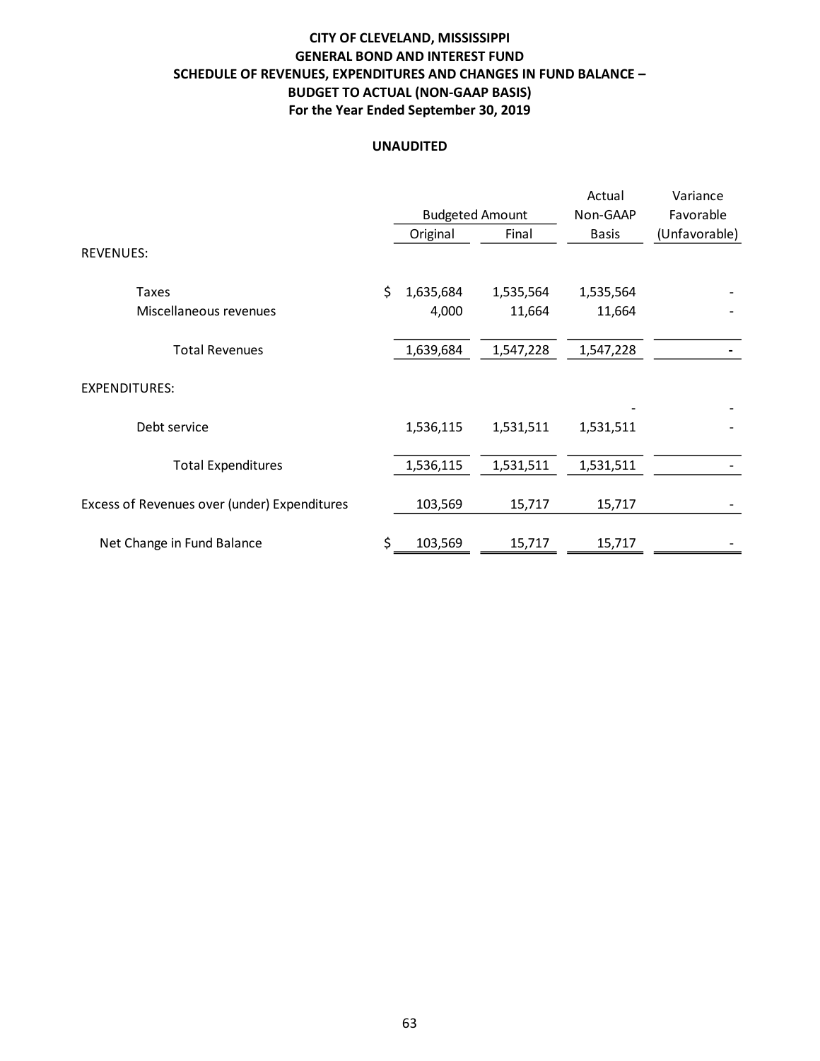**CITY OF CLEVELAND, MISSISSIPPI**
**GENERAL BOND AND INTEREST FUND**
**SCHEDULE OF REVENUES, EXPENDITURES AND CHANGES IN FUND BALANCE – BUDGET TO ACTUAL (NON-GAAP BASIS)**
**For the Year Ended September 30, 2019**

**UNAUDITED**

| | Budgeted Amount | | Actual Non-GAAP | Variance Favorable |
|---|---|---|---|---|
| | Original | Final | Basis | (Unfavorable) |
| REVENUES: | | | | |
| Taxes | $ 1,635,684 | 1,535,564 | 1,535,564 | - |
| Miscellaneous revenues | 4,000 | 11,664 | 11,664 | - |
| Total Revenues | 1,639,684 | 1,547,228 | 1,547,228 | - |
| EXPENDITURES: | | | | |
| | | | - | - |
| Debt service | 1,536,115 | 1,531,511 | 1,531,511 | - |
| Total Expenditures | 1,536,115 | 1,531,511 | 1,531,511 | - |
| Excess of Revenues over (under) Expenditures | 103,569 | 15,717 | 15,717 | - |
| Net Change in Fund Balance | $ 103,569 | 15,717 | 15,717 | - |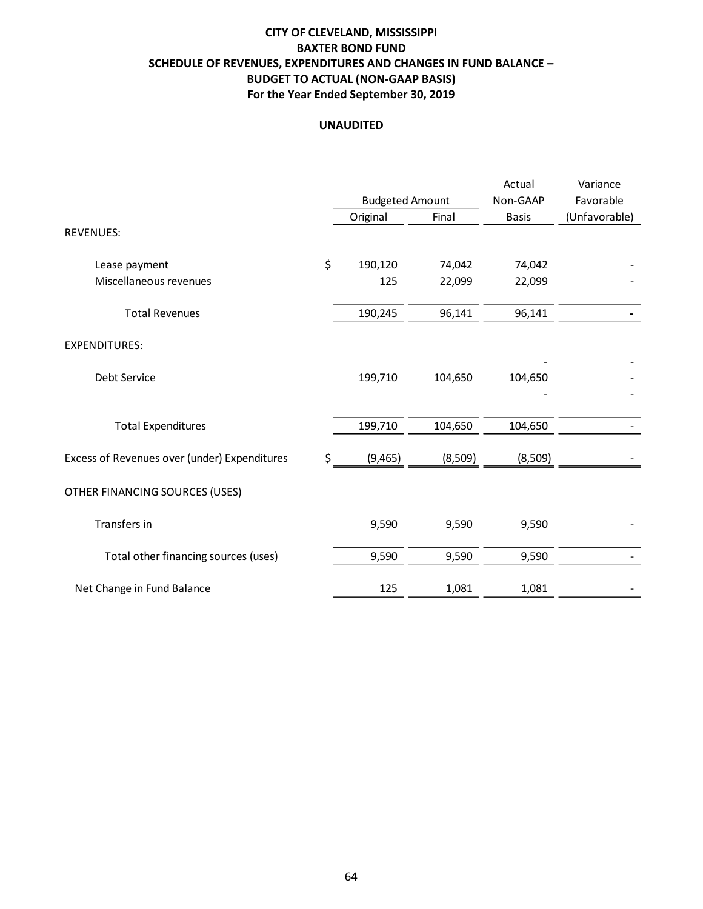# CITY OF CLEVELAND, MISSISSIPPI
## BAXTER BOND FUND
## SCHEDULE OF REVENUES, EXPENDITURES AND CHANGES IN FUND BALANCE – BUDGET TO ACTUAL (NON-GAAP BASIS)
### For the Year Ended September 30, 2019

**UNAUDITED**

| | Budgeted Amount | | Actual Non-GAAP | Variance Favorable |
|---|---|---|---|---|
| | Original | Final | Basis | (Unfavorable) |
| REVENUES: | | | | |
| Lease payment | $ 190,120 | 74,042 | 74,042 | - |
| Miscellaneous revenues | 125 | 22,099 | 22,099 | - |
| Total Revenues | 190,245 | 96,141 | 96,141 | - |
| EXPENDITURES: | | | | |
| | | | - | - |
| Debt Service | 199,710 | 104,650 | 104,650 | - |
| | | | - | - |
| Total Expenditures | 199,710 | 104,650 | 104,650 | - |
| Excess of Revenues over (under) Expenditures | $ (9,465) | (8,509) | (8,509) | - |
| OTHER FINANCING SOURCES (USES) | | | | |
| Transfers in | 9,590 | 9,590 | 9,590 | - |
| Total other financing sources (uses) | 9,590 | 9,590 | 9,590 | - |
| Net Change in Fund Balance | 125 | 1,081 | 1,081 | - |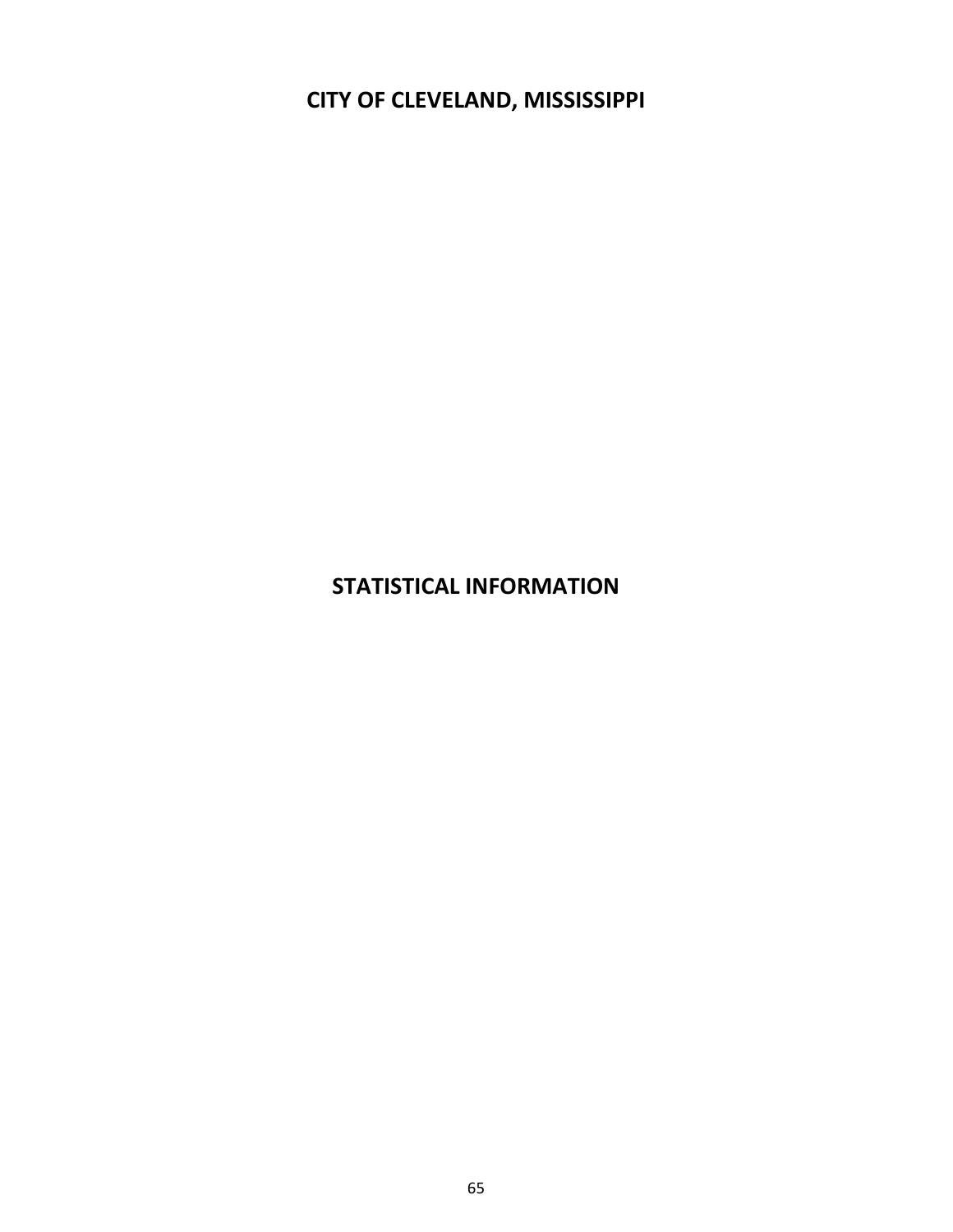# CITY OF CLEVELAND, MISSISSIPPI

# STATISTICAL INFORMATION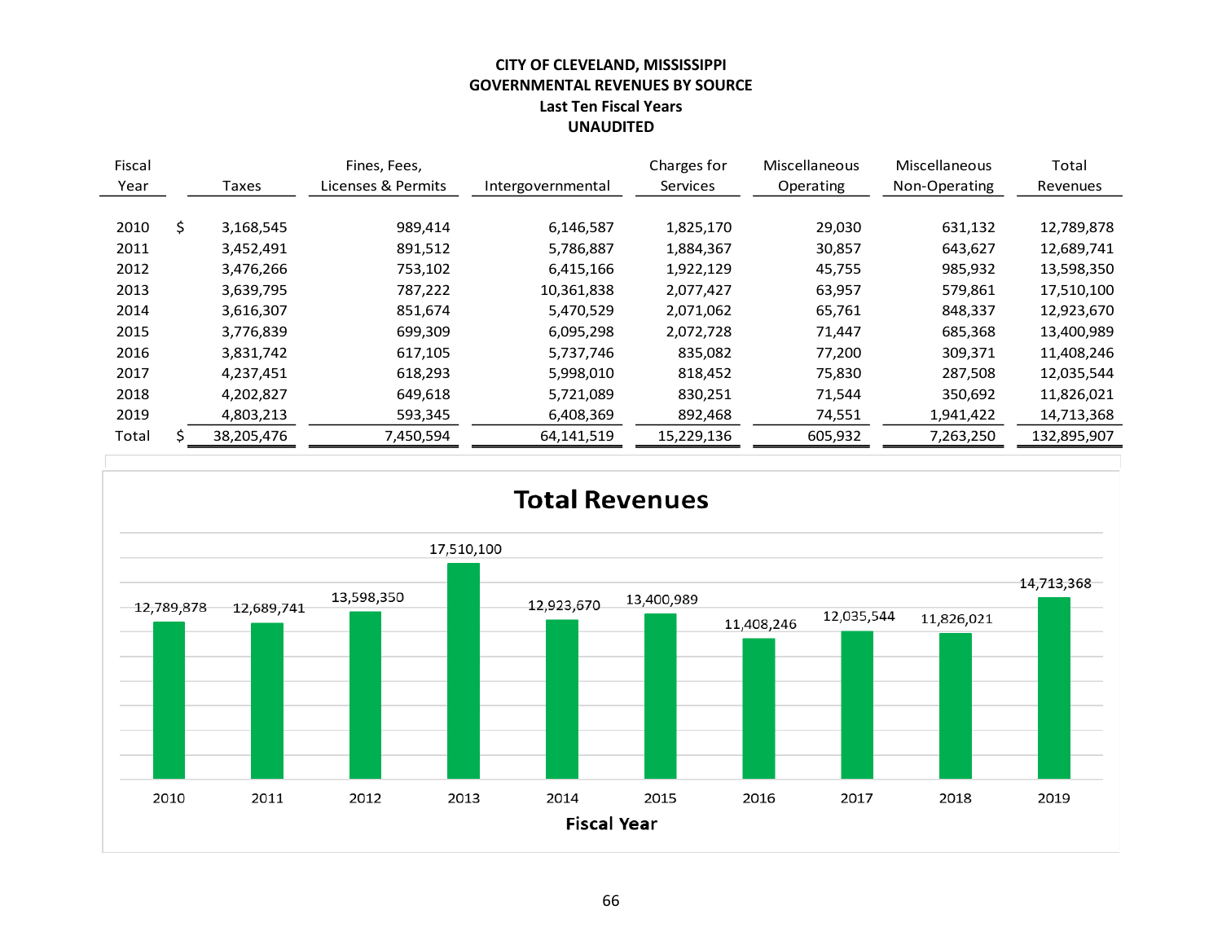**CITY OF CLEVELAND, MISSISSIPPI**
**GOVERNMENTAL REVENUES BY SOURCE**
**Last Ten Fiscal Years**
**UNAUDITED**

| Fiscal Year | Taxes | Fines, Fees, Licenses & Permits | Intergovernmental | Charges for Services | Miscellaneous Operating | Miscellaneous Non-Operating | Total Revenues |
|---|---|---|---|---|---|---|---|
| 2010 | $ 3,168,545 | 989,414 | 6,146,587 | 1,825,170 | 29,030 | 631,132 | 12,789,878 |
| 2011 | 3,452,491 | 891,512 | 5,786,887 | 1,884,367 | 30,857 | 643,627 | 12,689,741 |
| 2012 | 3,476,266 | 753,102 | 6,415,166 | 1,922,129 | 45,755 | 985,932 | 13,598,350 |
| 2013 | 3,639,795 | 787,222 | 10,361,838 | 2,077,427 | 63,957 | 579,861 | 17,510,100 |
| 2014 | 3,616,307 | 851,674 | 5,470,529 | 2,071,062 | 65,761 | 848,337 | 12,923,670 |
| 2015 | 3,776,839 | 699,309 | 6,095,298 | 2,072,728 | 71,447 | 685,368 | 13,400,989 |
| 2016 | 3,831,742 | 617,105 | 5,737,746 | 835,082 | 77,200 | 309,371 | 11,408,246 |
| 2017 | 4,237,451 | 618,293 | 5,998,010 | 818,452 | 75,830 | 287,508 | 12,035,544 |
| 2018 | 4,202,827 | 649,618 | 5,721,089 | 830,251 | 71,544 | 350,692 | 11,826,021 |
| 2019 | 4,803,213 | 593,345 | 6,408,369 | 892,468 | 74,551 | 1,941,422 | 14,713,368 |
| Total | $ 38,205,476 | 7,450,594 | 64,141,519 | 15,229,136 | 605,932 | 7,263,250 | 132,895,907 |

**Total Revenues**

| Fiscal Year | Total Revenues |
|---|---|
| 2010 | 12,789,878 |
| 2011 | 12,689,741 |
| 2012 | 13,598,350 |
| 2013 | 17,510,100 |
| 2014 | 12,923,670 |
| 2015 | 13,400,989 |
| 2016 | 11,408,246 |
| 2017 | 12,035,544 |
| 2018 | 11,826,021 |
| 2019 | 14,713,368 |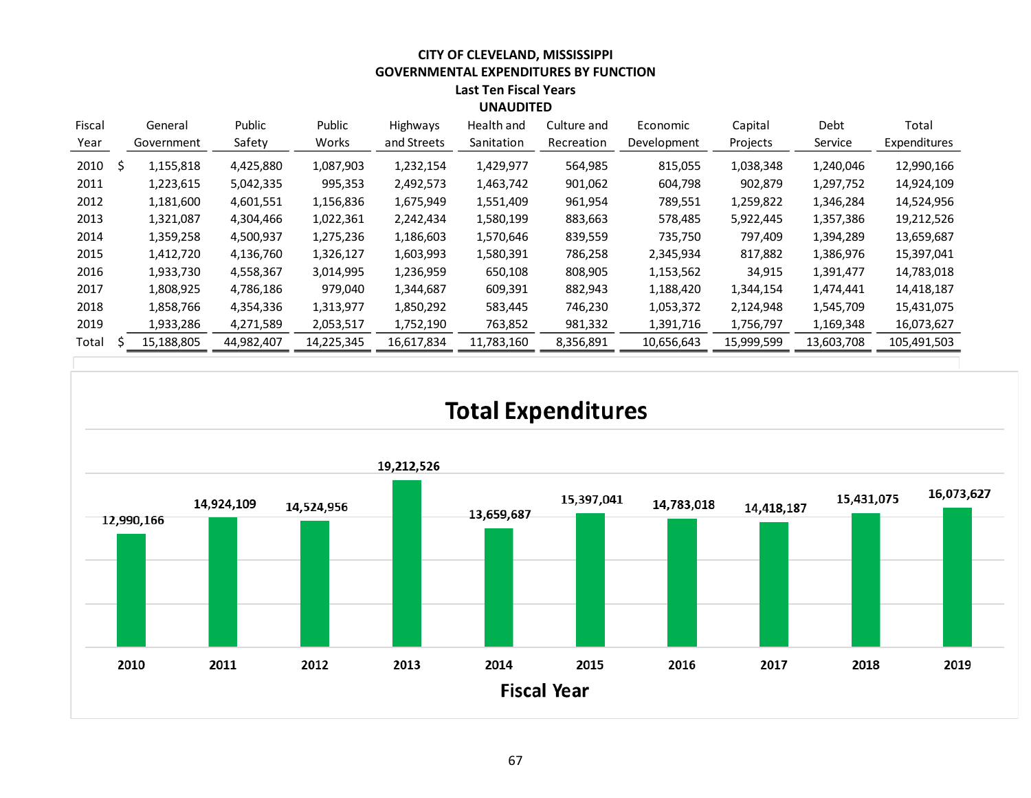# CITY OF CLEVELAND, MISSISSIPPI
## GOVERNMENTAL EXPENDITURES BY FUNCTION
### Last Ten Fiscal Years
### UNAUDITED

| Fiscal Year | General Government | Public Safety | Public Works | Highways and Streets | Health and Sanitation | Culture and Recreation | Economic Development | Capital Projects | Debt Service | Total Expenditures |
|---|---|---|---|---|---|---|---|---|---|---|
| 2010 | $ 1,155,818 | 4,425,880 | 1,087,903 | 1,232,154 | 1,429,977 | 564,985 | 815,055 | 1,038,348 | 1,240,046 | 12,990,166 |
| 2011 | 1,223,615 | 5,042,335 | 995,353 | 2,492,573 | 1,463,742 | 901,062 | 604,798 | 902,879 | 1,297,752 | 14,924,109 |
| 2012 | 1,181,600 | 4,601,551 | 1,156,836 | 1,675,949 | 1,551,409 | 961,954 | 789,551 | 1,259,822 | 1,346,284 | 14,524,956 |
| 2013 | 1,321,087 | 4,304,466 | 1,022,361 | 2,242,434 | 1,580,199 | 883,663 | 578,485 | 5,922,445 | 1,357,386 | 19,212,526 |
| 2014 | 1,359,258 | 4,500,937 | 1,275,236 | 1,186,603 | 1,570,646 | 839,559 | 735,750 | 797,409 | 1,394,289 | 13,659,687 |
| 2015 | 1,412,720 | 4,136,760 | 1,326,127 | 1,603,993 | 1,580,391 | 786,258 | 2,345,934 | 817,882 | 1,386,976 | 15,397,041 |
| 2016 | 1,933,730 | 4,558,367 | 3,014,995 | 1,236,959 | 650,108 | 808,905 | 1,153,562 | 34,915 | 1,391,477 | 14,783,018 |
| 2017 | 1,808,925 | 4,786,186 | 979,040 | 1,344,687 | 609,391 | 882,943 | 1,188,420 | 1,344,154 | 1,474,441 | 14,418,187 |
| 2018 | 1,858,766 | 4,354,336 | 1,313,977 | 1,850,292 | 583,445 | 746,230 | 1,053,372 | 2,124,948 | 1,545,709 | 15,431,075 |
| 2019 | 1,933,286 | 4,271,589 | 2,053,517 | 1,752,190 | 763,852 | 981,332 | 1,391,716 | 1,756,797 | 1,169,348 | 16,073,627 |
| Total | $ 15,188,805 | 44,982,407 | 14,225,345 | 16,617,834 | 11,783,160 | 8,356,891 | 10,656,643 | 15,999,599 | 13,603,708 | 105,491,503 |

## Total Expenditures

| Fiscal Year | Total Expenditures |
|---|---|
| 2010 | 12,990,166 |
| 2011 | 14,924,109 |
| 2012 | 14,524,956 |
| 2013 | 19,212,526 |
| 2014 | 13,659,687 |
| 2015 | 15,397,041 |
| 2016 | 14,783,018 |
| 2017 | 14,418,187 |
| 2018 | 15,431,075 |
| 2019 | 16,073,627 |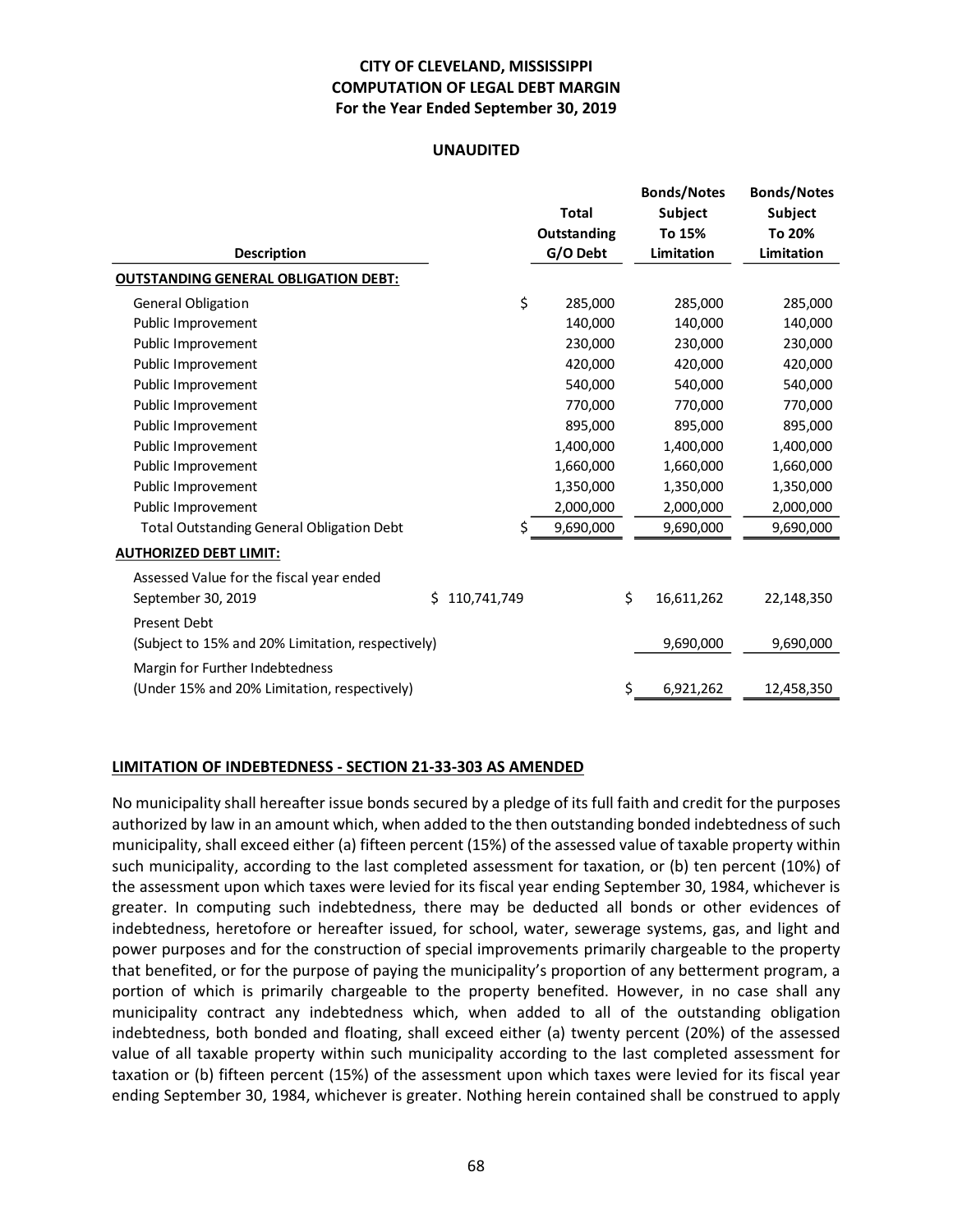**CITY OF CLEVELAND, MISSISSIPPI**
**COMPUTATION OF LEGAL DEBT MARGIN**
**For the Year Ended September 30, 2019**

**UNAUDITED**

| Description | | Total Outstanding G/O Debt | Bonds/Notes Subject To 15% Limitation | Bonds/Notes Subject To 20% Limitation |
|---|---|---|---|---|
| **OUTSTANDING GENERAL OBLIGATION DEBT:** | | | | |
| General Obligation | | $ 285,000 | 285,000 | 285,000 |
| Public Improvement | | 140,000 | 140,000 | 140,000 |
| Public Improvement | | 230,000 | 230,000 | 230,000 |
| Public Improvement | | 420,000 | 420,000 | 420,000 |
| Public Improvement | | 540,000 | 540,000 | 540,000 |
| Public Improvement | | 770,000 | 770,000 | 770,000 |
| Public Improvement | | 895,000 | 895,000 | 895,000 |
| Public Improvement | | 1,400,000 | 1,400,000 | 1,400,000 |
| Public Improvement | | 1,660,000 | 1,660,000 | 1,660,000 |
| Public Improvement | | 1,350,000 | 1,350,000 | 1,350,000 |
| Public Improvement | | 2,000,000 | 2,000,000 | 2,000,000 |
| Total Outstanding General Obligation Debt | | $ 9,690,000 | 9,690,000 | 9,690,000 |
| **AUTHORIZED DEBT LIMIT:** | | | | |
| Assessed Value for the fiscal year ended September 30, 2019 | $ 110,741,749 | | $ 16,611,262 | 22,148,350 |
| Present Debt (Subject to 15% and 20% Limitation, respectively) | | | 9,690,000 | 9,690,000 |
| Margin for Further Indebtedness (Under 15% and 20% Limitation, respectively) | | | $ 6,921,262 | 12,458,350 |

**LIMITATION OF INDEBTEDNESS - SECTION 21-33-303 AS AMENDED**

No municipality shall hereafter issue bonds secured by a pledge of its full faith and credit for the purposes authorized by law in an amount which, when added to the then outstanding bonded indebtedness of such municipality, shall exceed either (a) fifteen percent (15%) of the assessed value of taxable property within such municipality, according to the last completed assessment for taxation, or (b) ten percent (10%) of the assessment upon which taxes were levied for its fiscal year ending September 30, 1984, whichever is greater. In computing such indebtedness, there may be deducted all bonds or other evidences of indebtedness, heretofore or hereafter issued, for school, water, sewerage systems, gas, and light and power purposes and for the construction of special improvements primarily chargeable to the property that benefited, or for the purpose of paying the municipality's proportion of any betterment program, a portion of which is primarily chargeable to the property benefited. However, in no case shall any municipality contract any indebtedness which, when added to all of the outstanding obligation indebtedness, both bonded and floating, shall exceed either (a) twenty percent (20%) of the assessed value of all taxable property within such municipality according to the last completed assessment for taxation or (b) fifteen percent (15%) of the assessment upon which taxes were levied for its fiscal year ending September 30, 1984, whichever is greater. Nothing herein contained shall be construed to apply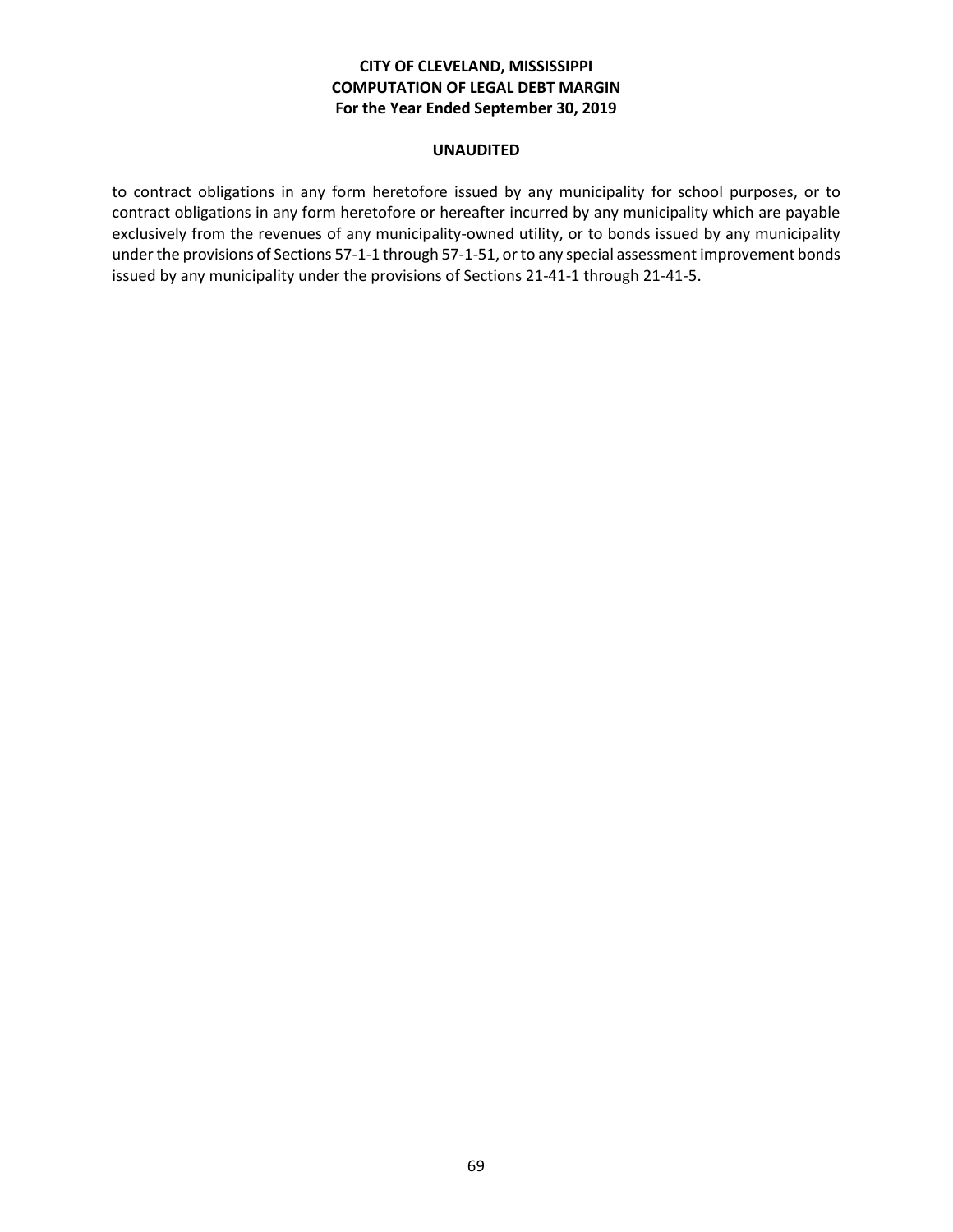**CITY OF CLEVELAND, MISSISSIPPI**
**COMPUTATION OF LEGAL DEBT MARGIN**
**For the Year Ended September 30, 2019**

**UNAUDITED**

to contract obligations in any form heretofore issued by any municipality for school purposes, or to contract obligations in any form heretofore or hereafter incurred by any municipality which are payable exclusively from the revenues of any municipality-owned utility, or to bonds issued by any municipality under the provisions of Sections 57-1-1 through 57-1-51, or to any special assessment improvement bonds issued by any municipality under the provisions of Sections 21-41-1 through 21-41-5.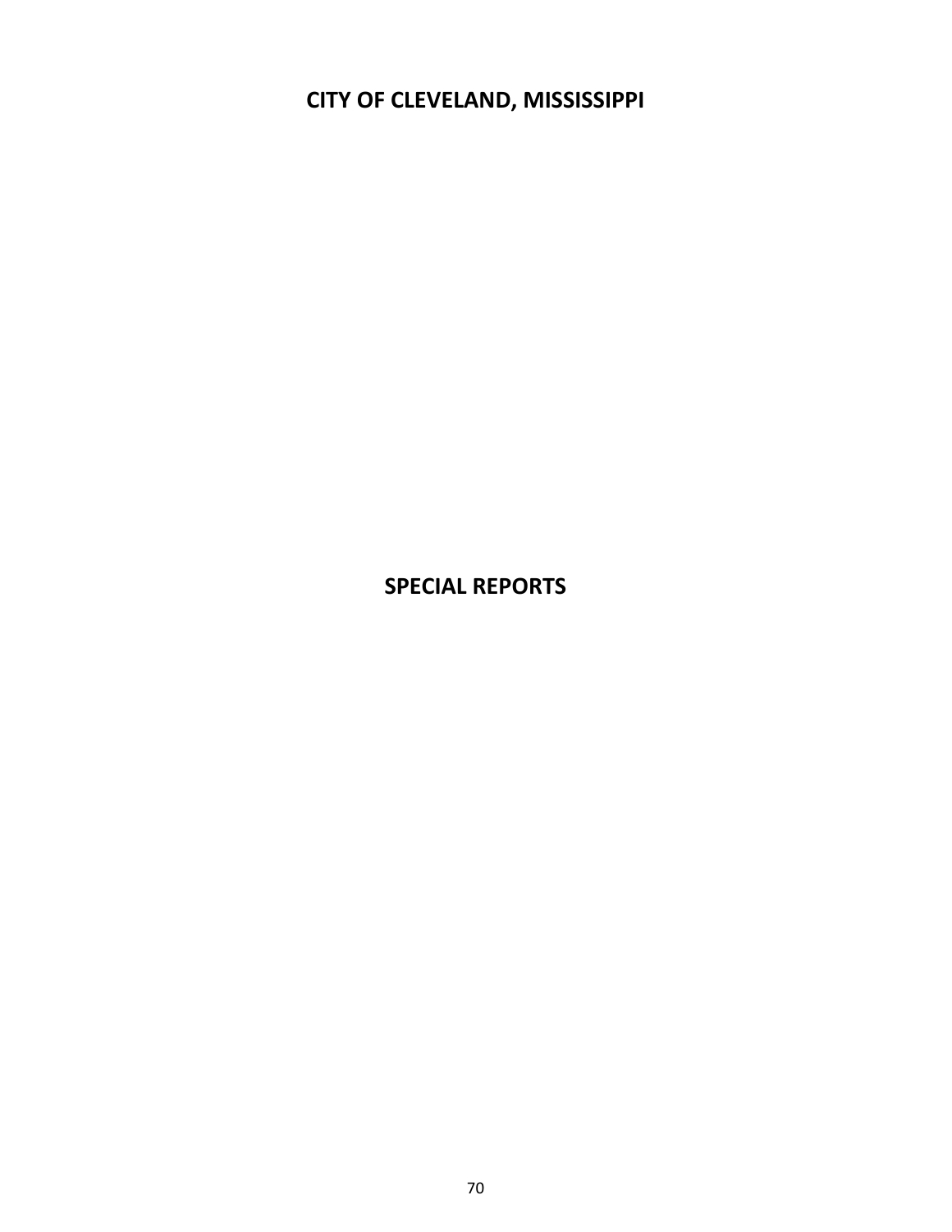# CITY OF CLEVELAND, MISSISSIPPI

## SPECIAL REPORTS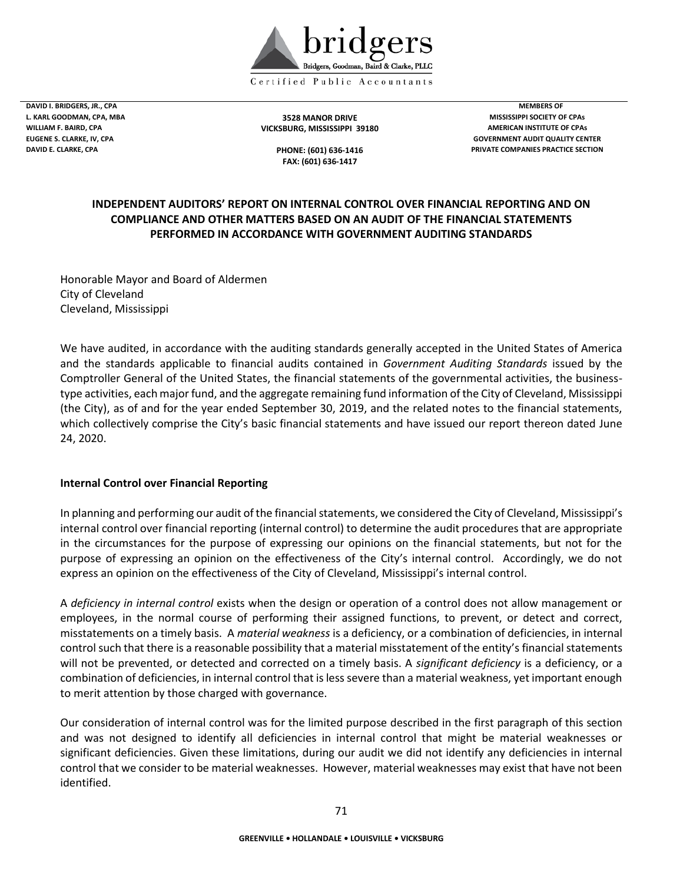bridgers

Bridgers, Goodman, Baird & Clarke, PLLC

Certified Public Accountants

DAVID I. BRIDGERS, JR., CPA
L. KARL GOODMAN, CPA, MBA
WILLIAM F. BAIRD, CPA
EUGENE S. CLARKE, IV, CPA
DAVID E. CLARKE, CPA

3528 MANOR DRIVE
VICKSBURG, MISSISSIPPI 39180

PHONE: (601) 636-1416
FAX: (601) 636-1417

MEMBERS OF
MISSISSIPPI SOCIETY OF CPAs
AMERICAN INSTITUTE OF CPAs
GOVERNMENT AUDIT QUALITY CENTER
PRIVATE COMPANIES PRACTICE SECTION

## INDEPENDENT AUDITORS' REPORT ON INTERNAL CONTROL OVER FINANCIAL REPORTING AND ON COMPLIANCE AND OTHER MATTERS BASED ON AN AUDIT OF THE FINANCIAL STATEMENTS PERFORMED IN ACCORDANCE WITH GOVERNMENT AUDITING STANDARDS

Honorable Mayor and Board of Aldermen
City of Cleveland
Cleveland, Mississippi

We have audited, in accordance with the auditing standards generally accepted in the United States of America and the standards applicable to financial audits contained in *Government Auditing Standards* issued by the Comptroller General of the United States, the financial statements of the governmental activities, the business-type activities, each major fund, and the aggregate remaining fund information of the City of Cleveland, Mississippi (the City), as of and for the year ended September 30, 2019, and the related notes to the financial statements, which collectively comprise the City's basic financial statements and have issued our report thereon dated June 24, 2020.

### Internal Control over Financial Reporting

In planning and performing our audit of the financial statements, we considered the City of Cleveland, Mississippi's internal control over financial reporting (internal control) to determine the audit procedures that are appropriate in the circumstances for the purpose of expressing our opinions on the financial statements, but not for the purpose of expressing an opinion on the effectiveness of the City's internal control. Accordingly, we do not express an opinion on the effectiveness of the City of Cleveland, Mississippi's internal control.

A *deficiency in internal control* exists when the design or operation of a control does not allow management or employees, in the normal course of performing their assigned functions, to prevent, or detect and correct, misstatements on a timely basis. A *material weakness* is a deficiency, or a combination of deficiencies, in internal control such that there is a reasonable possibility that a material misstatement of the entity's financial statements will not be prevented, or detected and corrected on a timely basis. A *significant deficiency* is a deficiency, or a combination of deficiencies, in internal control that is less severe than a material weakness, yet important enough to merit attention by those charged with governance.

Our consideration of internal control was for the limited purpose described in the first paragraph of this section and was not designed to identify all deficiencies in internal control that might be material weaknesses or significant deficiencies. Given these limitations, during our audit we did not identify any deficiencies in internal control that we consider to be material weaknesses. However, material weaknesses may exist that have not been identified.

GREENVILLE • HOLLANDALE • LOUISVILLE • VICKSBURG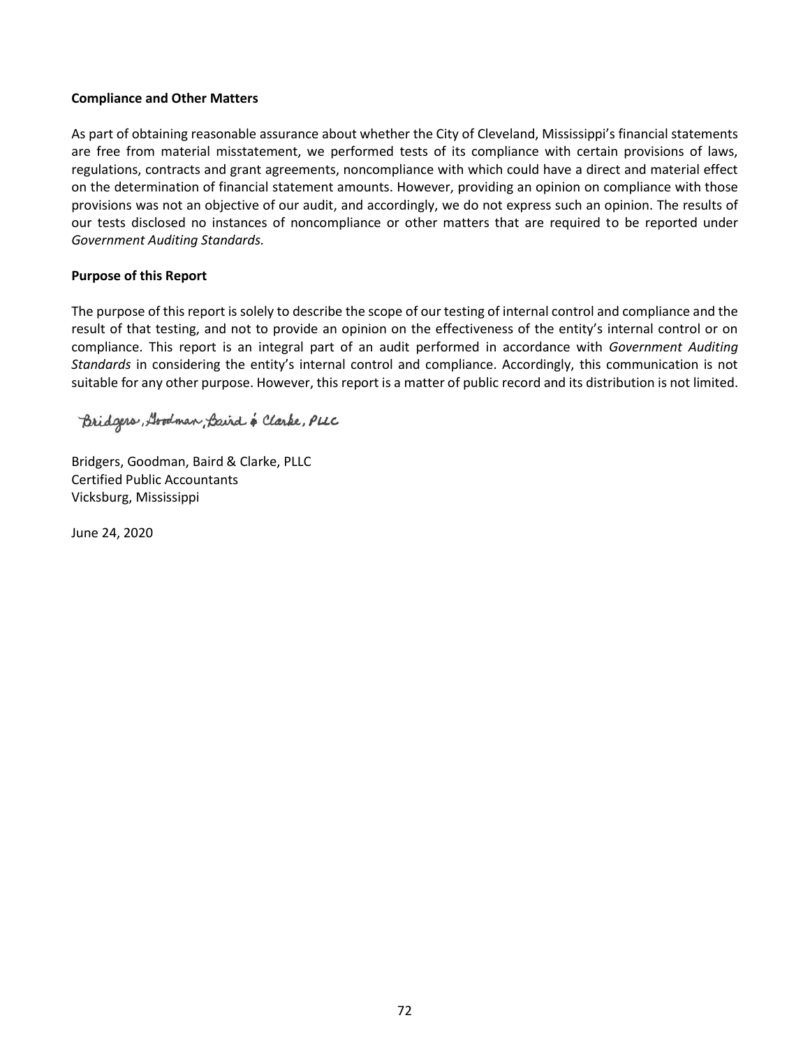**Compliance and Other Matters**

As part of obtaining reasonable assurance about whether the City of Cleveland, Mississippi's financial statements are free from material misstatement, we performed tests of its compliance with certain provisions of laws, regulations, contracts and grant agreements, noncompliance with which could have a direct and material effect on the determination of financial statement amounts. However, providing an opinion on compliance with those provisions was not an objective of our audit, and accordingly, we do not express such an opinion. The results of our tests disclosed no instances of noncompliance or other matters that are required to be reported under *Government Auditing Standards.*

**Purpose of this Report**

The purpose of this report is solely to describe the scope of our testing of internal control and compliance and the result of that testing, and not to provide an opinion on the effectiveness of the entity's internal control or on compliance. This report is an integral part of an audit performed in accordance with *Government Auditing Standards* in considering the entity's internal control and compliance. Accordingly, this communication is not suitable for any other purpose. However, this report is a matter of public record and its distribution is not limited.

Bridgers, Goodman, Baird & Clarke, PLLC

Bridgers, Goodman, Baird & Clarke, PLLC
Certified Public Accountants
Vicksburg, Mississippi

June 24, 2020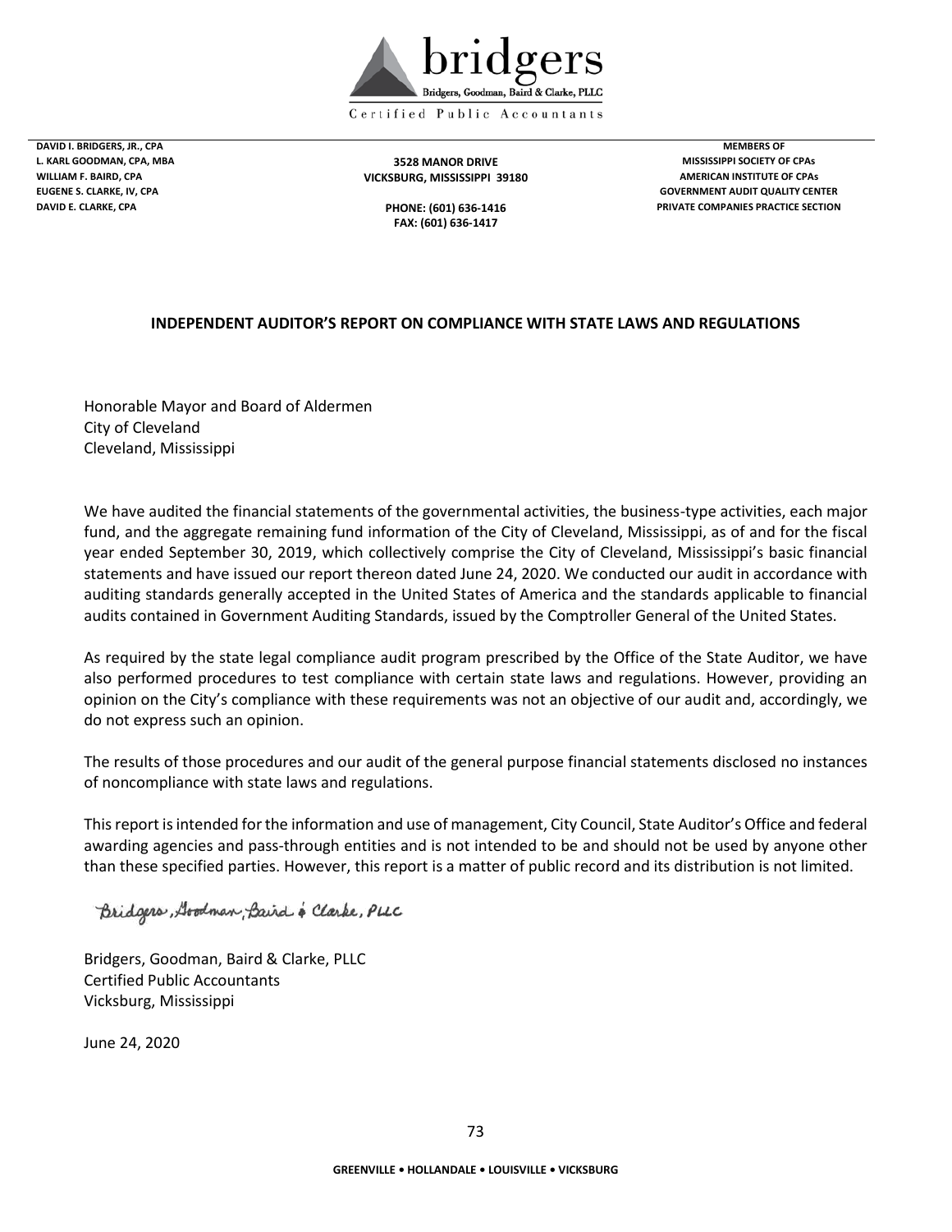bridgers

Bridgers, Goodman, Baird & Clarke, PLLC

Certified Public Accountants

DAVID I. BRIDGERS, JR., CPA
L. KARL GOODMAN, CPA, MBA
WILLIAM F. BAIRD, CPA
EUGENE S. CLARKE, IV, CPA
DAVID E. CLARKE, CPA

3528 MANOR DRIVE
VICKSBURG, MISSISSIPPI 39180

PHONE: (601) 636-1416
FAX: (601) 636-1417

MEMBERS OF
MISSISSIPPI SOCIETY OF CPAs
AMERICAN INSTITUTE OF CPAs
GOVERNMENT AUDIT QUALITY CENTER
PRIVATE COMPANIES PRACTICE SECTION

**INDEPENDENT AUDITOR'S REPORT ON COMPLIANCE WITH STATE LAWS AND REGULATIONS**

Honorable Mayor and Board of Aldermen
City of Cleveland
Cleveland, Mississippi

We have audited the financial statements of the governmental activities, the business-type activities, each major fund, and the aggregate remaining fund information of the City of Cleveland, Mississippi, as of and for the fiscal year ended September 30, 2019, which collectively comprise the City of Cleveland, Mississippi's basic financial statements and have issued our report thereon dated June 24, 2020. We conducted our audit in accordance with auditing standards generally accepted in the United States of America and the standards applicable to financial audits contained in Government Auditing Standards, issued by the Comptroller General of the United States.

As required by the state legal compliance audit program prescribed by the Office of the State Auditor, we have also performed procedures to test compliance with certain state laws and regulations. However, providing an opinion on the City's compliance with these requirements was not an objective of our audit and, accordingly, we do not express such an opinion.

The results of those procedures and our audit of the general purpose financial statements disclosed no instances of noncompliance with state laws and regulations.

This report is intended for the information and use of management, City Council, State Auditor's Office and federal awarding agencies and pass-through entities and is not intended to be and should not be used by anyone other than these specified parties. However, this report is a matter of public record and its distribution is not limited.

Bridgers, Goodman, Baird & Clarke, PLLC

Bridgers, Goodman, Baird & Clarke, PLLC
Certified Public Accountants
Vicksburg, Mississippi

June 24, 2020

GREENVILLE • HOLLANDALE • LOUISVILLE • VICKSBURG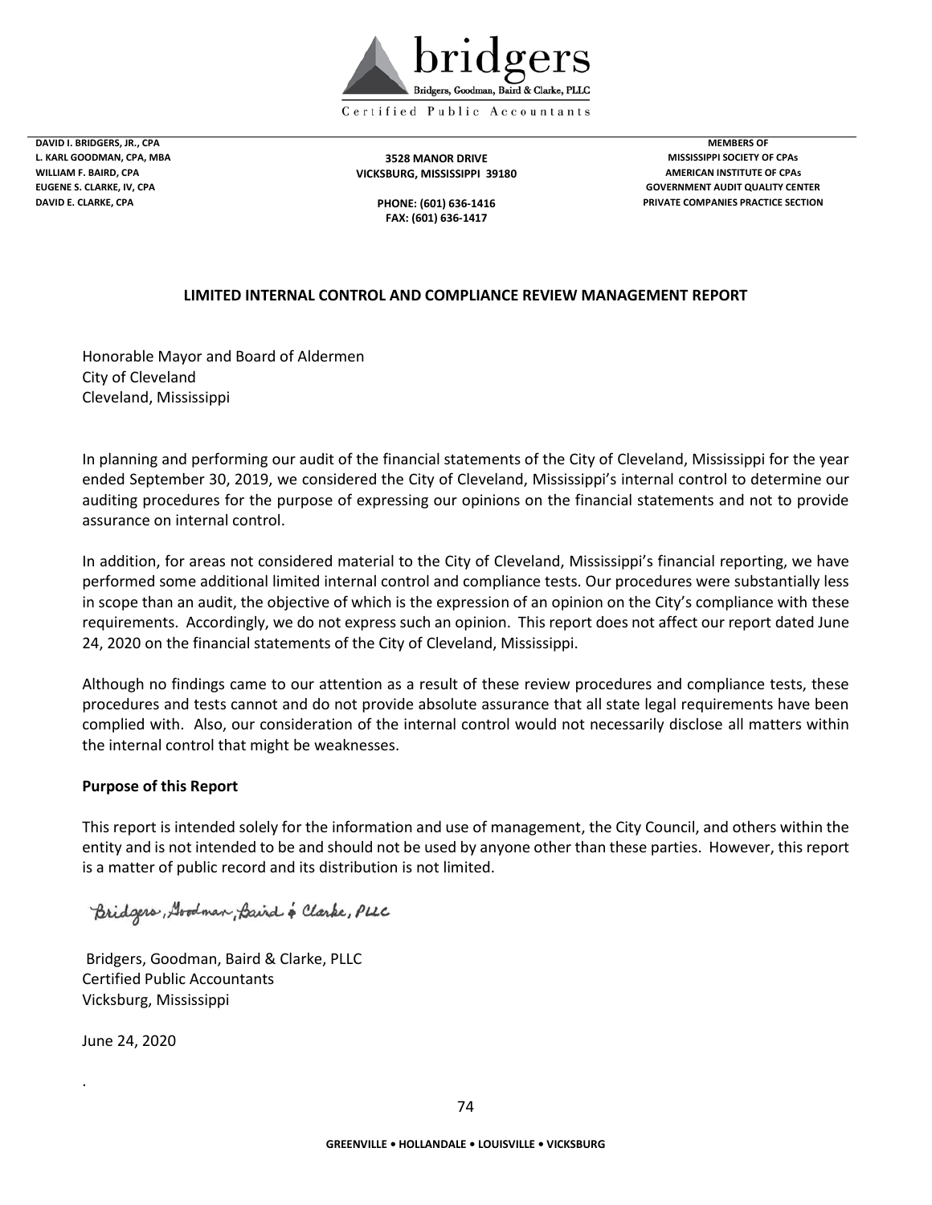bridgers

Bridgers, Goodman, Baird & Clarke, PLLC

Certified Public Accountants

DAVID I. BRIDGERS, JR., CPA
L. KARL GOODMAN, CPA, MBA
WILLIAM F. BAIRD, CPA
EUGENE S. CLARKE, IV, CPA
DAVID E. CLARKE, CPA

3528 MANOR DRIVE
VICKSBURG, MISSISSIPPI 39180

PHONE: (601) 636-1416
FAX: (601) 636-1417

MEMBERS OF
MISSISSIPPI SOCIETY OF CPAs
AMERICAN INSTITUTE OF CPAs
GOVERNMENT AUDIT QUALITY CENTER
PRIVATE COMPANIES PRACTICE SECTION

## LIMITED INTERNAL CONTROL AND COMPLIANCE REVIEW MANAGEMENT REPORT

Honorable Mayor and Board of Aldermen
City of Cleveland
Cleveland, Mississippi

In planning and performing our audit of the financial statements of the City of Cleveland, Mississippi for the year ended September 30, 2019, we considered the City of Cleveland, Mississippi's internal control to determine our auditing procedures for the purpose of expressing our opinions on the financial statements and not to provide assurance on internal control.

In addition, for areas not considered material to the City of Cleveland, Mississippi's financial reporting, we have performed some additional limited internal control and compliance tests. Our procedures were substantially less in scope than an audit, the objective of which is the expression of an opinion on the City's compliance with these requirements. Accordingly, we do not express such an opinion. This report does not affect our report dated June 24, 2020 on the financial statements of the City of Cleveland, Mississippi.

Although no findings came to our attention as a result of these review procedures and compliance tests, these procedures and tests cannot and do not provide absolute assurance that all state legal requirements have been complied with. Also, our consideration of the internal control would not necessarily disclose all matters within the internal control that might be weaknesses.

**Purpose of this Report**

This report is intended solely for the information and use of management, the City Council, and others within the entity and is not intended to be and should not be used by anyone other than these parties. However, this report is a matter of public record and its distribution is not limited.

*Bridgers, Goodman, Baird & Clarke, PLLC*

Bridgers, Goodman, Baird & Clarke, PLLC
Certified Public Accountants
Vicksburg, Mississippi

June 24, 2020

GREENVILLE • HOLLANDALE • LOUISVILLE • VICKSBURG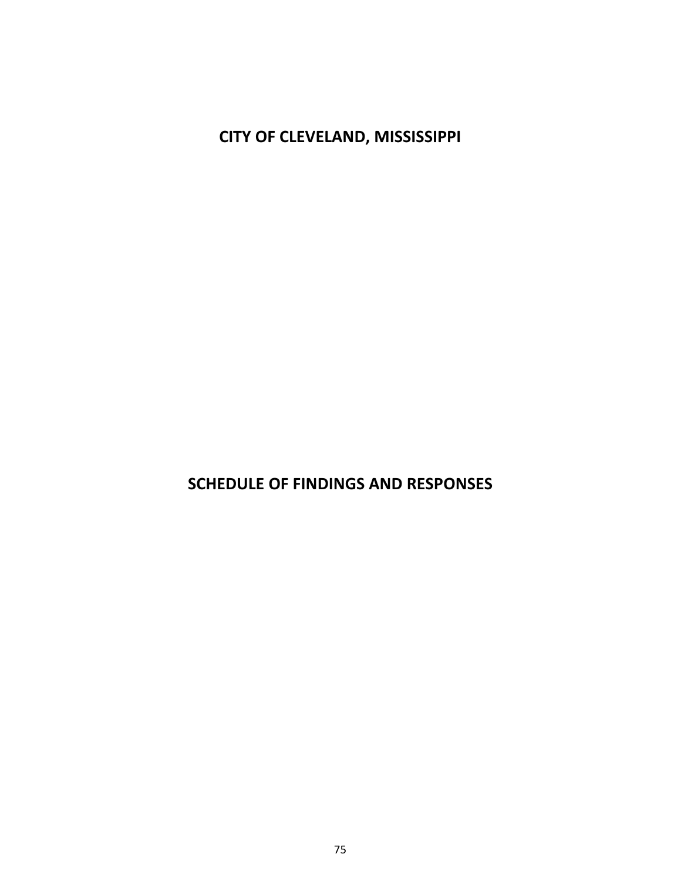# CITY OF CLEVELAND, MISSISSIPPI

# SCHEDULE OF FINDINGS AND RESPONSES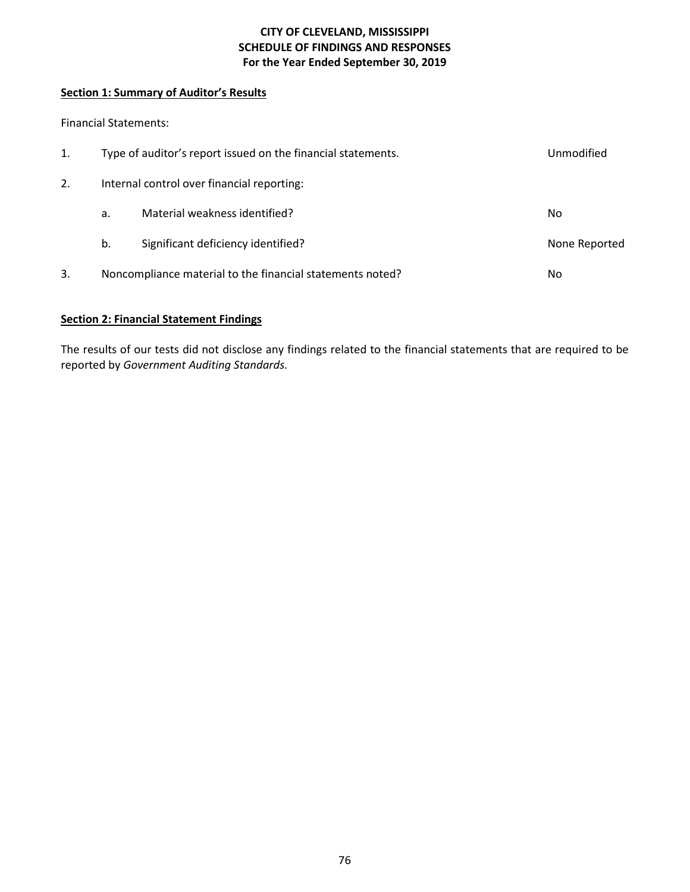# CITY OF CLEVELAND, MISSISSIPPI
## SCHEDULE OF FINDINGS AND RESPONSES
### For the Year Ended September 30, 2019

**Section 1: Summary of Auditor's Results**

Financial Statements:

| | | | |
|---|---|---|---|
| 1. | Type of auditor's report issued on the financial statements. | | Unmodified |
| 2. | Internal control over financial reporting: | | |
| | a. | Material weakness identified? | No |
| | b. | Significant deficiency identified? | None Reported |
| 3. | Noncompliance material to the financial statements noted? | | No |

**Section 2: Financial Statement Findings**

The results of our tests did not disclose any findings related to the financial statements that are required to be reported by *Government Auditing Standards.*